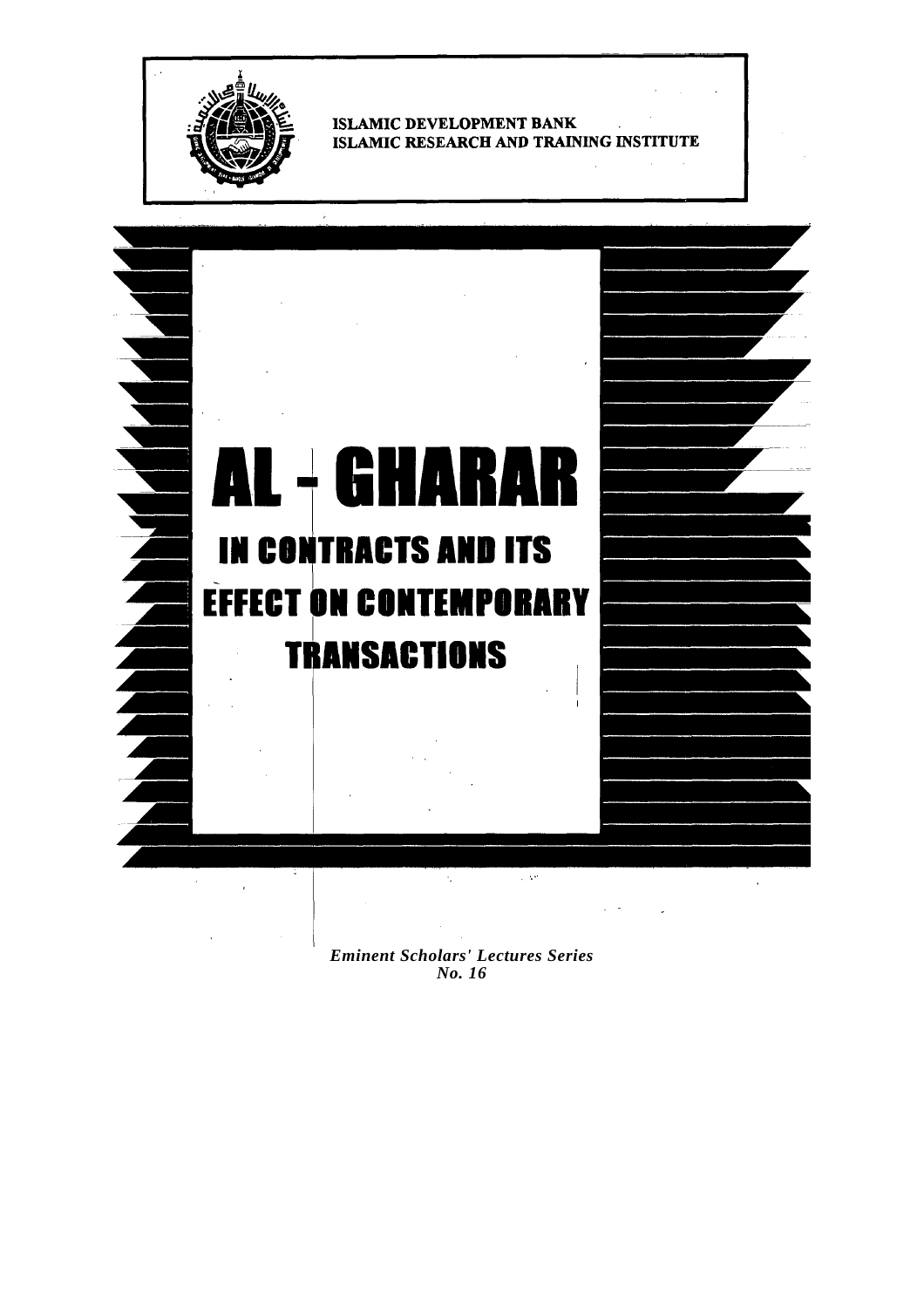ISLAMIC DEVELOPMENT BANK
ISLAMIC RESEARCH AND TRAINING INSTITUTE

# AL - GHARAR

## IN CONTRACTS AND ITS EFFECT ON CONTEMPORARY TRANSACTIONS

*Eminent Scholars' Lectures Series*
*No. 16*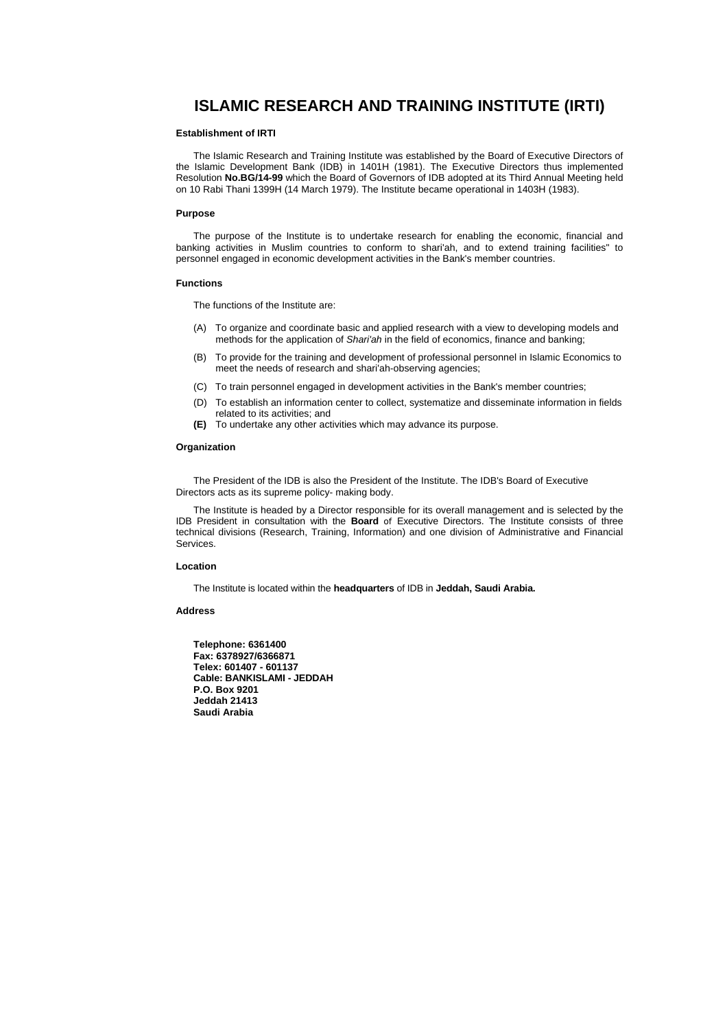# ISLAMIC RESEARCH AND TRAINING INSTITUTE (IRTI)

### Establishment of IRTI

The Islamic Research and Training Institute was established by the Board of Executive Directors of the Islamic Development Bank (IDB) in 1401H (1981). The Executive Directors thus implemented Resolution **No.BG/14-99** which the Board of Governors of IDB adopted at its Third Annual Meeting held on 10 Rabi Thani 1399H (14 March 1979). The Institute became operational in 1403H (1983).

### Purpose

The purpose of the Institute is to undertake research for enabling the economic, financial and banking activities in Muslim countries to conform to shari'ah, and to extend training facilities" to personnel engaged in economic development activities in the Bank's member countries.

### Functions

The functions of the Institute are:

(A) To organize and coordinate basic and applied research with a view to developing models and methods for the application of *Shari'ah* in the field of economics, finance and banking;

(B) To provide for the training and development of professional personnel in Islamic Economics to meet the needs of research and shari'ah-observing agencies;

(C) To train personnel engaged in development activities in the Bank's member countries;

(D) To establish an information center to collect, systematize and disseminate information in fields related to its activities; and

**(E)** To undertake any other activities which may advance its purpose.

### Organization

The President of the IDB is also the President of the Institute. The IDB's Board of Executive Directors acts as its supreme policy- making body.

The Institute is headed by a Director responsible for its overall management and is selected by the IDB President in consultation with the **Board** of Executive Directors. The Institute consists of three technical divisions (Research, Training, Information) and one division of Administrative and Financial Services.

### Location

The Institute is located within the **headquarters** of IDB in **Jeddah, Saudi Arabia.**

### Address

**Telephone: 6361400**
**Fax: 6378927/6366871**
**Telex: 601407 - 601137**
**Cable: BANKISLAMI - JEDDAH**
**P.O. Box 9201**
**Jeddah 21413**
**Saudi Arabia**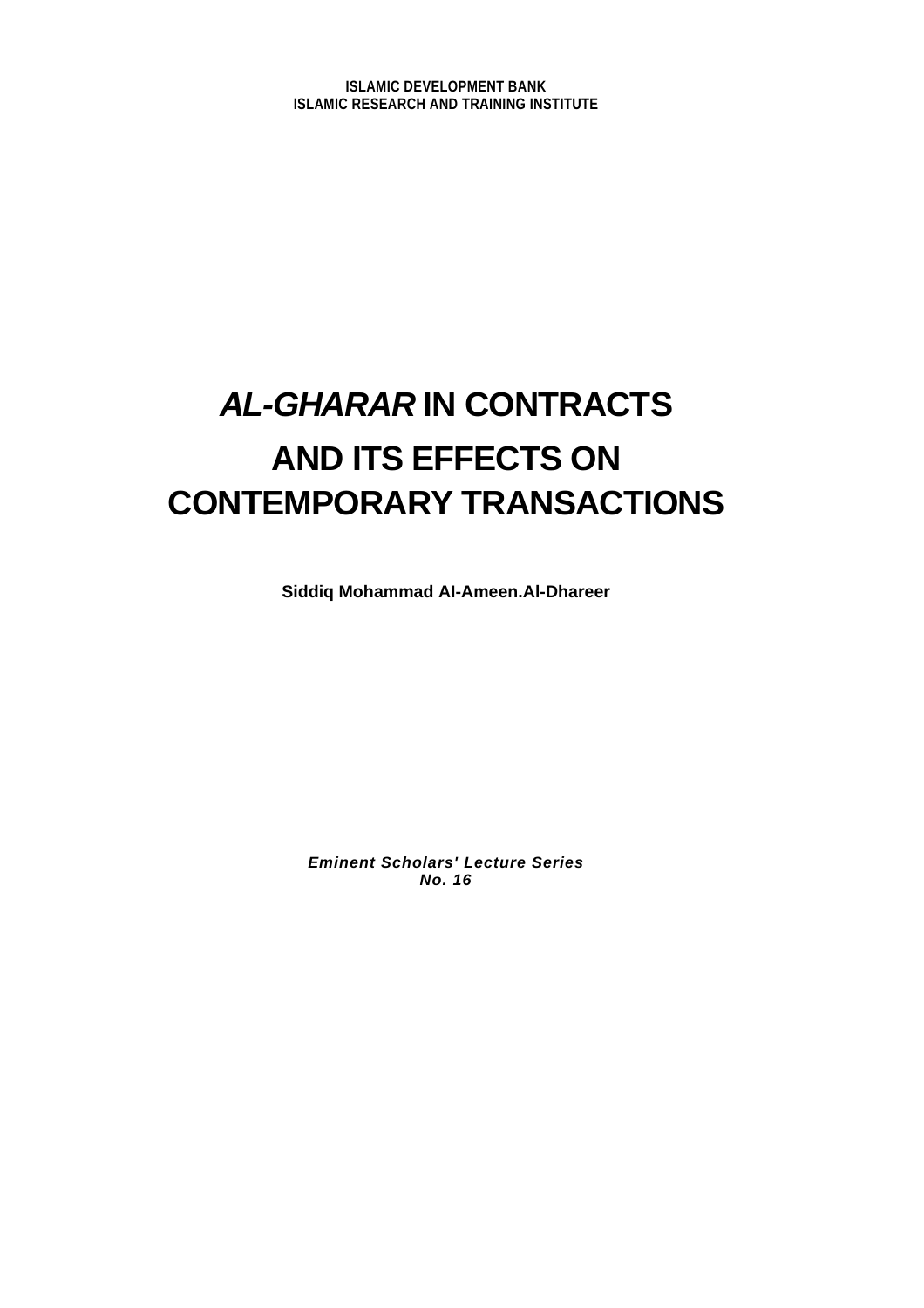**ISLAMIC DEVELOPMENT BANK**
**ISLAMIC RESEARCH AND TRAINING INSTITUTE**

# *AL-GHARAR* IN CONTRACTS AND ITS EFFECTS ON CONTEMPORARY TRANSACTIONS

**Siddiq Mohammad Al-Ameen.Al-Dhareer**

***Eminent Scholars' Lecture Series***
***No. 16***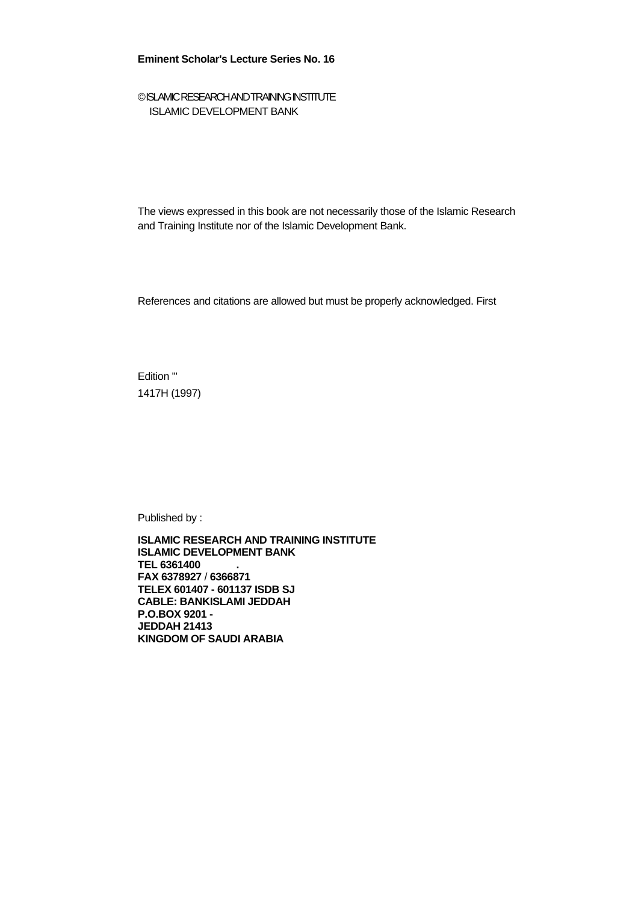**Eminent Scholar's Lecture Series No. 16**

© ISLAMIC RESEARCH AND TRAINING INSTITUTE
ISLAMIC DEVELOPMENT BANK

The views expressed in this book are not necessarily those of the Islamic Research and Training Institute nor of the Islamic Development Bank.

References and citations are allowed but must be properly acknowledged. First

Edition "'
1417H (1997)

Published by :

**ISLAMIC RESEARCH AND TRAINING INSTITUTE**
**ISLAMIC DEVELOPMENT BANK**
**TEL 6361400 .**
**FAX 6378927** / **6366871**
**TELEX 601407 - 601137 ISDB SJ**
**CABLE: BANKISLAMI JEDDAH**
**P.O.BOX 9201 -**
**JEDDAH 21413**
**KINGDOM OF SAUDI ARABIA**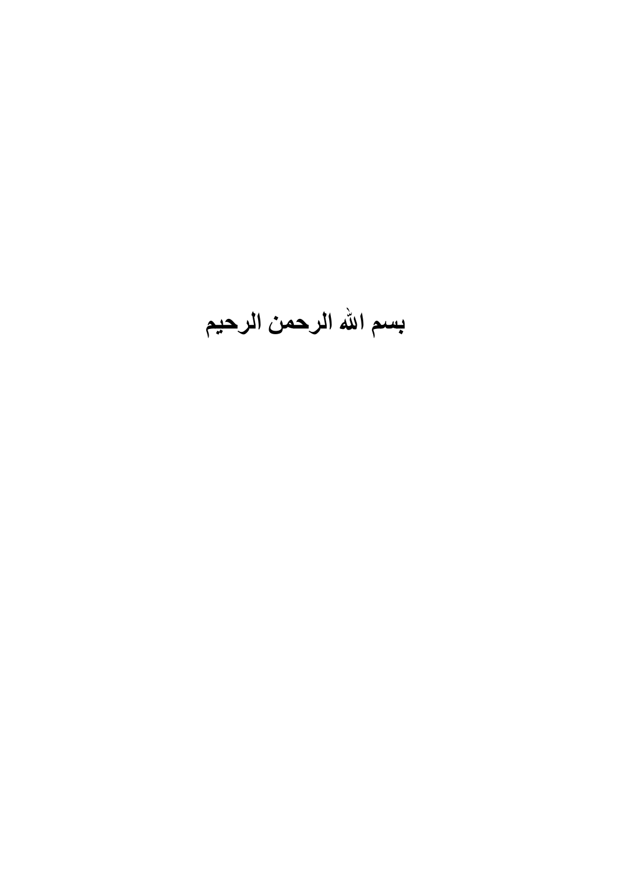**بسم الله الرحمن الرحيم**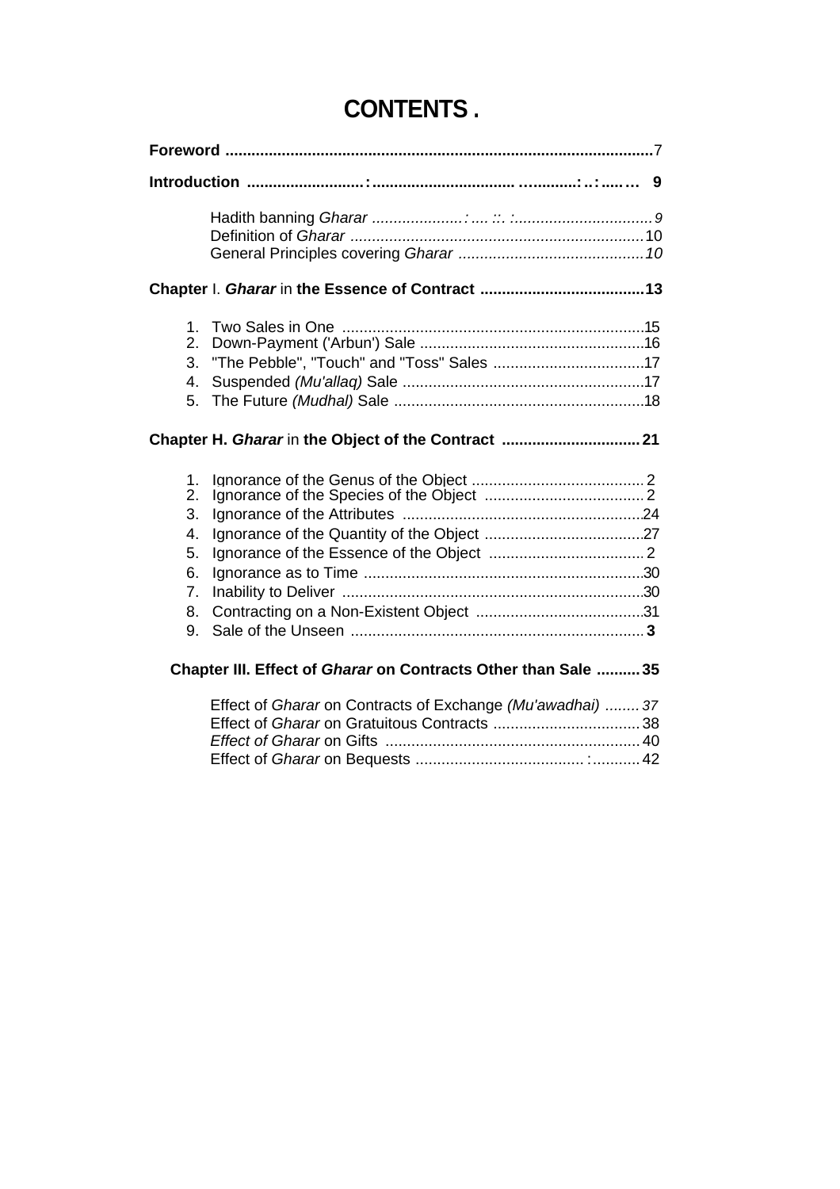# CONTENTS .

**Foreword** ........................................................................................................7

**Introduction** ...........................:................................ …..........:..:.....… 9

- Hadith banning *Gharar* .....................: .... ::. :...............................9
- Definition of *Gharar* ....................................................................10
- General Principles covering *Gharar* ...........................................*10*

**Chapter** I. ***Gharar*** in **the Essence of Contract** ......................................13

1. Two Sales in One ......................................................................15
2. Down-Payment ('Arbun') Sale ....................................................16
3. "The Pebble", "Touch" and "Toss" Sales ...................................17
4. Suspended *(Mu'allaq)* Sale ........................................................17
5. The Future *(Mudhal)* Sale ..........................................................18

**Chapter H. *Gharar*** in **the Object of the Contract** ................................21

1. Ignorance of the Genus of the Object ........................................2
2. Ignorance of the Species of the Object .....................................2
3. Ignorance of the Attributes ........................................................24
4. Ignorance of the Quantity of the Object .....................................27
5. Ignorance of the Essence of the Object ....................................2
6. Ignorance as to Time .................................................................30
7. Inability to Deliver ......................................................................30
8. Contracting on a Non-Existent Object .......................................31
9. Sale of the Unseen ...................................................................**3**

**Chapter III. Effect of *Gharar* on Contracts Other than Sale** ..........35

- Effect of *Gharar* on Contracts of Exchange *(Mu'awadhai)* ........*37*
- Effect of *Gharar* on Gratuitous Contracts ..................................38
- *Effect of Gharar* on Gifts ..........................................................40
- Effect of *Gharar* on Bequests ......................................:...........42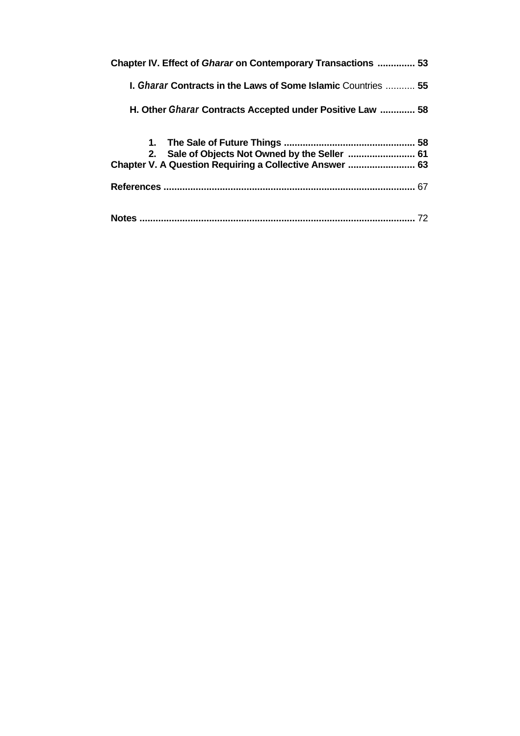**Chapter IV. Effect of *Gharar* on Contemporary Transactions .............. 53**

**I. *Gharar* Contracts in the Laws of Some Islamic** Countries ........... **55**

**H. Other *Gharar* Contracts Accepted under Positive Law ............. 58**

1. **The Sale of Future Things ................................................ 58**
2. **Sale of Objects Not Owned by the Seller ......................... 61**

**Chapter V. A Question Requiring a Collective Answer ......................... 63**

**References ............................................................................................** 67

**Notes .....................................................................................................** 72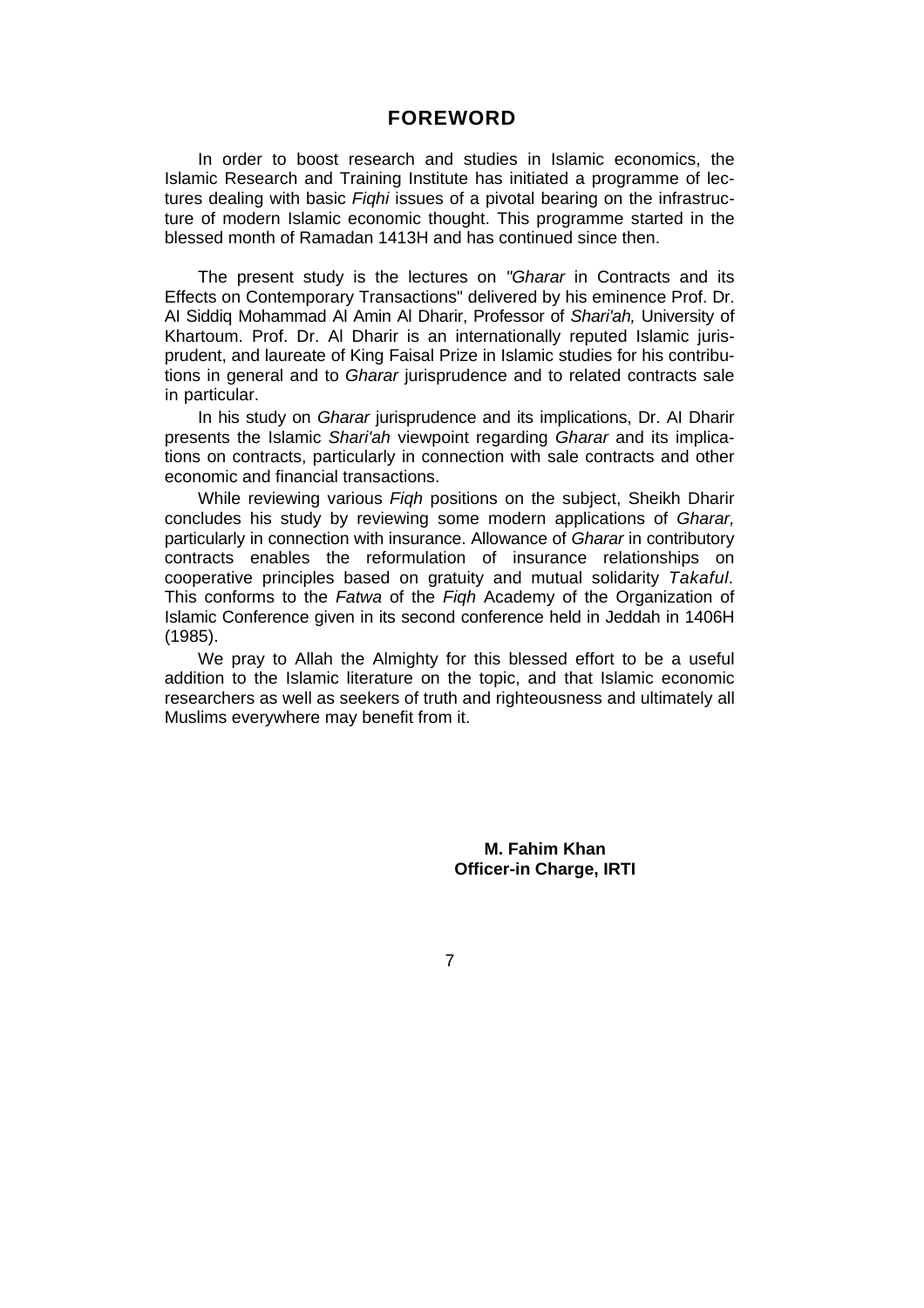# FOREWORD

In order to boost research and studies in Islamic economics, the Islamic Research and Training Institute has initiated a programme of lectures dealing with basic *Fiqhi* issues of a pivotal bearing on the infrastructure of modern Islamic economic thought. This programme started in the blessed month of Ramadan 1413H and has continued since then.

The present study is the lectures on *"Gharar* in Contracts and its Effects on Contemporary Transactions" delivered by his eminence Prof. Dr. Al Siddiq Mohammad Al Amin Al Dharir, Professor of *Shari'ah,* University of Khartoum. Prof. Dr. Al Dharir is an internationally reputed Islamic jurisprudent, and laureate of King Faisal Prize in Islamic studies for his contributions in general and to *Gharar* jurisprudence and to related contracts sale in particular.

In his study on *Gharar* jurisprudence and its implications, Dr. Al Dharir presents the Islamic *Shari'ah* viewpoint regarding *Gharar* and its implications on contracts, particularly in connection with sale contracts and other economic and financial transactions.

While reviewing various *Fiqh* positions on the subject, Sheikh Dharir concludes his study by reviewing some modern applications of *Gharar,* particularly in connection with insurance. Allowance of *Gharar* in contributory contracts enables the reformulation of insurance relationships on cooperative principles based on gratuity and mutual solidarity *Takaful*. This conforms to the *Fatwa* of the *Fiqh* Academy of the Organization of Islamic Conference given in its second conference held in Jeddah in 1406H (1985).

We pray to Allah the Almighty for this blessed effort to be a useful addition to the Islamic literature on the topic, and that Islamic economic researchers as well as seekers of truth and righteousness and ultimately all Muslims everywhere may benefit from it.

**M. Fahim Khan**
**Officer-in Charge, IRTI**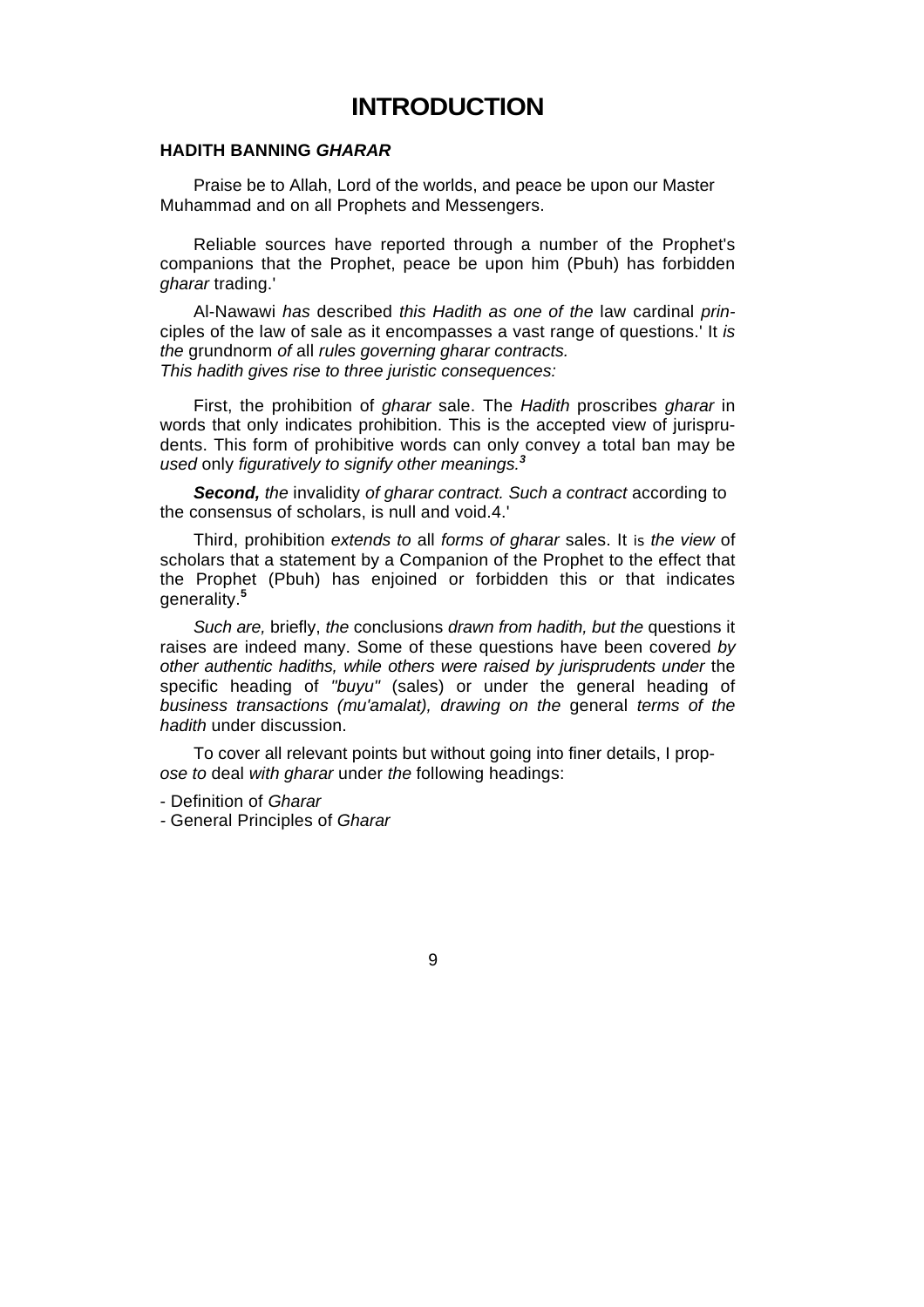# INTRODUCTION

**HADITH BANNING *GHARAR***

Praise be to Allah, Lord of the worlds, and peace be upon our Master Muhammad and on all Prophets and Messengers.

Reliable sources have reported through a number of the Prophet's companions that the Prophet, peace be upon him (Pbuh) has forbidden *gharar* trading.'

Al-Nawawi *has* described *this Hadith as one of the* law cardinal *prin*ciples of the law of sale as it encompasses a vast range of questions.' It *is the* grundnorm *of* all *rules governing gharar contracts.*
*This hadith gives rise to three juristic consequences:*

First, the prohibition of *gharar* sale. The *Hadith* proscribes *gharar* in words that only indicates prohibition. This is the accepted view of jurisprudents. This form of prohibitive words can only convey a total ban may be *used* only *figuratively to signify other meanings.*[3]

***Second,*** *the* invalidity *of gharar contract. Such a contract* according to the consensus of scholars, is null and void.4.'

Third, prohibition *extends to* all *forms of gharar* sales. It is *the view* of scholars that a statement by a Companion of the Prophet to the effect that the Prophet (Pbuh) has enjoined or forbidden this or that indicates generality.[5]

*Such are,* briefly, *the* conclusions *drawn from hadith, but the* questions it raises are indeed many. Some of these questions have been covered *by other authentic hadiths, while others were raised by jurisprudents under* the specific heading of *"buyu"* (sales) or under the general heading of *business transactions (mu'amalat), drawing on the* general *terms of the hadith* under discussion.

To cover all relevant points but without going into finer details, I prop*ose to* deal *with gharar* under *the* following headings:

- Definition of *Gharar*
- General Principles of *Gharar*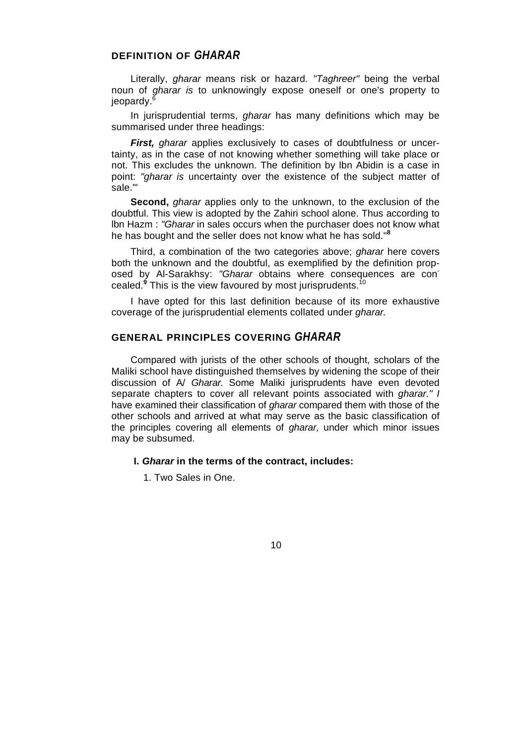## DEFINITION OF *GHARAR*

Literally, *gharar* means risk or hazard. *"Taghreer"* being the verbal noun of *gharar is* to unknowingly expose oneself or one's property to jeopardy.[6]

In jurisprudential terms, *gharar* has many definitions which may be summarised under three headings:

***First,*** *gharar* applies exclusively to cases of doubtfulness or uncertainty, as in the case of not knowing whether something will take place or not. This excludes the unknown. The definition by Ibn Abidin is a case in point: *"gharar is* uncertainty over the existence of the subject matter of sale."'

**Second,** *gharar* applies only to the unknown, to the exclusion of the doubtful. This view is adopted by the Zahiri school alone. Thus according to Ibn Hazm : *"Gharar* in sales occurs when the purchaser does not know what he has bought and the seller does not know what he has sold."[8]

Third, a combination of the two categories above; *gharar* here covers both the unknown and the doubtful, as exemplified by the definition proposed by Al-Sarakhsy: *"Gharar* obtains where consequences are concealed.[9] This is the view favoured by most jurisprudents.[10]

I have opted for this last definition because of its more exhaustive coverage of the jurisprudential elements collated under *gharar.*

## GENERAL PRINCIPLES COVERING *GHARAR*

Compared with jurists of the other schools of thought, scholars of the Maliki school have distinguished themselves by widening the scope of their discussion of A*l Gharar.* Some Maliki jurisprudents have even devoted separate chapters to cover all relevant points associated with *gharar." I* have examined their classification of *gharar* compared them with those of the other schools and arrived at what may serve as the basic classification of the principles covering all elements of *gharar,* under which minor issues may be subsumed.

**I. *Gharar* in the terms of the contract, includes:**

1. Two Sales in One.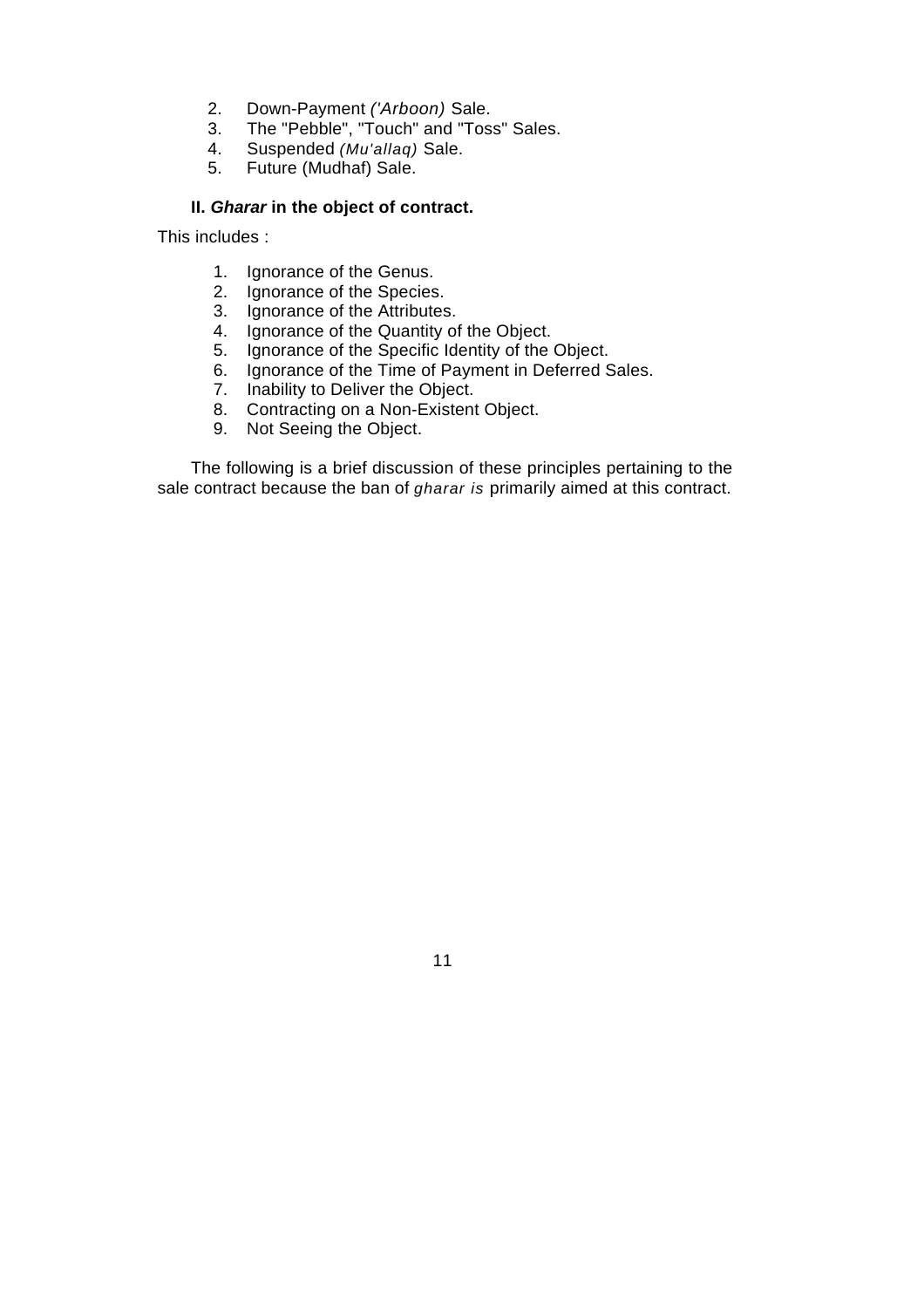2. Down-Payment *('Arboon)* Sale.
3. The "Pebble", "Touch" and "Toss" Sales.
4. Suspended *(Mu'allaq)* Sale.
5. Future (Mudhaf) Sale.

**II. *Gharar* in the object of contract.**

This includes :

1. Ignorance of the Genus.
2. Ignorance of the Species.
3. Ignorance of the Attributes.
4. Ignorance of the Quantity of the Object.
5. Ignorance of the Specific Identity of the Object.
6. Ignorance of the Time of Payment in Deferred Sales.
7. Inability to Deliver the Object.
8. Contracting on a Non-Existent Object.
9. Not Seeing the Object.

The following is a brief discussion of these principles pertaining to the sale contract because the ban of *gharar is* primarily aimed at this contract.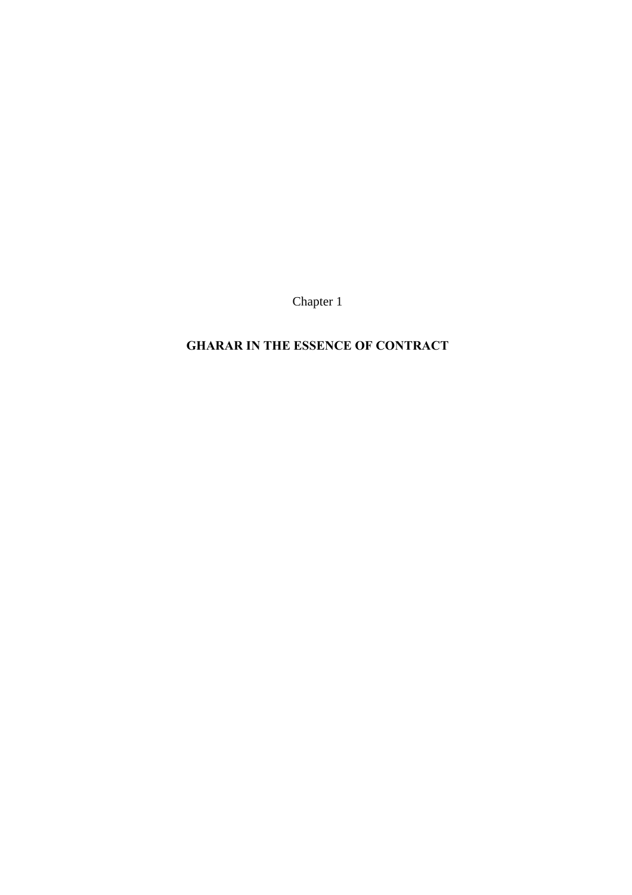Chapter 1

# GHARAR IN THE ESSENCE OF CONTRACT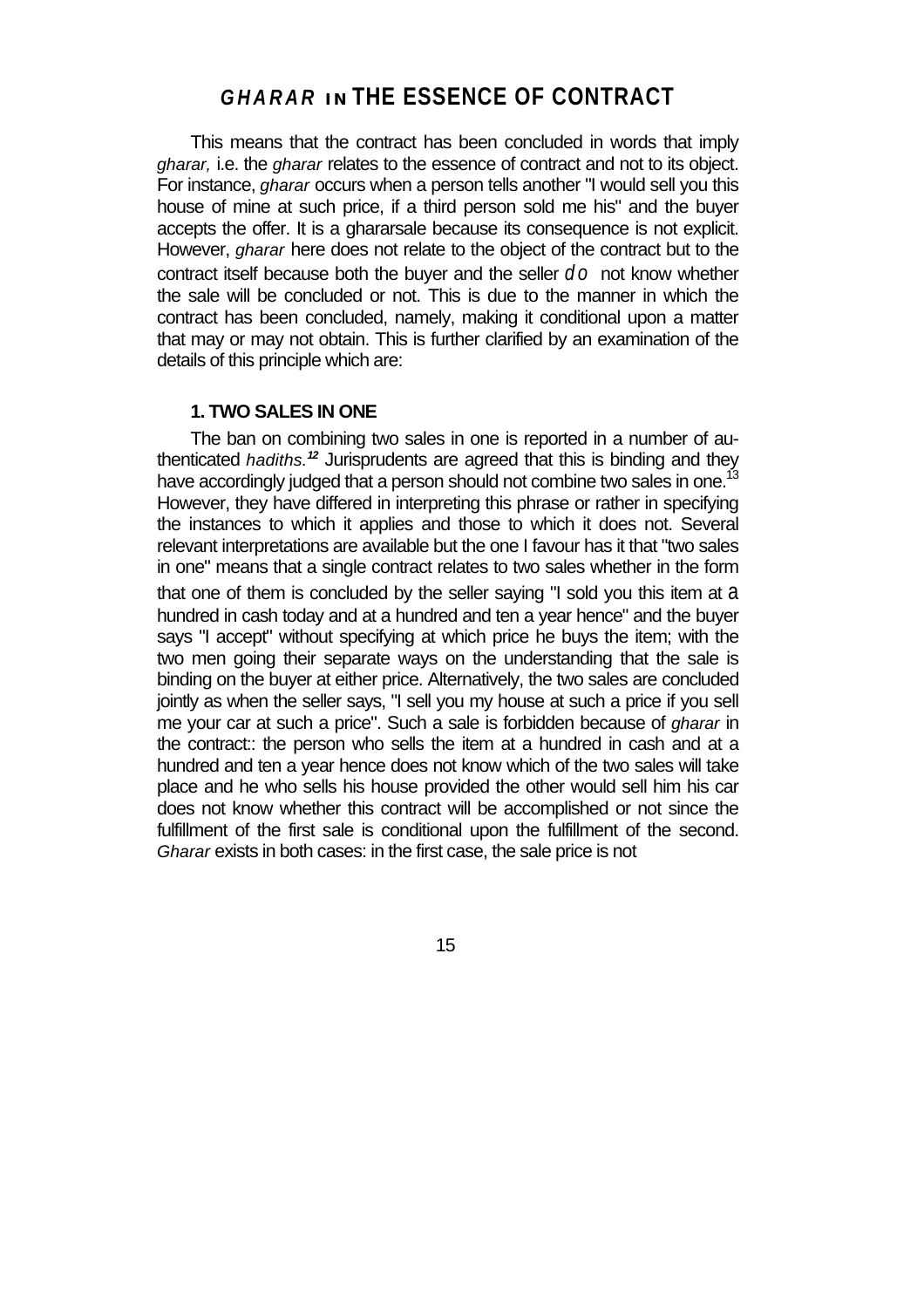## *GHARAR* IN THE ESSENCE OF CONTRACT

This means that the contract has been concluded in words that imply *gharar,* i.e. the *gharar* relates to the essence of contract and not to its object. For instance, *gharar* occurs when a person tells another "I would sell you this house of mine at such price, if a third person sold me his" and the buyer accepts the offer. It is a ghararsale because its consequence is not explicit. However, *gharar* here does not relate to the object of the contract but to the contract itself because both the buyer and the seller do not know whether the sale will be concluded or not. This is due to the manner in which the contract has been concluded, namely, making it conditional upon a matter that may or may not obtain. This is further clarified by an examination of the details of this principle which are:

### 1. TWO SALES IN ONE

The ban on combining two sales in one is reported in a number of authenticated *hadiths.*[12] Jurisprudents are agreed that this is binding and they have accordingly judged that a person should not combine two sales in one.[13] However, they have differed in interpreting this phrase or rather in specifying the instances to which it applies and those to which it does not. Several relevant interpretations are available but the one I favour has it that "two sales in one" means that a single contract relates to two sales whether in the form that one of them is concluded by the seller saying "I sold you this item at a hundred in cash today and at a hundred and ten a year hence" and the buyer says "I accept" without specifying at which price he buys the item; with the two men going their separate ways on the understanding that the sale is binding on the buyer at either price. Alternatively, the two sales are concluded jointly as when the seller says, "I sell you my house at such a price if you sell me your car at such a price". Such a sale is forbidden because of *gharar* in the contract:: the person who sells the item at a hundred in cash and at a hundred and ten a year hence does not know which of the two sales will take place and he who sells his house provided the other would sell him his car does not know whether this contract will be accomplished or not since the fulfillment of the first sale is conditional upon the fulfillment of the second. *Gharar* exists in both cases: in the first case, the sale price is not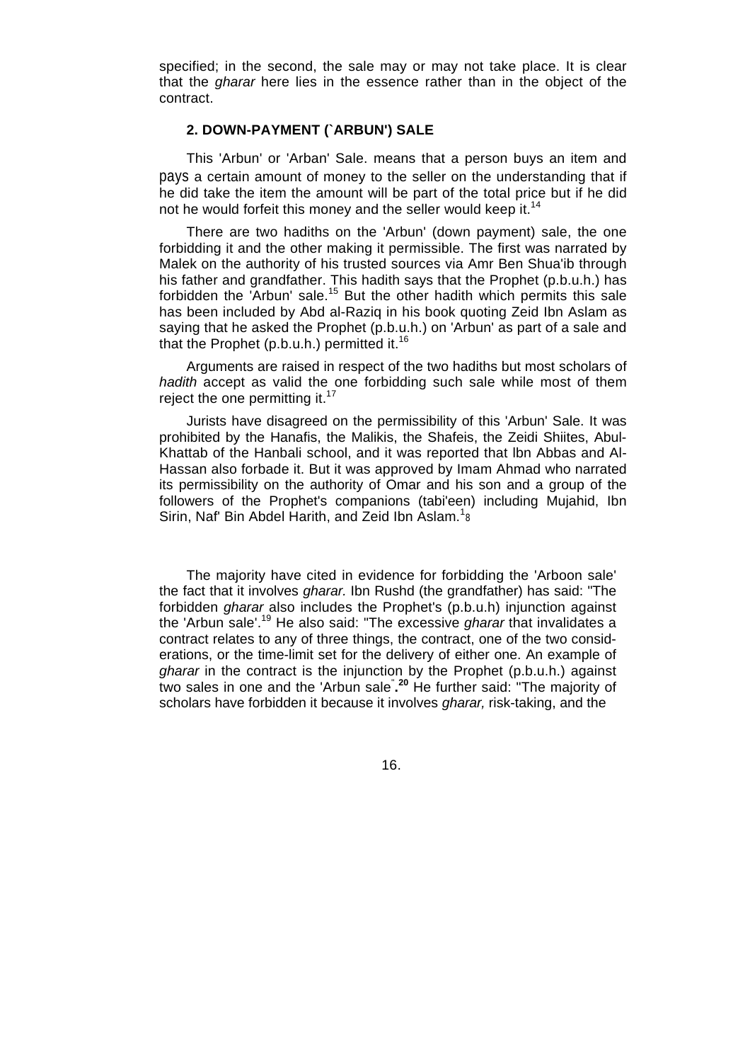specified; in the second, the sale may or may not take place. It is clear that the *gharar* here lies in the essence rather than in the object of the contract.

### 2. DOWN-PAYMENT (`ARBUN') SALE

This 'Arbun' or 'Arban' Sale. means that a person buys an item and pays a certain amount of money to the seller on the understanding that if he did take the item the amount will be part of the total price but if he did not he would forfeit this money and the seller would keep it.[14]

There are two hadiths on the 'Arbun' (down payment) sale, the one forbidding it and the other making it permissible. The first was narrated by Malek on the authority of his trusted sources via Amr Ben Shua'ib through his father and grandfather. This hadith says that the Prophet (p.b.u.h.) has forbidden the 'Arbun' sale.[15] But the other hadith which permits this sale has been included by Abd al-Raziq in his book quoting Zeid Ibn Aslam as saying that he asked the Prophet (p.b.u.h.) on 'Arbun' as part of a sale and that the Prophet (p.b.u.h.) permitted it.[16]

Arguments are raised in respect of the two hadiths but most scholars of *hadith* accept as valid the one forbidding such sale while most of them reject the one permitting it.[17]

Jurists have disagreed on the permissibility of this 'Arbun' Sale. It was prohibited by the Hanafis, the Malikis, the Shafeis, the Zeidi Shiites, Abul-Khattab of the Hanbali school, and it was reported that Ibn Abbas and Al-Hassan also forbade it. But it was approved by Imam Ahmad who narrated its permissibility on the authority of Omar and his son and a group of the followers of the Prophet's companions (tabi'een) including Mujahid, Ibn Sirin, Naf' Bin Abdel Harith, and Zeid Ibn Aslam.[18]

The majority have cited in evidence for forbidding the 'Arboon sale' the fact that it involves *gharar*. Ibn Rushd (the grandfather) has said: "The forbidden *gharar* also includes the Prophet's (p.b.u.h) injunction against the 'Arbun sale'.[19] He also said: "The excessive *gharar* that invalidates a contract relates to any of three things, the contract, one of the two considerations, or the time-limit set for the delivery of either one. An example of *gharar* in the contract is the injunction by the Prophet (p.b.u.h.) against two sales in one and the 'Arbun sale".[20] He further said: "The majority of scholars have forbidden it because it involves *gharar,* risk-taking, and the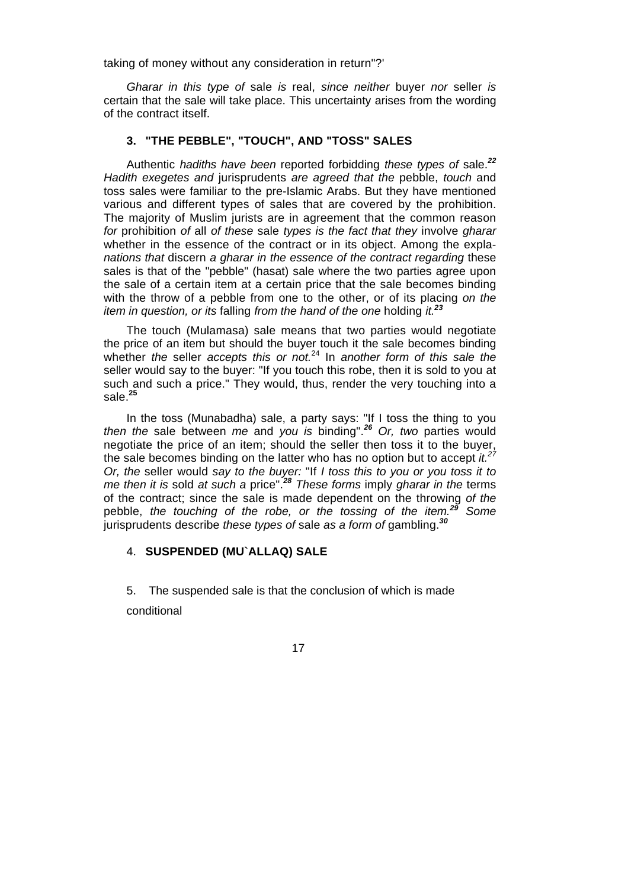taking of money without any consideration in return"?'

Gharar in this type of sale is real, since neither buyer nor seller is certain that the sale will take place. This uncertainty arises from the wording of the contract itself.

### 3. "THE PEBBLE", "TOUCH", AND "TOSS" SALES

Authentic hadiths have been reported forbidding these types of sale.[22] Hadith exegetes and jurisprudents are agreed that the pebble, touch and toss sales were familiar to the pre-Islamic Arabs. But they have mentioned various and different types of sales that are covered by the prohibition. The majority of Muslim jurists are in agreement that the common reason for prohibition of all of these sale types is the fact that they involve gharar whether in the essence of the contract or in its object. Among the explanations that discern a gharar in the essence of the contract regarding these sales is that of the "pebble" (hasat) sale where the two parties agree upon the sale of a certain item at a certain price that the sale becomes binding with the throw of a pebble from one to the other, or of its placing on the item in question, or its falling from the hand of the one holding it.[23]

The touch (Mulamasa) sale means that two parties would negotiate the price of an item but should the buyer touch it the sale becomes binding whether the seller accepts this or not.[24] In another form of this sale the seller would say to the buyer: "If you touch this robe, then it is sold to you at such and such a price." They would, thus, render the very touching into a sale.[25]

In the toss (Munabadha) sale, a party says: "If I toss the thing to you then the sale between me and you is binding".[26] Or, two parties would negotiate the price of an item; should the seller then toss it to the buyer, the sale becomes binding on the latter who has no option but to accept it.[27] Or, the seller would say to the buyer: "If I toss this to you or you toss it to me then it is sold at such a price".[28] These forms imply gharar in the terms of the contract; since the sale is made dependent on the throwing of the pebble, the touching of the robe, or the tossing of the item.[29] Some jurisprudents describe these types of sale as a form of gambling.[30]

### 4. SUSPENDED (MU`ALLAQ) SALE

5. The suspended sale is that the conclusion of which is made conditional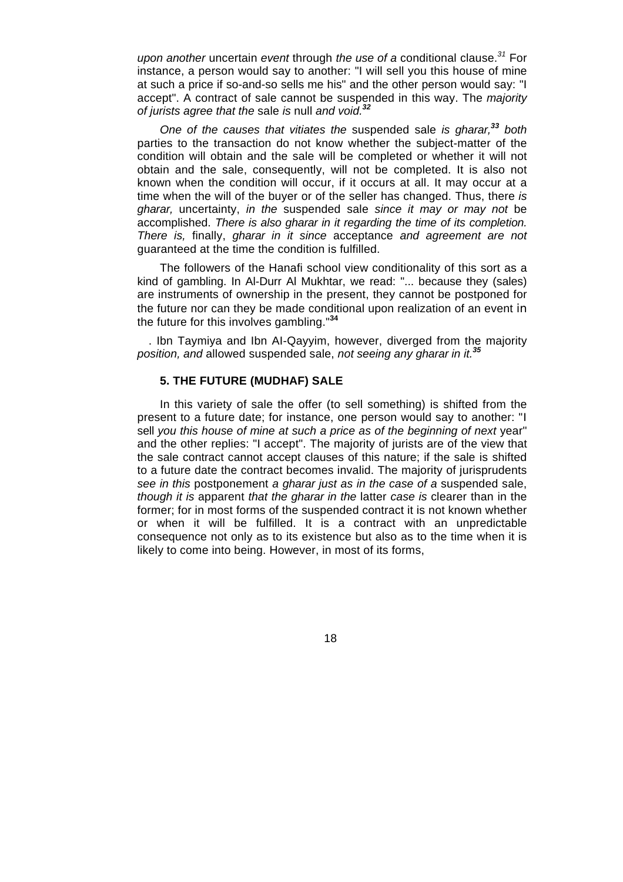*upon another* uncertain *event* through *the use of a* conditional clause.[31] For instance, a person would say to another: "I will sell you this house of mine at such a price if so-and-so sells me his" and the other person would say: "I accept". A contract of sale cannot be suspended in this way. The *majority of jurists agree that the* sale *is* null *and void.*[32]

*One of the causes that vitiates the* suspended sale *is gharar,*[33] *both* parties to the transaction do not know whether the subject-matter of the condition will obtain and the sale will be completed or whether it will not obtain and the sale, consequently, will not be completed. It is also not known when the condition will occur, if it occurs at all. It may occur at a time when the will of the buyer or of the seller has changed. Thus, there *is gharar,* uncertainty, *in the* suspended sale *since it may or may not* be accomplished. *There is also gharar in it regarding the time of its completion. There is,* finally, *gharar in it since* acceptance *and agreement are not* guaranteed at the time the condition is fulfilled.

The followers of the Hanafi school view conditionality of this sort as a kind of gambling. In Al-Durr Al Mukhtar, we read: "... because they (sales) are instruments of ownership in the present, they cannot be postponed for the future nor can they be made conditional upon realization of an event in the future for this involves gambling."[34]

. Ibn Taymiya and Ibn AI-Qayyim, however, diverged from the majority *position, and* allowed suspended sale, *not seeing any gharar in it.*[35]

### 5. THE FUTURE (MUDHAF) SALE

In this variety of sale the offer (to sell something) is shifted from the present to a future date; for instance, one person would say to another: "I sell *you this house of mine at such a price as of the beginning of next* year" and the other replies: "I accept". The majority of jurists are of the view that the sale contract cannot accept clauses of this nature; if the sale is shifted to a future date the contract becomes invalid. The majority of jurisprudents *see in this* postponement *a gharar just as in the case of a* suspended sale, *though it is* apparent *that the gharar in the* latter *case is* clearer than in the former; for in most forms of the suspended contract it is not known whether or when it will be fulfilled. It is a contract with an unpredictable consequence not only as to its existence but also as to the time when it is likely to come into being. However, in most of its forms,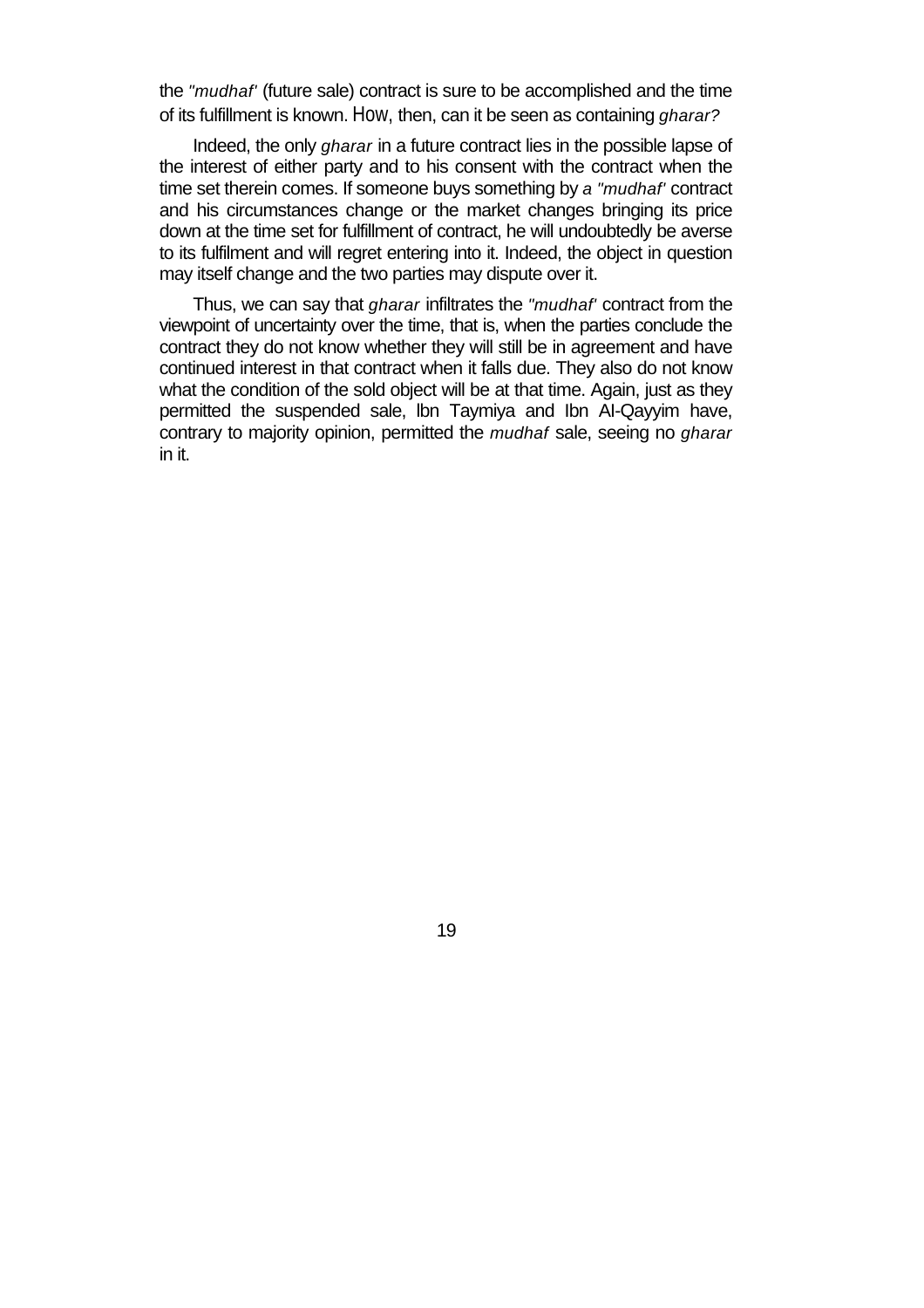the *"mudhaf'* (future sale) contract is sure to be accomplished and the time of its fulfillment is known. How, then, can it be seen as containing *gharar?*

Indeed, the only *gharar* in a future contract lies in the possible lapse of the interest of either party and to his consent with the contract when the time set therein comes. If someone buys something by *a "mudhaf'* contract and his circumstances change or the market changes bringing its price down at the time set for fulfillment of contract, he will undoubtedly be averse to its fulfilment and will regret entering into it. Indeed, the object in question may itself change and the two parties may dispute over it.

Thus, we can say that *gharar* infiltrates the *"mudhaf'* contract from the viewpoint of uncertainty over the time, that is, when the parties conclude the contract they do not know whether they will still be in agreement and have continued interest in that contract when it falls due. They also do not know what the condition of the sold object will be at that time. Again, just as they permitted the suspended sale, lbn Taymiya and Ibn Al-Qayyim have, contrary to majority opinion, permitted the *mudhaf* sale, seeing no *gharar* in it.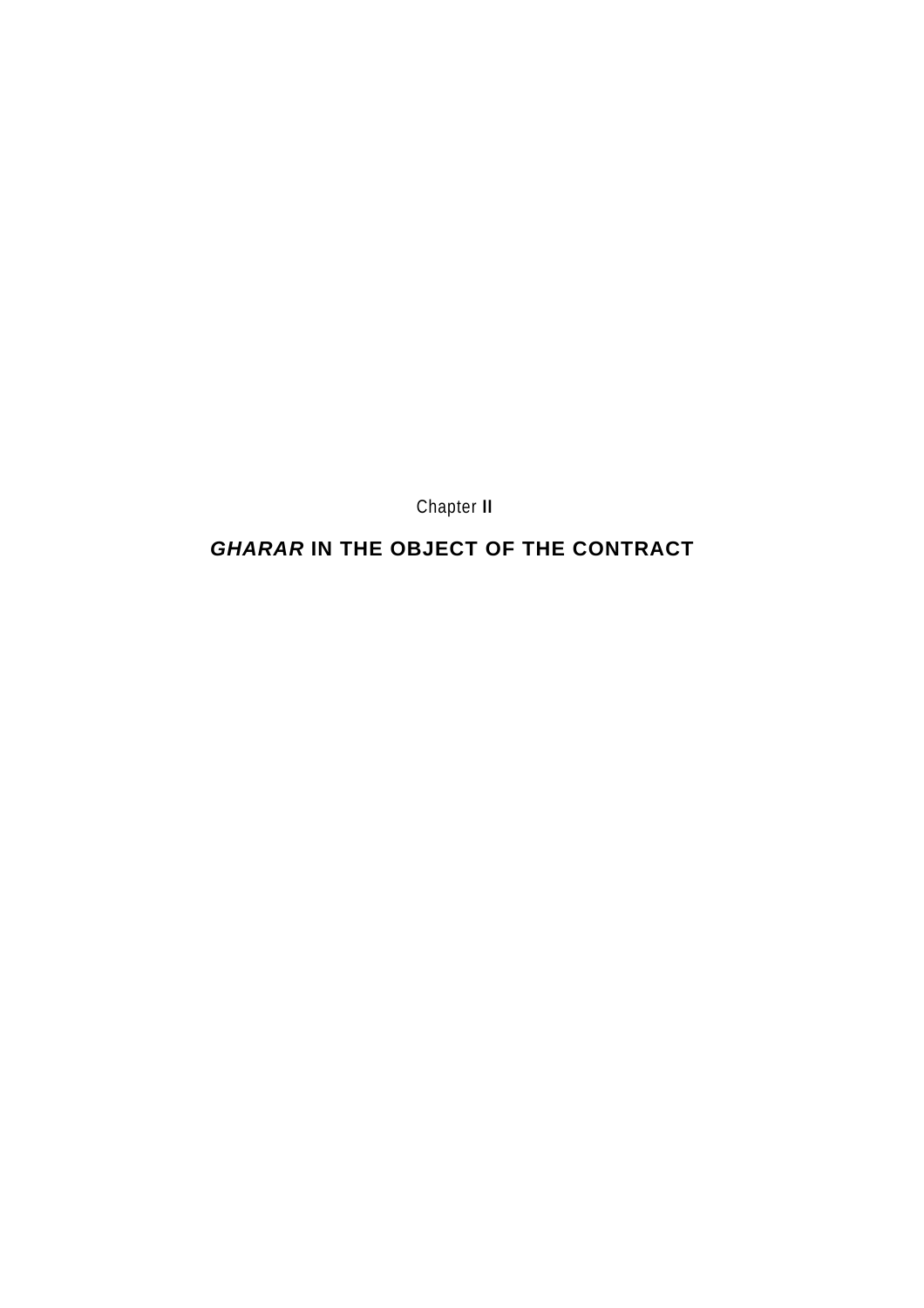Chapter II

# *GHARAR* IN THE OBJECT OF THE CONTRACT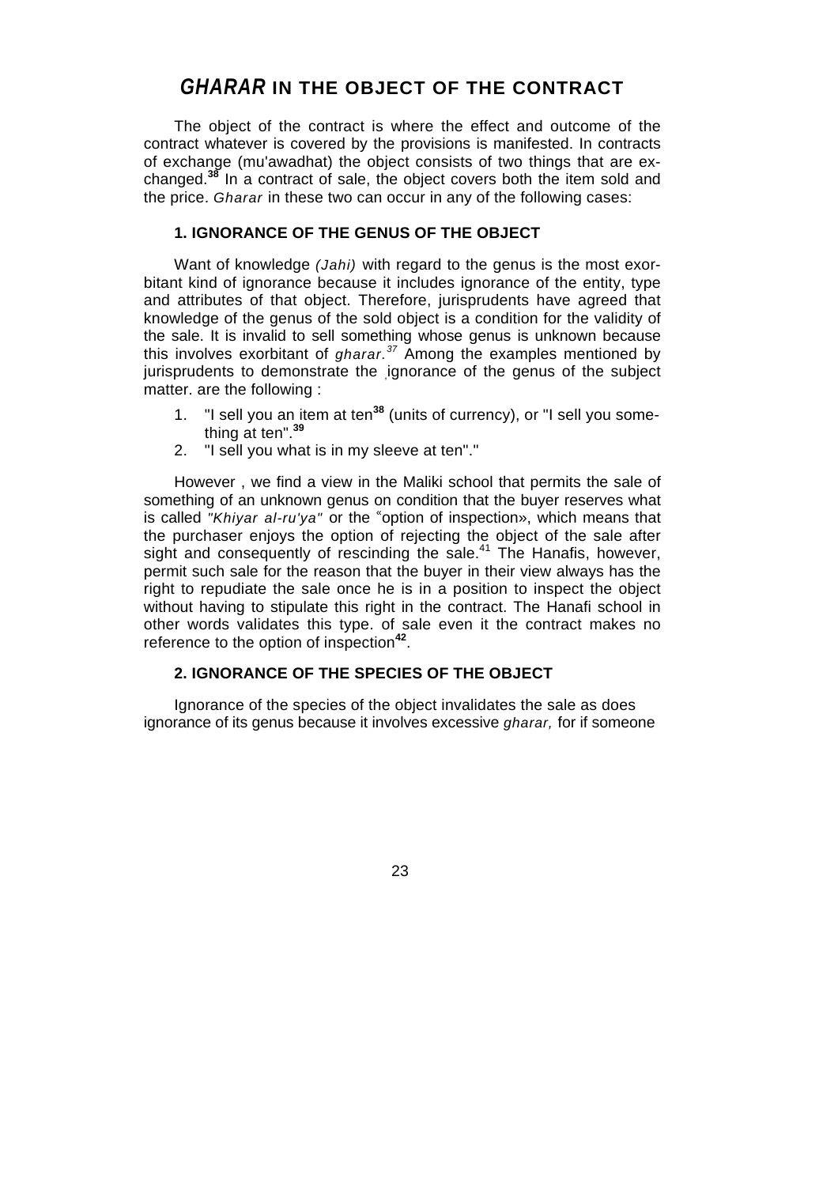# *GHARAR* IN THE OBJECT OF THE CONTRACT

The object of the contract is where the effect and outcome of the contract whatever is covered by the provisions is manifested. In contracts of exchange (mu'awadhat) the object consists of two things that are exchanged.[38] In a contract of sale, the object covers both the item sold and the price. *Gharar* in these two can occur in any of the following cases:

### 1. IGNORANCE OF THE GENUS OF THE OBJECT

Want of knowledge *(Jahi)* with regard to the genus is the most exorbitant kind of ignorance because it includes ignorance of the entity, type and attributes of that object. Therefore, jurisprudents have agreed that knowledge of the genus of the sold object is a condition for the validity of the sale. It is invalid to sell something whose genus is unknown because this involves exorbitant of *gharar.*[37] Among the examples mentioned by jurisprudents to demonstrate the ignorance of the genus of the subject matter. are the following :

1. "I sell you an item at ten[38] (units of currency), or "I sell you something at ten".[39]
2. "I sell you what is in my sleeve at ten"."

However , we find a view in the Maliki school that permits the sale of something of an unknown genus on condition that the buyer reserves what is called *"Khiyar al-ru'ya"* or the "option of inspection», which means that the purchaser enjoys the option of rejecting the object of the sale after sight and consequently of rescinding the sale.[41] The Hanafis, however, permit such sale for the reason that the buyer in their view always has the right to repudiate the sale once he is in a position to inspect the object without having to stipulate this right in the contract. The Hanafi school in other words validates this type. of sale even it the contract makes no reference to the option of inspection[42].

### 2. IGNORANCE OF THE SPECIES OF THE OBJECT

Ignorance of the species of the object invalidates the sale as does ignorance of its genus because it involves excessive *gharar,* for if someone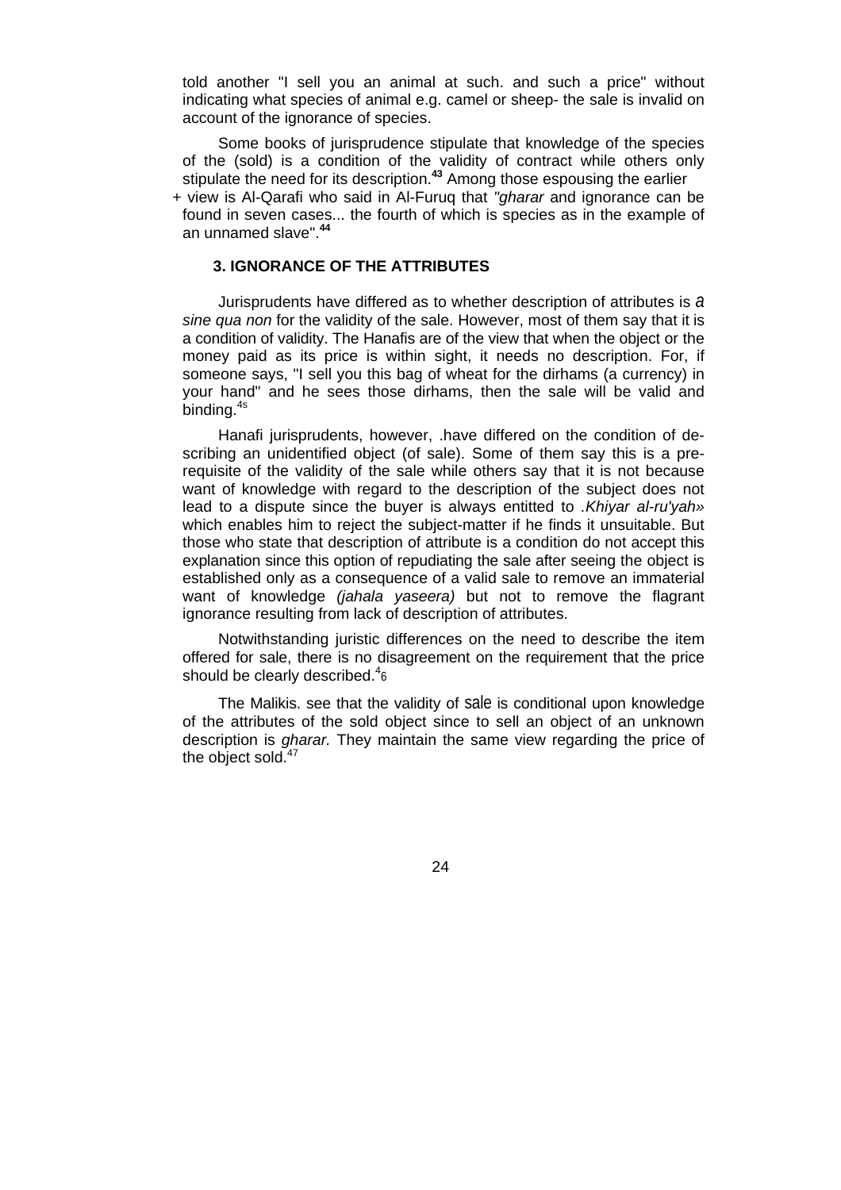told another "I sell you an animal at such. and such a price" without indicating what species of animal e.g. camel or sheep- the sale is invalid on account of the ignorance of species.

Some books of jurisprudence stipulate that knowledge of the species of the (sold) is a condition of the validity of contract while others only stipulate the need for its description.[43] Among those espousing the earlier view is Al-Qarafi who said in Al-Furuq that *"gharar* and ignorance can be found in seven cases... the fourth of which is species as in the example of an unnamed slave".[44]

### 3. IGNORANCE OF THE ATTRIBUTES

Jurisprudents have differed as to whether description of attributes is *a sine qua non* for the validity of the sale. However, most of them say that it is a condition of validity. The Hanafis are of the view that when the object or the money paid as its price is within sight, it needs no description. For, if someone says, "I sell you this bag of wheat for the dirhams (a currency) in your hand" and he sees those dirhams, then the sale will be valid and binding.[45]

Hanafi jurisprudents, however, .have differed on the condition of describing an unidentified object (of sale). Some of them say this is a prerequisite of the validity of the sale while others say that it is not because want of knowledge with regard to the description of the subject does not lead to a dispute since the buyer is always entitted to *.Khiyar al-ru'yah»* which enables him to reject the subject-matter if he finds it unsuitable. But those who state that description of attribute is a condition do not accept this explanation since this option of repudiating the sale after seeing the object is established only as a consequence of a valid sale to remove an immaterial want of knowledge *(jahala yaseera)* but not to remove the flagrant ignorance resulting from lack of description of attributes.

Notwithstanding juristic differences on the need to describe the item offered for sale, there is no disagreement on the requirement that the price should be clearly described.[46]

The Malikis. see that the validity of sale is conditional upon knowledge of the attributes of the sold object since to sell an object of an unknown description is *gharar.* They maintain the same view regarding the price of the object sold.[47]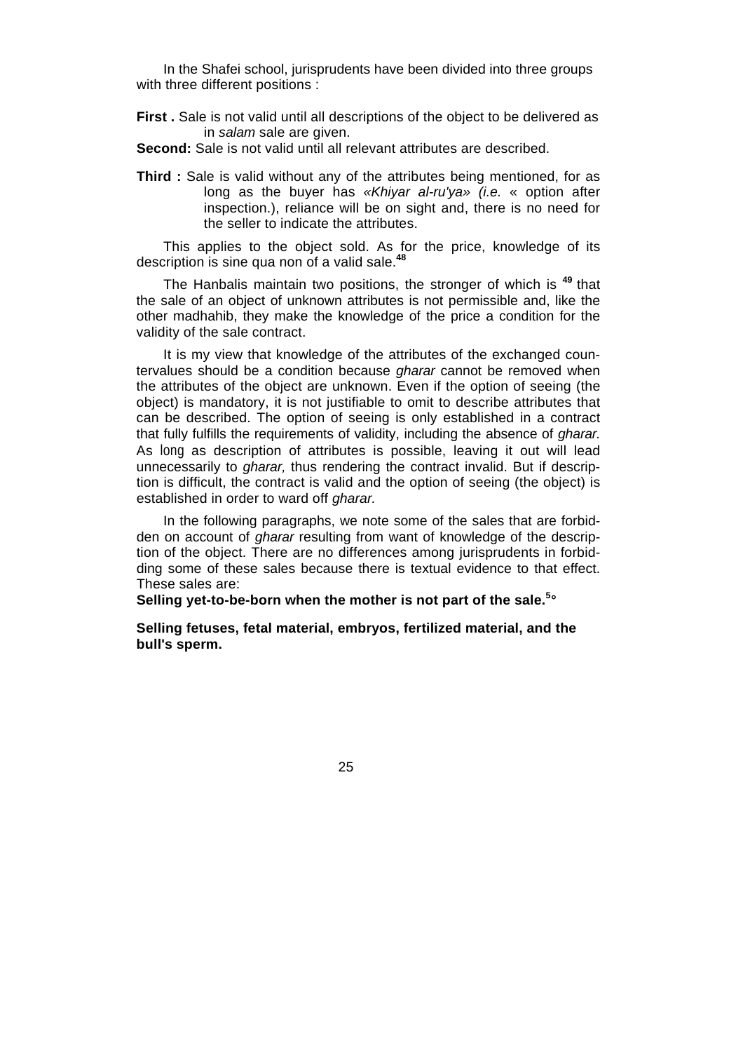In the Shafei school, jurisprudents have been divided into three groups with three different positions :

**First .** Sale is not valid until all descriptions of the object to be delivered as in *salam* sale are given.

**Second:** Sale is not valid until all relevant attributes are described.

**Third :** Sale is valid without any of the attributes being mentioned, for as long as the buyer has *«Khiyar al-ru'ya» (i.e.* « option after inspection.), reliance will be on sight and, there is no need for the seller to indicate the attributes.

This applies to the object sold. As for the price, knowledge of its description is sine qua non of a valid sale.[48]

The Hanbalis maintain two positions, the stronger of which is [49] that the sale of an object of unknown attributes is not permissible and, like the other madhahib, they make the knowledge of the price a condition for the validity of the sale contract.

It is my view that knowledge of the attributes of the exchanged countervalues should be a condition because *gharar* cannot be removed when the attributes of the object are unknown. Even if the option of seeing (the object) is mandatory, it is not justifiable to omit to describe attributes that can be described. The option of seeing is only established in a contract that fully fulfills the requirements of validity, including the absence of *gharar.* As long as description of attributes is possible, leaving it out will lead unnecessarily to *gharar,* thus rendering the contract invalid. But if description is difficult, the contract is valid and the option of seeing (the object) is established in order to ward off *gharar.*

In the following paragraphs, we note some of the sales that are forbidden on account of *gharar* resulting from want of knowledge of the description of the object. There are no differences among jurisprudents in forbidding some of these sales because there is textual evidence to that effect. These sales are:

**Selling yet-to-be-born when the mother is not part of the sale.**[50]

**Selling fetuses, fetal material, embryos, fertilized material, and the bull's sperm.**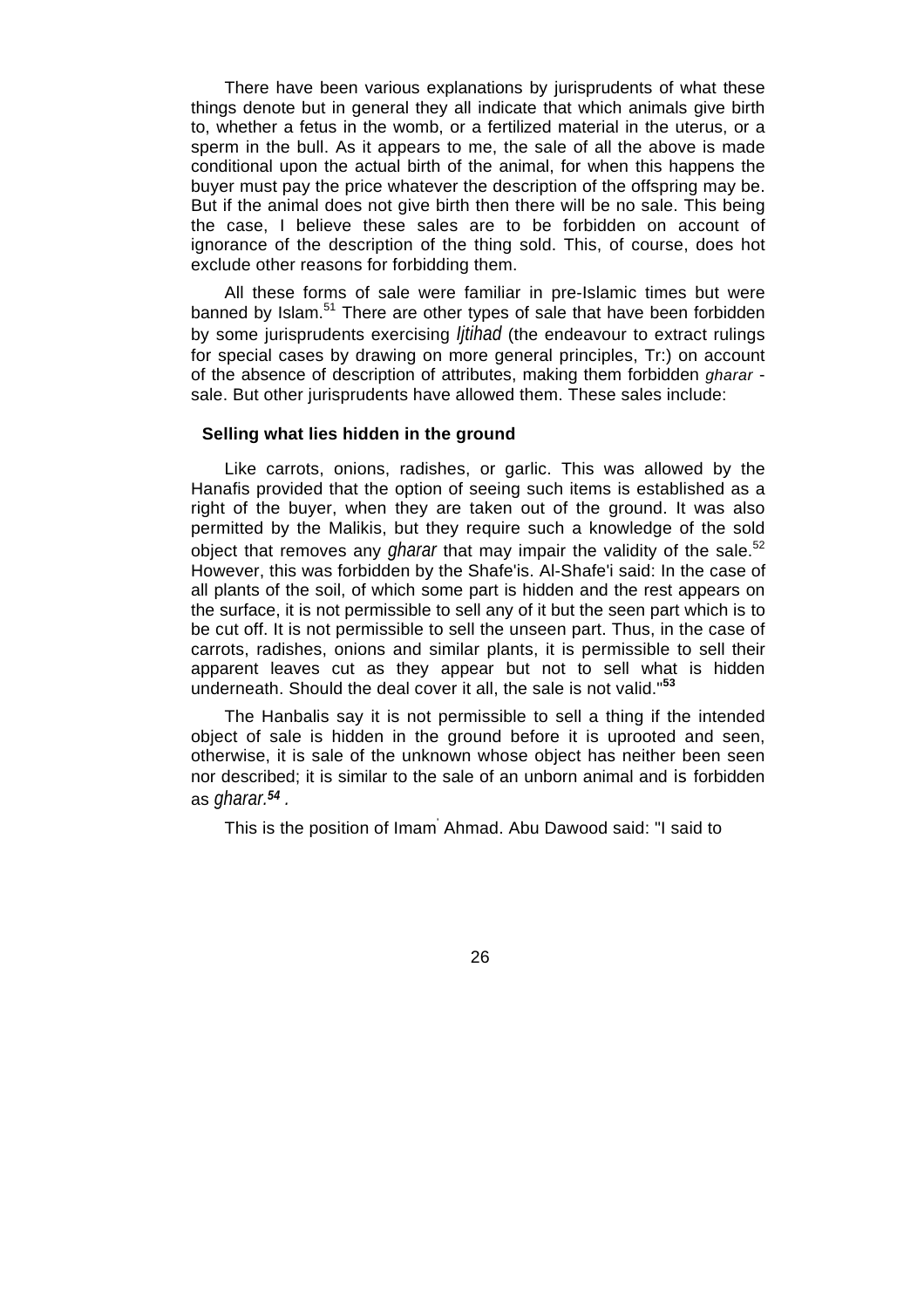There have been various explanations by jurisprudents of what these things denote but in general they all indicate that which animals give birth to, whether a fetus in the womb, or a fertilized material in the uterus, or a sperm in the bull. As it appears to me, the sale of all the above is made conditional upon the actual birth of the animal, for when this happens the buyer must pay the price whatever the description of the offspring may be. But if the animal does not give birth then there will be no sale. This being the case, I believe these sales are to be forbidden on account of ignorance of the description of the thing sold. This, of course, does hot exclude other reasons for forbidding them.

All these forms of sale were familiar in pre-Islamic times but were banned by Islam.[51] There are other types of sale that have been forbidden by some jurisprudents exercising *Ijtihad* (the endeavour to extract rulings for special cases by drawing on more general principles, Tr:) on account of the absence of description of attributes, making them forbidden *gharar* - sale. But other jurisprudents have allowed them. These sales include:

**Selling what lies hidden in the ground**

Like carrots, onions, radishes, or garlic. This was allowed by the Hanafis provided that the option of seeing such items is established as a right of the buyer, when they are taken out of the ground. It was also permitted by the Malikis, but they require such a knowledge of the sold object that removes any *gharar* that may impair the validity of the sale.[52] However, this was forbidden by the Shafe'is. Al-Shafe'i said: In the case of all plants of the soil, of which some part is hidden and the rest appears on the surface, it is not permissible to sell any of it but the seen part which is to be cut off. It is not permissible to sell the unseen part. Thus, in the case of carrots, radishes, onions and similar plants, it is permissible to sell their apparent leaves cut as they appear but not to sell what is hidden underneath. Should the deal cover it all, the sale is not valid."[53]

The Hanbalis say it is not permissible to sell a thing if the intended object of sale is hidden in the ground before it is uprooted and seen, otherwise, it is sale of the unknown whose object has neither been seen nor described; it is similar to the sale of an unborn animal and is forbidden as *gharar.*[54] .

This is the position of Imam Ahmad. Abu Dawood said: "I said to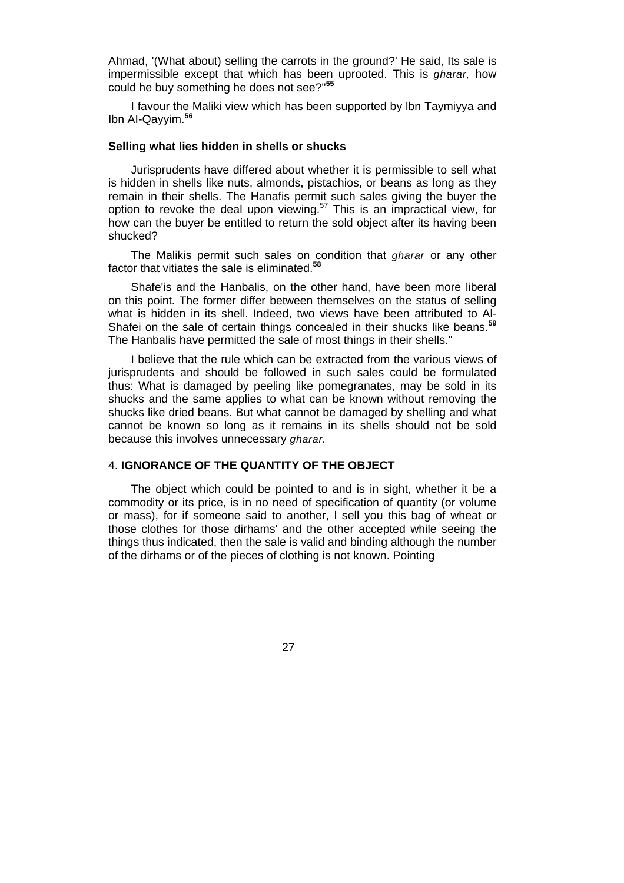Ahmad, '(What about) selling the carrots in the ground?' He said, Its sale is impermissible except that which has been uprooted. This is *gharar,* how could he buy something he does not see?"[55]

I favour the Maliki view which has been supported by Ibn Taymiyya and Ibn Al-Qayyim.[56]

**Selling what lies hidden in shells or shucks**

Jurisprudents have differed about whether it is permissible to sell what is hidden in shells like nuts, almonds, pistachios, or beans as long as they remain in their shells. The Hanafis permit such sales giving the buyer the option to revoke the deal upon viewing.[57] This is an impractical view, for how can the buyer be entitled to return the sold object after its having been shucked?

The Malikis permit such sales on condition that *gharar* or any other factor that vitiates the sale is eliminated.[58]

Shafe'is and the Hanbalis, on the other hand, have been more liberal on this point. The former differ between themselves on the status of selling what is hidden in its shell. Indeed, two views have been attributed to Al-Shafei on the sale of certain things concealed in their shucks like beans.[59] The Hanbalis have permitted the sale of most things in their shells."

I believe that the rule which can be extracted from the various views of jurisprudents and should be followed in such sales could be formulated thus: What is damaged by peeling like pomegranates, may be sold in its shucks and the same applies to what can be known without removing the shucks like dried beans. But what cannot be damaged by shelling and what cannot be known so long as it remains in its shells should not be sold because this involves unnecessary *gharar.*

### 4. IGNORANCE OF THE QUANTITY OF THE OBJECT

The object which could be pointed to and is in sight, whether it be a commodity or its price, is in no need of specification of quantity (or volume or mass), for if someone said to another, I sell you this bag of wheat or those clothes for those dirhams' and the other accepted while seeing the things thus indicated, then the sale is valid and binding although the number of the dirhams or of the pieces of clothing is not known. Pointing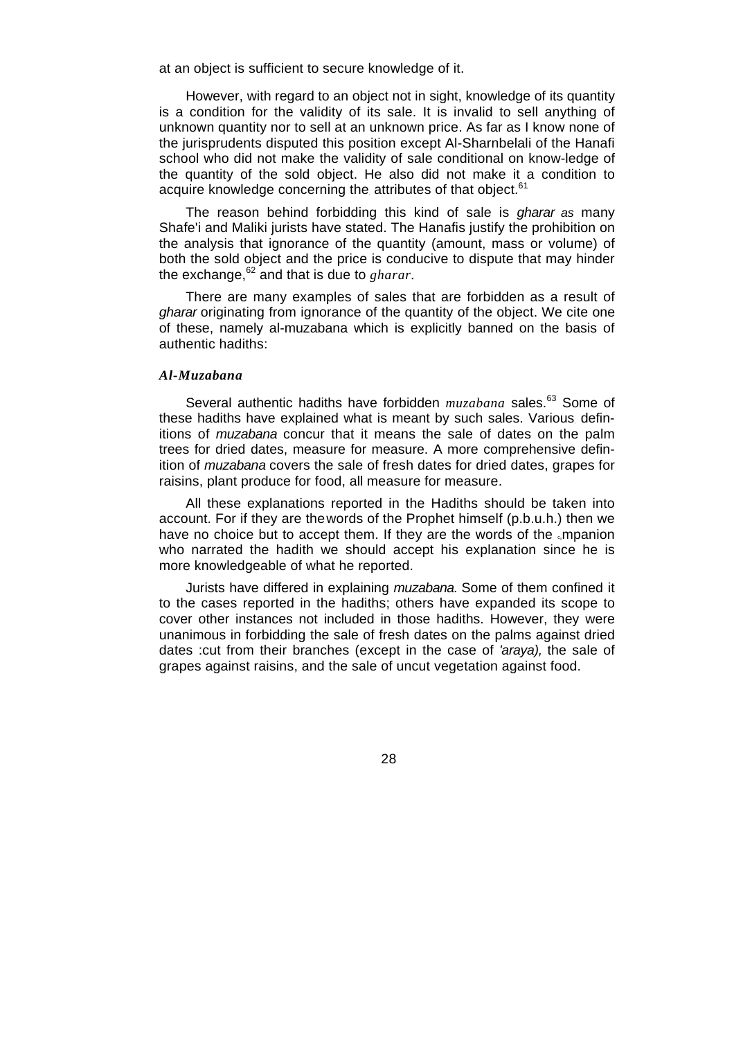at an object is sufficient to secure knowledge of it.

However, with regard to an object not in sight, knowledge of its quantity is a condition for the validity of its sale. It is invalid to sell anything of unknown quantity nor to sell at an unknown price. As far as I know none of the jurisprudents disputed this position except Al-Sharnbelali of the Hanafi school who did not make the validity of sale conditional on know-ledge of the quantity of the sold object. He also did not make it a condition to acquire knowledge concerning the attributes of that object.[61]

The reason behind forbidding this kind of sale is *gharar as* many Shafe'i and Maliki jurists have stated. The Hanafis justify the prohibition on the analysis that ignorance of the quantity (amount, mass or volume) of both the sold object and the price is conducive to dispute that may hinder the exchange,[62] and that is due to *gharar*.

There are many examples of sales that are forbidden as a result of *gharar* originating from ignorance of the quantity of the object. We cite one of these, namely al-muzabana which is explicitly banned on the basis of authentic hadiths:

### *Al-Muzabana*

Several authentic hadiths have forbidden *muzabana* sales.[63] Some of these hadiths have explained what is meant by such sales. Various definitions of *muzabana* concur that it means the sale of dates on the palm trees for dried dates, measure for measure. A more comprehensive definition of *muzabana* covers the sale of fresh dates for dried dates, grapes for raisins, plant produce for food, all measure for measure.

All these explanations reported in the Hadiths should be taken into account. For if they are the words of the Prophet himself (p.b.u.h.) then we have no choice but to accept them. If they are the words of the Companion who narrated the hadith we should accept his explanation since he is more knowledgeable of what he reported.

Jurists have differed in explaining *muzabana.* Some of them confined it to the cases reported in the hadiths; others have expanded its scope to cover other instances not included in those hadiths. However, they were unanimous in forbidding the sale of fresh dates on the palms against dried dates cut from their branches (except in the case of *'araya),* the sale of grapes against raisins, and the sale of uncut vegetation against food.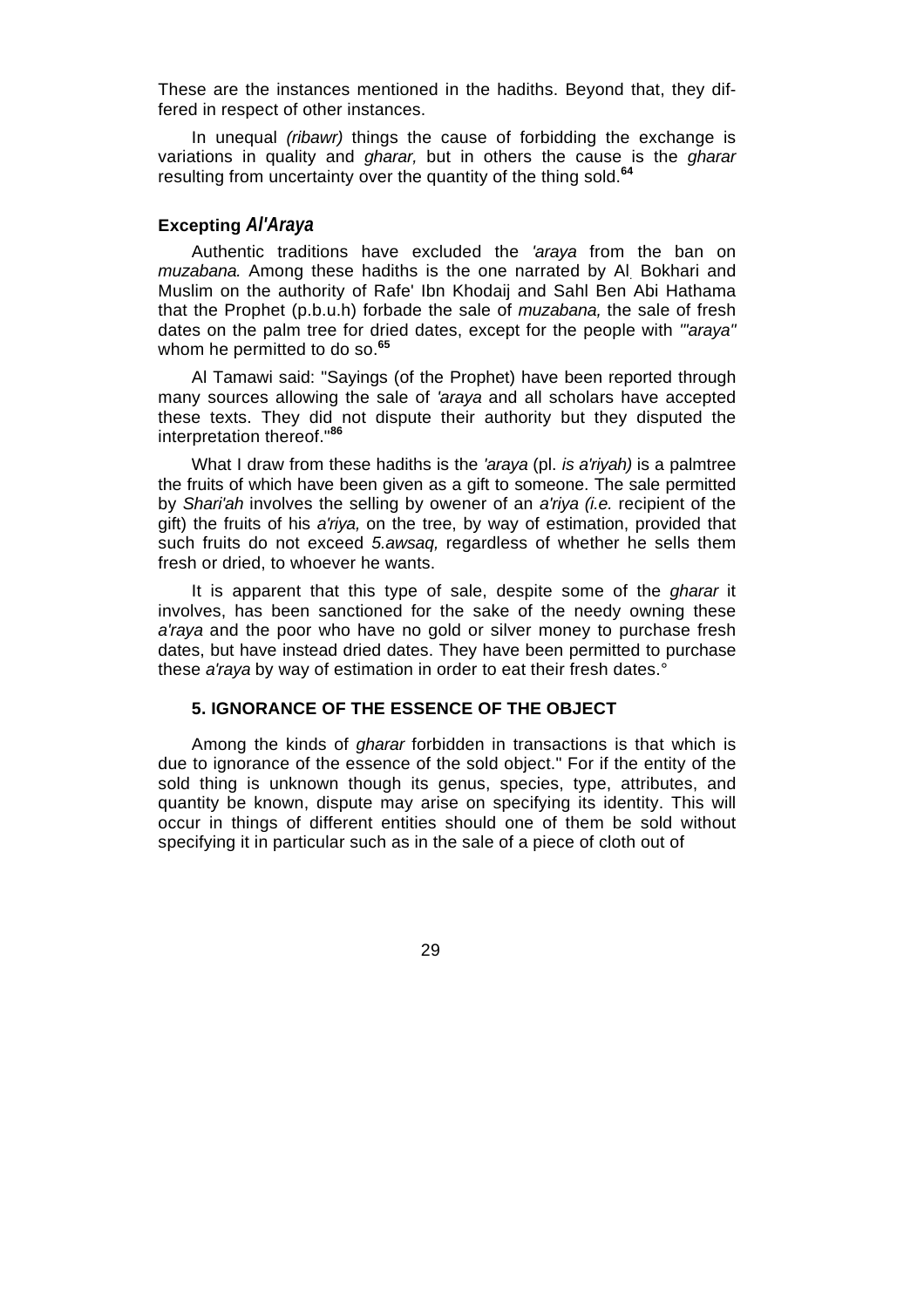These are the instances mentioned in the hadiths. Beyond that, they differed in respect of other instances.

In unequal *(ribawr)* things the cause of forbidding the exchange is variations in quality and *gharar,* but in others the cause is the *gharar* resulting from uncertainty over the quantity of the thing sold.[64]

### Excepting *Al'Araya*

Authentic traditions have excluded the *'araya* from the ban on *muzabana.* Among these hadiths is the one narrated by Al Bokhari and Muslim on the authority of Rafe' Ibn Khodaij and Sahl Ben Abi Hathama that the Prophet (p.b.u.h) forbade the sale of *muzabana,* the sale of fresh dates on the palm tree for dried dates, except for the people with *"'araya"* whom he permitted to do so.[65]

Al Tamawi said: "Sayings (of the Prophet) have been reported through many sources allowing the sale of *'araya* and all scholars have accepted these texts. They did not dispute their authority but they disputed the interpretation thereof."[86]

What I draw from these hadiths is the *'araya* (pl. *is a'riyah)* is a palmtree the fruits of which have been given as a gift to someone. The sale permitted by *Shari'ah* involves the selling by owener of an *a'riya (i.e.* recipient of the gift) the fruits of his *a'riya,* on the tree, by way of estimation, provided that such fruits do not exceed *5.awsaq,* regardless of whether he sells them fresh or dried, to whoever he wants.

It is apparent that this type of sale, despite some of the *gharar* it involves, has been sanctioned for the sake of the needy owning these *a'raya* and the poor who have no gold or silver money to purchase fresh dates, but have instead dried dates. They have been permitted to purchase these *a'raya* by way of estimation in order to eat their fresh dates.°

### 5. IGNORANCE OF THE ESSENCE OF THE OBJECT

Among the kinds of *gharar* forbidden in transactions is that which is due to ignorance of the essence of the sold object." For if the entity of the sold thing is unknown though its genus, species, type, attributes, and quantity be known, dispute may arise on specifying its identity. This will occur in things of different entities should one of them be sold without specifying it in particular such as in the sale of a piece of cloth out of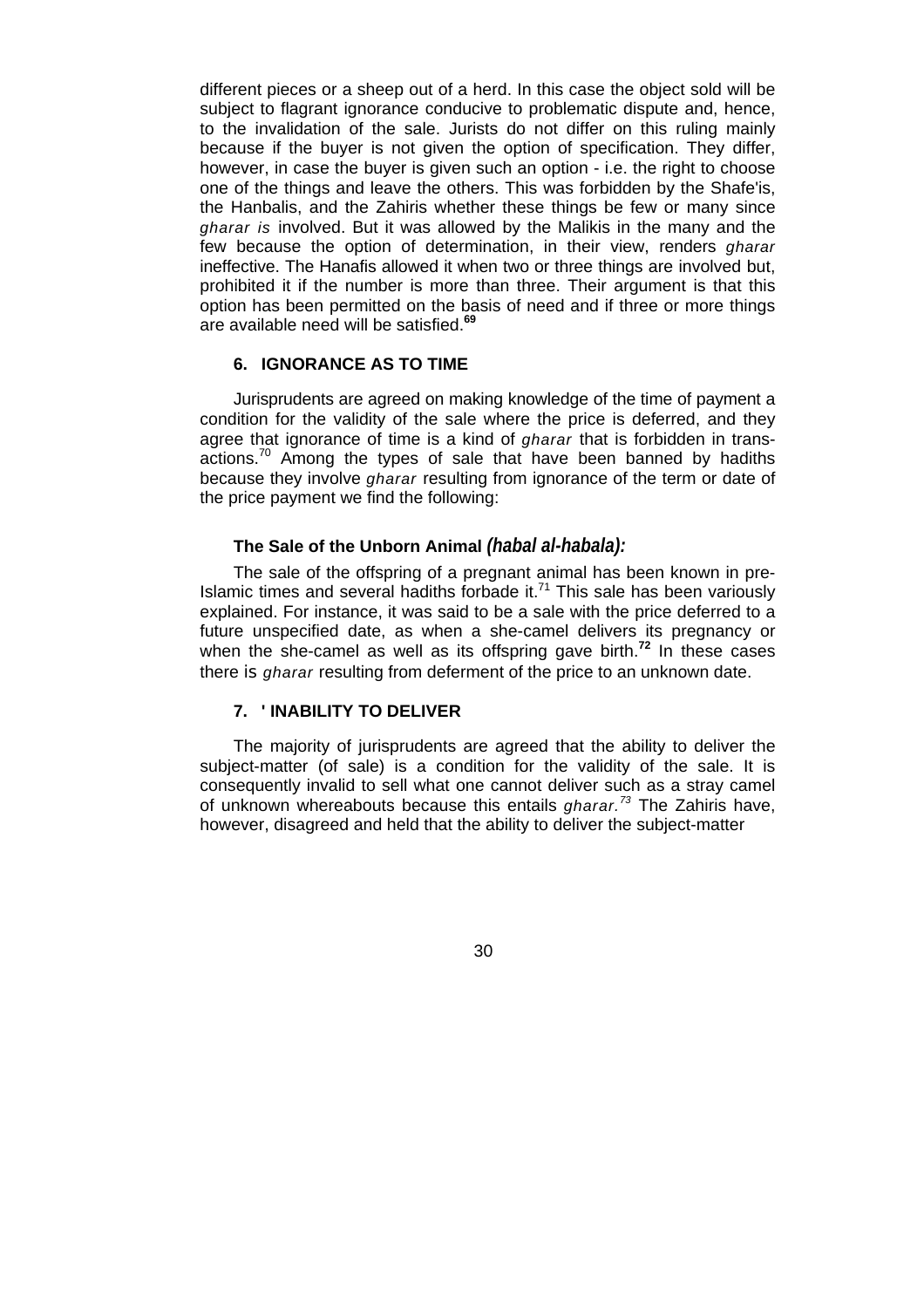different pieces or a sheep out of a herd. In this case the object sold will be subject to flagrant ignorance conducive to problematic dispute and, hence, to the invalidation of the sale. Jurists do not differ on this ruling mainly because if the buyer is not given the option of specification. They differ, however, in case the buyer is given such an option - i.e. the right to choose one of the things and leave the others. This was forbidden by the Shafe'is, the Hanbalis, and the Zahiris whether these things be few or many since *gharar is* involved. But it was allowed by the Malikis in the many and the few because the option of determination, in their view, renders *gharar* ineffective. The Hanafis allowed it when two or three things are involved but, prohibited it if the number is more than three. Their argument is that this option has been permitted on the basis of need and if three or more things are available need will be satisfied.[69]

### 6. IGNORANCE AS TO TIME

Jurisprudents are agreed on making knowledge of the time of payment a condition for the validity of the sale where the price is deferred, and they agree that ignorance of time is a kind of *gharar* that is forbidden in transactions.[70] Among the types of sale that have been banned by hadiths because they involve *gharar* resulting from ignorance of the term or date of the price payment we find the following:

#### The Sale of the Unborn Animal *(habal al-habala):*

The sale of the offspring of a pregnant animal has been known in pre-Islamic times and several hadiths forbade it.[71] This sale has been variously explained. For instance, it was said to be a sale with the price deferred to a future unspecified date, as when a she-camel delivers its pregnancy or when the she-camel as well as its offspring gave birth.[72] In these cases there is *gharar* resulting from deferment of the price to an unknown date.

### 7. ' INABILITY TO DELIVER

The majority of jurisprudents are agreed that the ability to deliver the subject-matter (of sale) is a condition for the validity of the sale. It is consequently invalid to sell what one cannot deliver such as a stray camel of unknown whereabouts because this entails *gharar.*[73] The Zahiris have, however, disagreed and held that the ability to deliver the subject-matter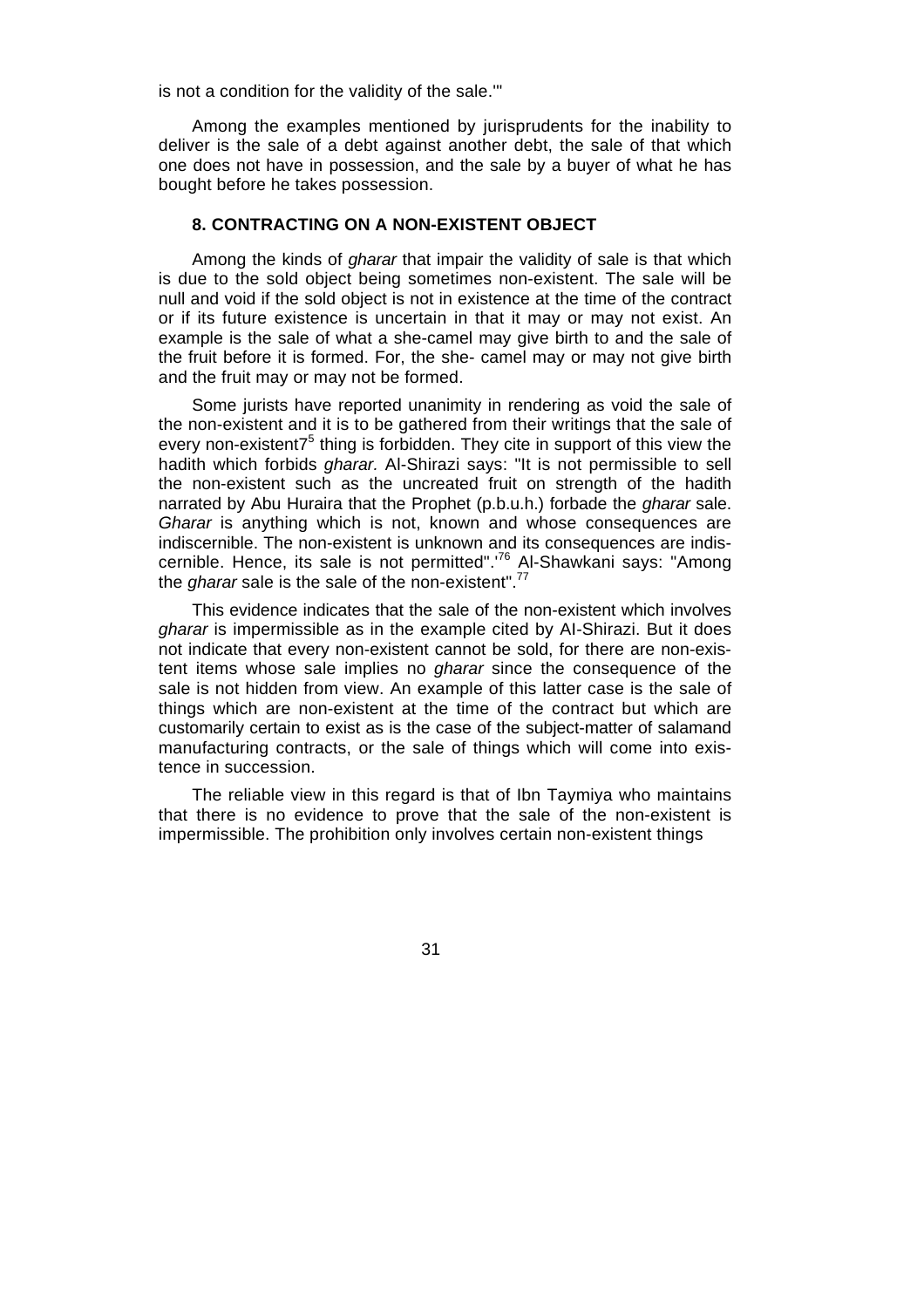is not a condition for the validity of the sale.'"

Among the examples mentioned by jurisprudents for the inability to deliver is the sale of a debt against another debt, the sale of that which one does not have in possession, and the sale by a buyer of what he has bought before he takes possession.

### 8. CONTRACTING ON A NON-EXISTENT OBJECT

Among the kinds of *gharar* that impair the validity of sale is that which is due to the sold object being sometimes non-existent. The sale will be null and void if the sold object is not in existence at the time of the contract or if its future existence is uncertain in that it may or may not exist. An example is the sale of what a she-camel may give birth to and the sale of the fruit before it is formed. For, the she- camel may or may not give birth and the fruit may or may not be formed.

Some jurists have reported unanimity in rendering as void the sale of the non-existent and it is to be gathered from their writings that the sale of every non-existent7[5] thing is forbidden. They cite in support of this view the hadith which forbids *gharar.* Al-Shirazi says: "It is not permissible to sell the non-existent such as the uncreated fruit on strength of the hadith narrated by Abu Huraira that the Prophet (p.b.u.h.) forbade the *gharar* sale. *Gharar* is anything which is not, known and whose consequences are indiscernible. The non-existent is unknown and its consequences are indiscernible. Hence, its sale is not permitted".'[76] Al-Shawkani says: "Among the *gharar* sale is the sale of the non-existent".[77]

This evidence indicates that the sale of the non-existent which involves *gharar* is impermissible as in the example cited by AI-Shirazi. But it does not indicate that every non-existent cannot be sold, for there are non-existent items whose sale implies no *gharar* since the consequence of the sale is not hidden from view. An example of this latter case is the sale of things which are non-existent at the time of the contract but which are customarily certain to exist as is the case of the subject-matter of salamand manufacturing contracts, or the sale of things which will come into existence in succession.

The reliable view in this regard is that of Ibn Taymiya who maintains that there is no evidence to prove that the sale of the non-existent is impermissible. The prohibition only involves certain non-existent things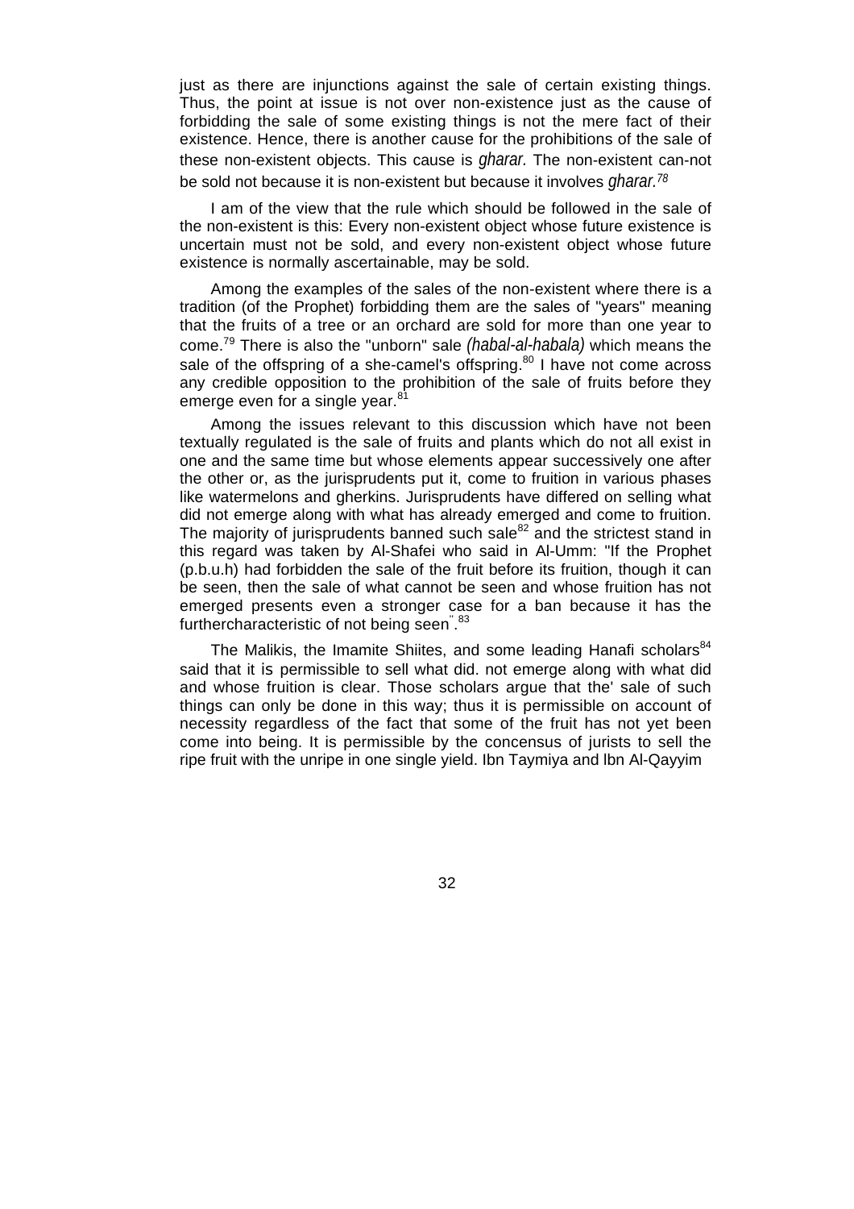just as there are injunctions against the sale of certain existing things. Thus, the point at issue is not over non-existence just as the cause of forbidding the sale of some existing things is not the mere fact of their existence. Hence, there is another cause for the prohibitions of the sale of these non-existent objects. This cause is *gharar.* The non-existent can-not be sold not because it is non-existent but because it involves *gharar.*[78]

I am of the view that the rule which should be followed in the sale of the non-existent is this: Every non-existent object whose future existence is uncertain must not be sold, and every non-existent object whose future existence is normally ascertainable, may be sold.

Among the examples of the sales of the non-existent where there is a tradition (of the Prophet) forbidding them are the sales of "years" meaning that the fruits of a tree or an orchard are sold for more than one year to come.[79] There is also the "unborn" sale *(habal-al-habala)* which means the sale of the offspring of a she-camel's offspring.[80] I have not come across any credible opposition to the prohibition of the sale of fruits before they emerge even for a single year.[81]

Among the issues relevant to this discussion which have not been textually regulated is the sale of fruits and plants which do not all exist in one and the same time but whose elements appear successively one after the other or, as the jurisprudents put it, come to fruition in various phases like watermelons and gherkins. Jurisprudents have differed on selling what did not emerge along with what has already emerged and come to fruition. The majority of jurisprudents banned such sale[82] and the strictest stand in this regard was taken by Al-Shafei who said in Al-Umm: "If the Prophet (p.b.u.h) had forbidden the sale of the fruit before its fruition, though it can be seen, then the sale of what cannot be seen and whose fruition has not emerged presents even a stronger case for a ban because it has the furthercharacteristic of not being seen".[83]

The Malikis, the Imamite Shiites, and some leading Hanafi scholars[84] said that it is permissible to sell what did. not emerge along with what did and whose fruition is clear. Those scholars argue that the' sale of such things can only be done in this way; thus it is permissible on account of necessity regardless of the fact that some of the fruit has not yet been come into being. It is permissible by the concensus of jurists to sell the ripe fruit with the unripe in one single yield. Ibn Taymiya and lbn Al-Qayyim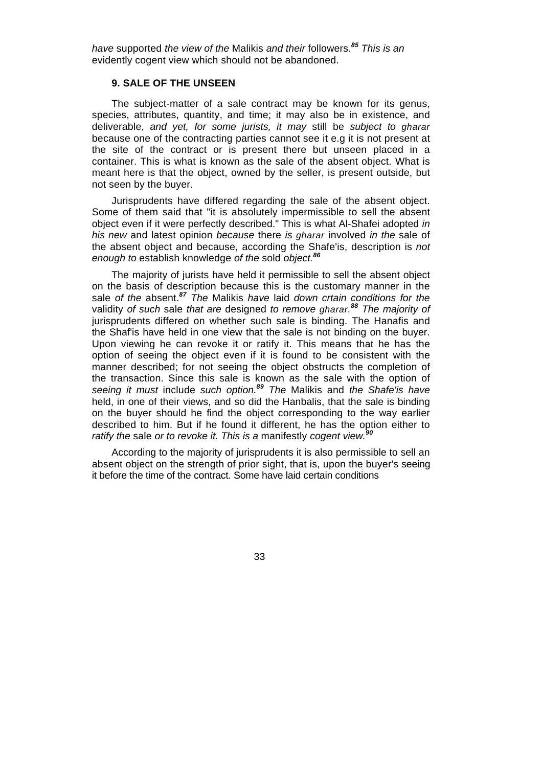*have* supported *the view of the* Malikis *and their* followers.[85] *This is an* evidently cogent view which should not be abandoned.

### 9. SALE OF THE UNSEEN

The subject-matter of a sale contract may be known for its genus, species, attributes, quantity, and time; it may also be in existence, and deliverable, *and yet, for some jurists, it may* still be *subject to gharar* because one of the contracting parties cannot see it e.g it is not present at the site of the contract or is present there but unseen placed in a container. This is what is known as the sale of the absent object. What is meant here is that the object, owned by the seller, is present outside, but not seen by the buyer.

Jurisprudents have differed regarding the sale of the absent object. Some of them said that "it is absolutely impermissible to sell the absent object even if it were perfectly described." This is what Al-Shafei adopted *in his new* and latest opinion *because* there *is gharar* involved *in the* sale of the absent object and because, according the Shafe'is, description is *not enough to* establish knowledge *of the* sold *object.*[86]

The majority of jurists have held it permissible to sell the absent object on the basis of description because this is the customary manner in the sale *of the* absent.[87] *The* Malikis *have* laid *down crtain conditions for the* validity *of such* sale *that are* designed *to remove gharar.*[88] *The majority of* jurisprudents differed on whether such sale is binding. The Hanafis and the Shaf'is have held in one view that the sale is not binding on the buyer. Upon viewing he can revoke it or ratify it. This means that he has the option of seeing the object even if it is found to be consistent with the manner described; for not seeing the object obstructs the completion of the transaction. Since this sale is known as the sale with the option of *seeing it must* include *such option.*[89] *The* Malikis and *the Shafe'is have* held, in one of their views, and so did the Hanbalis, that the sale is binding on the buyer should he find the object corresponding to the way earlier described to him. But if he found it different, he has the option either to *ratify the* sale *or to revoke it. This is a* manifestly *cogent view.*[90]

According to the majority of jurisprudents it is also permissible to sell an absent object on the strength of prior sight, that is, upon the buyer's seeing it before the time of the contract. Some have laid certain conditions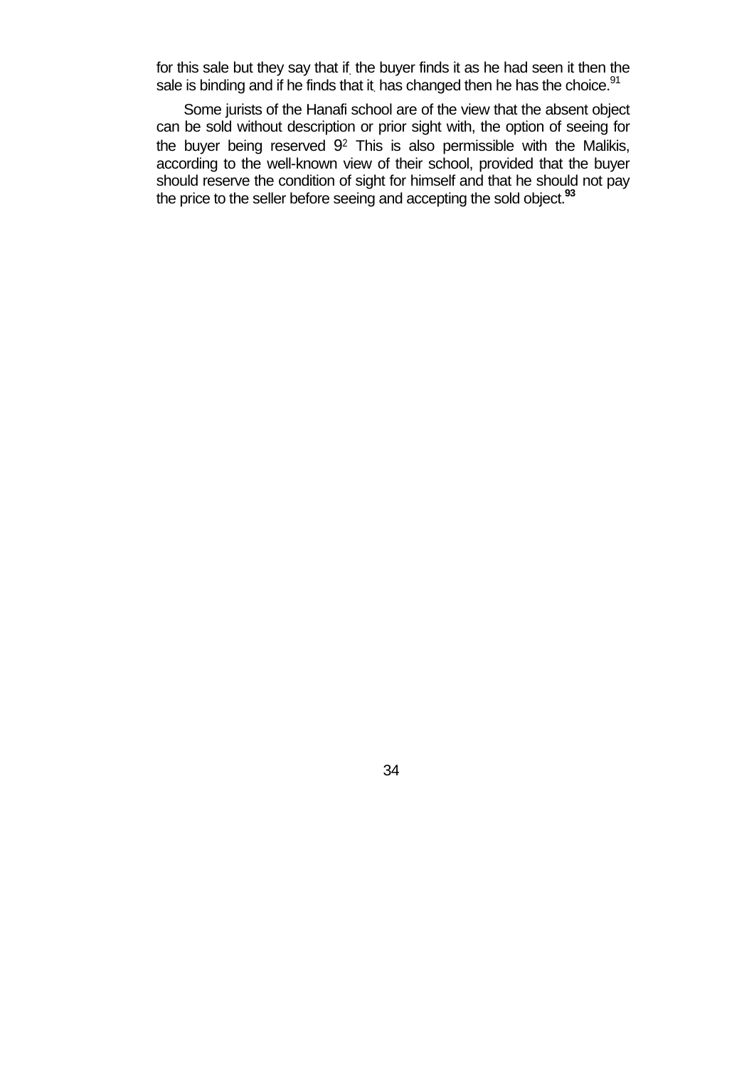for this sale but they say that if the buyer finds it as he had seen it then the sale is binding and if he finds that it has changed then he has the choice.[91]

Some jurists of the Hanafi school are of the view that the absent object can be sold without description or prior sight with, the option of seeing for the buyer being reserved [92] This is also permissible with the Malikis, according to the well-known view of their school, provided that the buyer should reserve the condition of sight for himself and that he should not pay the price to the seller before seeing and accepting the sold object.[93]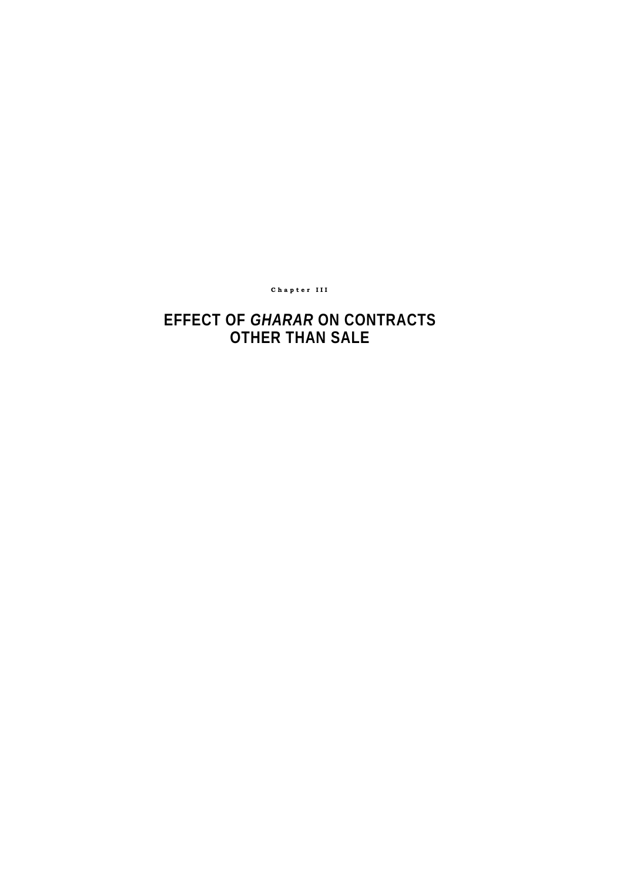Chapter III

# EFFECT OF *GHARAR* ON CONTRACTS OTHER THAN SALE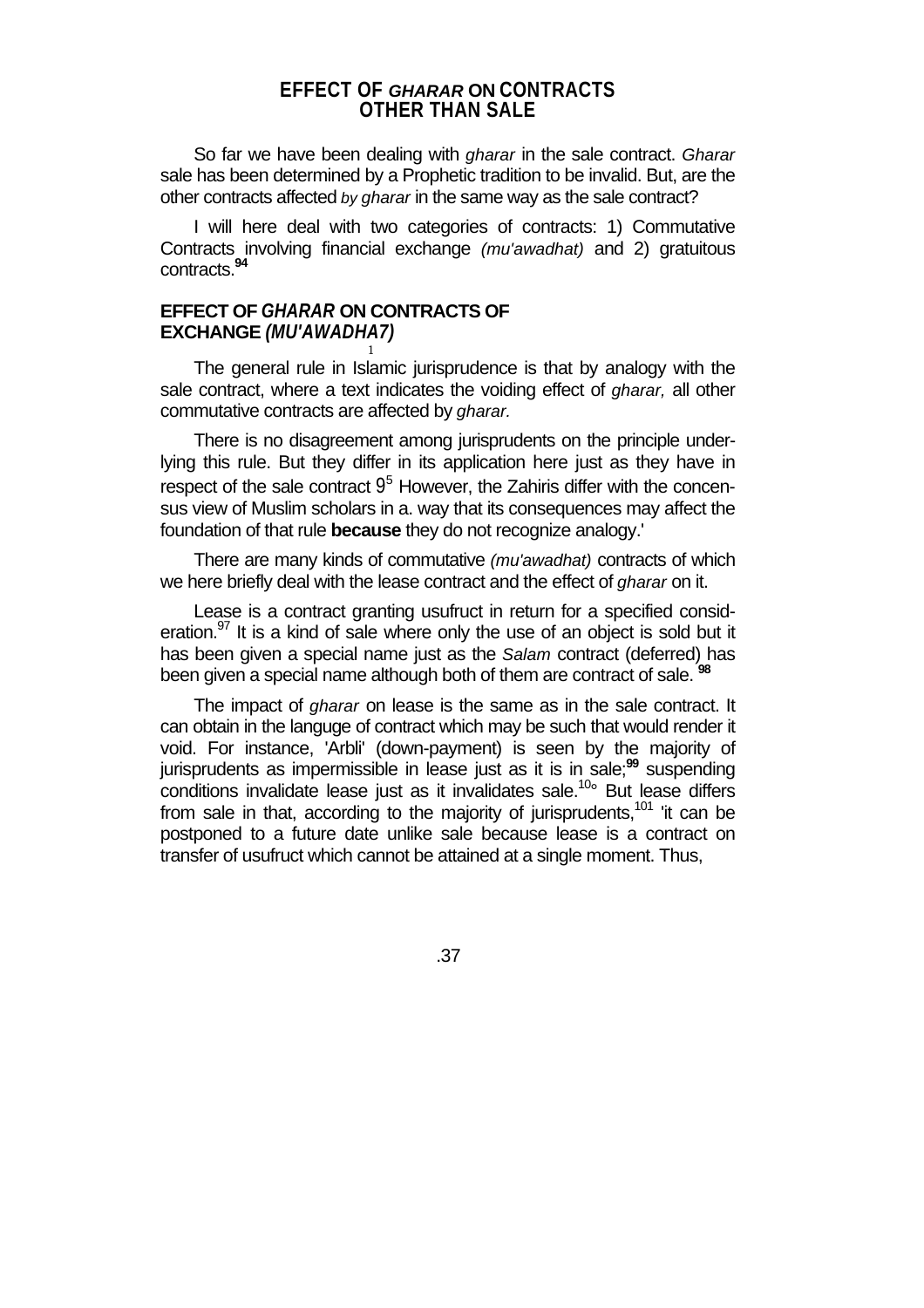## EFFECT OF *GHARAR* ON CONTRACTS OTHER THAN SALE

So far we have been dealing with *gharar* in the sale contract. *Gharar* sale has been determined by a Prophetic tradition to be invalid. But, are the other contracts affected *by gharar* in the same way as the sale contract?

I will here deal with two categories of contracts: 1) Commutative Contracts involving financial exchange *(mu'awadhat)* and 2) gratuitous contracts.[94]

### EFFECT OF *GHARAR* ON CONTRACTS OF EXCHANGE *(MU'AWADHA7)*

The general rule in Islamic jurisprudence is that by analogy with the sale contract, where a text indicates the voiding effect of *gharar,* all other commutative contracts are affected by *gharar.*

There is no disagreement among jurisprudents on the principle underlying this rule. But they differ in its application here just as they have in respect of the sale contract 9[5] However, the Zahiris differ with the concensus view of Muslim scholars in a. way that its consequences may affect the foundation of that rule **because** they do not recognize analogy.'

There are many kinds of commutative *(mu'awadhat)* contracts of which we here briefly deal with the lease contract and the effect of *gharar* on it.

Lease is a contract granting usufruct in return for a specified consideration.[97] It is a kind of sale where only the use of an object is sold but it has been given a special name just as the *Salam* contract (deferred) has been given a special name although both of them are contract of sale. [98]

The impact of *gharar* on lease is the same as in the sale contract. It can obtain in the languge of contract which may be such that would render it void. For instance, 'Arbli' (down-payment) is seen by the majority of jurisprudents as impermissible in lease just as it is in sale;[99] suspending conditions invalidate lease just as it invalidates sale.[10o] But lease differs from sale in that, according to the majority of jurisprudents,[101] 'it can be postponed to a future date unlike sale because lease is a contract on transfer of usufruct which cannot be attained at a single moment. Thus,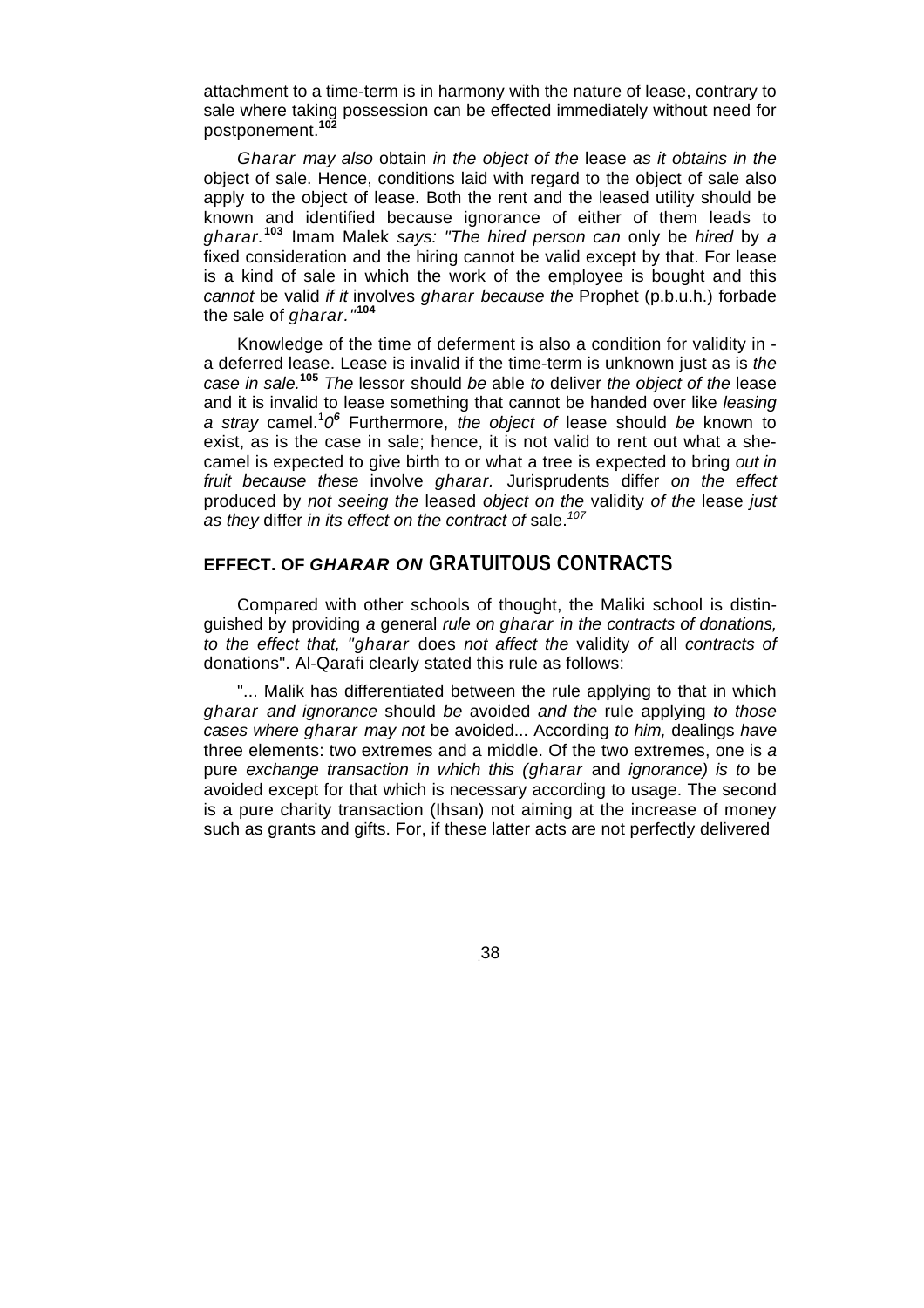attachment to a time-term is in harmony with the nature of lease, contrary to sale where taking possession can be effected immediately without need for postponement.[102]

*Gharar may also* obtain *in the object of the* lease *as it obtains in the* object of sale. Hence, conditions laid with regard to the object of sale also apply to the object of lease. Both the rent and the leased utility should be known and identified because ignorance of either of them leads to *gharar.*[103] Imam Malek *says: "The hired person can* only be *hired* by *a* fixed consideration and the hiring cannot be valid except by that. For lease is a kind of sale in which the work of the employee is bought and this *cannot* be valid *if it* involves *gharar because the* Prophet (p.b.u.h.) forbade the sale of *gharar."*[104]

Knowledge of the time of deferment is also a condition for validity in a deferred lease. Lease is invalid if the time-term is unknown just as is *the case in sale.*[105] *The* lessor should *be* able *to* deliver *the object of the* lease and it is invalid to lease something that cannot be handed over like *leasing a stray* camel.[106] Furthermore, *the object of* lease should *be* known to exist, as is the case in sale; hence, it is not valid to rent out what a she-camel is expected to give birth to or what a tree is expected to bring *out in fruit because these* involve *gharar.* Jurisprudents differ *on the effect* produced by *not seeing the* leased *object on the* validity *of the* lease *just as they* differ *in its effect on the contract of* sale.[107]

## EFFECT. OF *GHARAR ON* GRATUITOUS CONTRACTS

Compared with other schools of thought, the Maliki school is distinguished by providing *a* general *rule on gharar in the contracts of donations, to the effect that, "gharar* does *not affect the* validity *of* all *contracts of* donations". Al-Qarafi clearly stated this rule as follows:

"... Malik has differentiated between the rule applying to that in which *gharar and ignorance* should *be* avoided *and the* rule applying *to those cases where gharar may not* be avoided... According *to him,* dealings *have* three elements: two extremes and a middle. Of the two extremes, one is *a* pure *exchange transaction in which this (gharar* and *ignorance) is to* be avoided except for that which is necessary according to usage. The second is a pure charity transaction (Ihsan) not aiming at the increase of money such as grants and gifts. For, if these latter acts are not perfectly delivered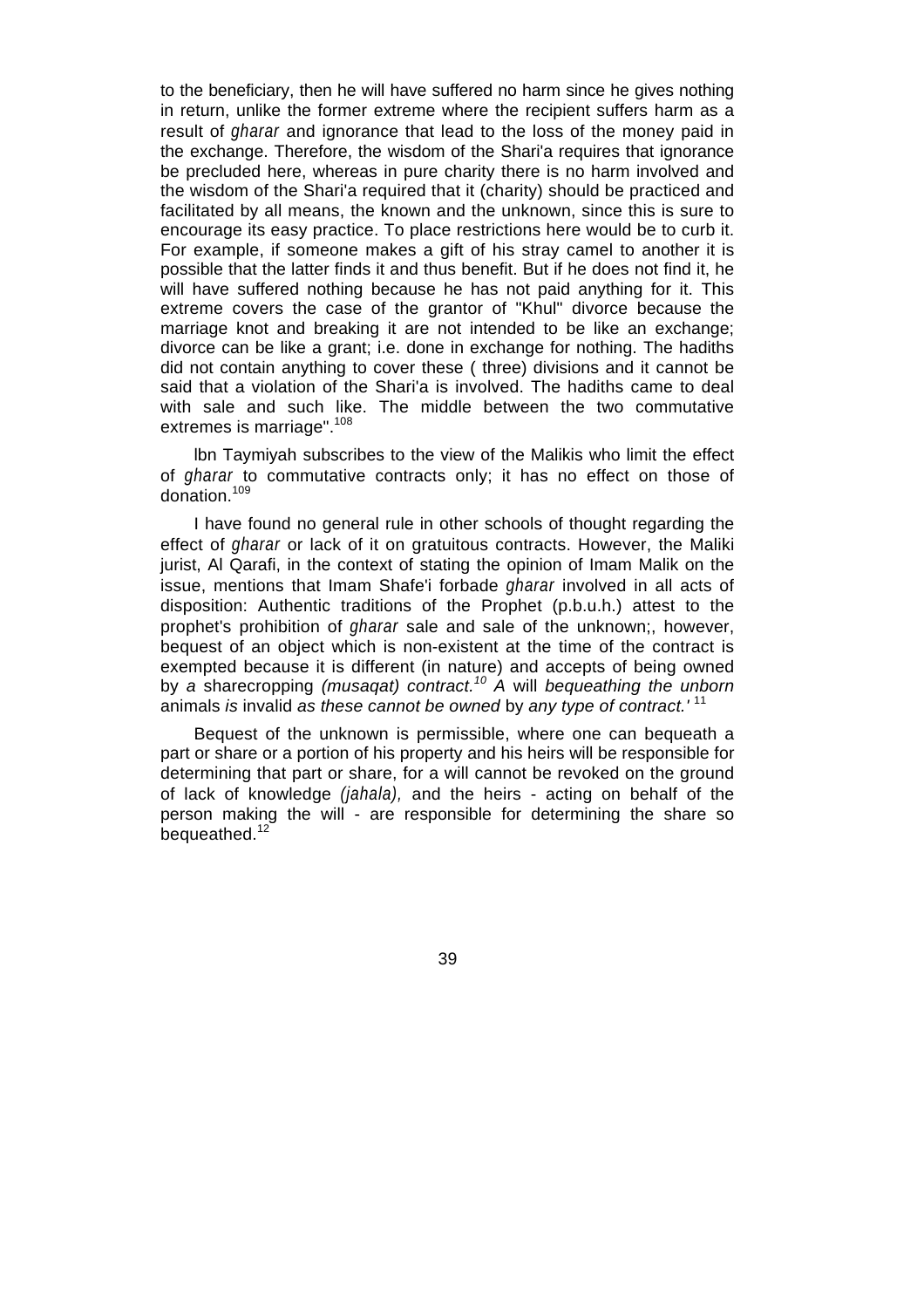to the beneficiary, then he will have suffered no harm since he gives nothing in return, unlike the former extreme where the recipient suffers harm as a result of *gharar* and ignorance that lead to the loss of the money paid in the exchange. Therefore, the wisdom of the Shari'a requires that ignorance be precluded here, whereas in pure charity there is no harm involved and the wisdom of the Shari'a required that it (charity) should be practiced and facilitated by all means, the known and the unknown, since this is sure to encourage its easy practice. To place restrictions here would be to curb it. For example, if someone makes a gift of his stray camel to another it is possible that the latter finds it and thus benefit. But if he does not find it, he will have suffered nothing because he has not paid anything for it. This extreme covers the case of the grantor of "Khul" divorce because the marriage knot and breaking it are not intended to be like an exchange; divorce can be like a grant; i.e. done in exchange for nothing. The hadiths did not contain anything to cover these ( three) divisions and it cannot be said that a violation of the Shari'a is involved. The hadiths came to deal with sale and such like. The middle between the two commutative extremes is marriage".[108]

Ibn Taymiyah subscribes to the view of the Malikis who limit the effect of *gharar* to commutative contracts only; it has no effect on those of donation.[109]

I have found no general rule in other schools of thought regarding the effect of *gharar* or lack of it on gratuitous contracts. However, the Maliki jurist, Al Qarafi, in the context of stating the opinion of Imam Malik on the issue, mentions that Imam Shafe'i forbade *gharar* involved in all acts of disposition: Authentic traditions of the Prophet (p.b.u.h.) attest to the prophet's prohibition of *gharar* sale and sale of the unknown;, however, bequest of an object which is non-existent at the time of the contract is exempted because it is different (in nature) and accepts of being owned by *a* sharecropping *(musaqat) contract.*[10] *A* will *bequeathing the unborn* animals *is* invalid *as these cannot be owned* by *any type of contract.'* [11]

Bequest of the unknown is permissible, where one can bequeath a part or share or a portion of his property and his heirs will be responsible for determining that part or share, for a will cannot be revoked on the ground of lack of knowledge *(jahala),* and the heirs - acting on behalf of the person making the will - are responsible for determining the share so bequeathed.[12]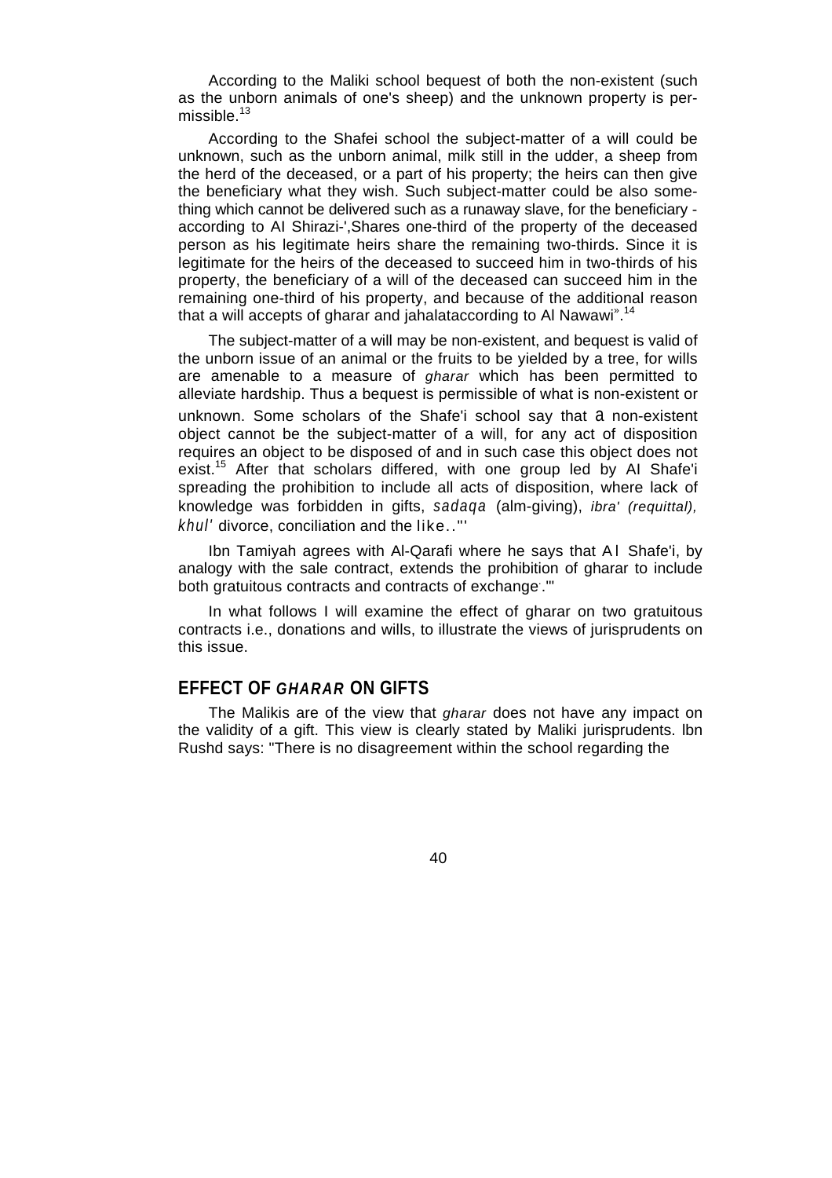According to the Maliki school bequest of both the non-existent (such as the unborn animals of one's sheep) and the unknown property is permissible.[13]

According to the Shafei school the subject-matter of a will could be unknown, such as the unborn animal, milk still in the udder, a sheep from the herd of the deceased, or a part of his property; the heirs can then give the beneficiary what they wish. Such subject-matter could be also something which cannot be delivered such as a runaway slave, for the beneficiary - according to Al Shirazi-',Shares one-third of the property of the deceased person as his legitimate heirs share the remaining two-thirds. Since it is legitimate for the heirs of the deceased to succeed him in two-thirds of his property, the beneficiary of a will of the deceased can succeed him in the remaining one-third of his property, and because of the additional reason that a will accepts of gharar and jahalataccording to Al Nawawi".[14]

The subject-matter of a will may be non-existent, and bequest is valid of the unborn issue of an animal or the fruits to be yielded by a tree, for wills are amenable to a measure of *gharar* which has been permitted to alleviate hardship. Thus a bequest is permissible of what is non-existent or unknown. Some scholars of the Shafe'i school say that a non-existent object cannot be the subject-matter of a will, for any act of disposition requires an object to be disposed of and in such case this object does not exist.[15] After that scholars differed, with one group led by Al Shafe'i spreading the prohibition to include all acts of disposition, where lack of knowledge was forbidden in gifts, *sadaqa* (alm-giving), *ibra' (requittal), khul'* divorce, conciliation and the like.."'

Ibn Tamiyah agrees with Al-Qarafi where he says that Al Shafe'i, by analogy with the sale contract, extends the prohibition of gharar to include both gratuitous contracts and contracts of exchange."'

In what follows I will examine the effect of gharar on two gratuitous contracts i.e., donations and wills, to illustrate the views of jurisprudents on this issue.

## EFFECT OF *GHARAR* ON GIFTS

The Malikis are of the view that *gharar* does not have any impact on the validity of a gift. This view is clearly stated by Maliki jurisprudents. Ibn Rushd says: "There is no disagreement within the school regarding the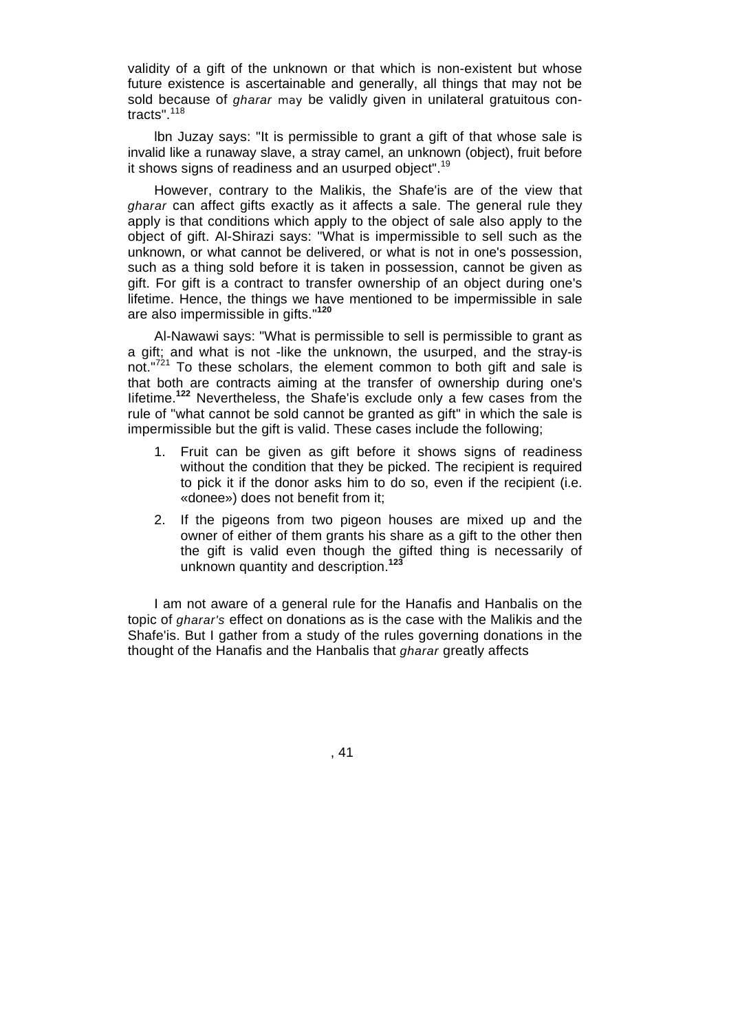validity of a gift of the unknown or that which is non-existent but whose future existence is ascertainable and generally, all things that may not be sold because of *gharar* may be validly given in unilateral gratuitous contracts".[118]

Ibn Juzay says: "It is permissible to grant a gift of that whose sale is invalid like a runaway slave, a stray camel, an unknown (object), fruit before it shows signs of readiness and an usurped object".[19]

However, contrary to the Malikis, the Shafe'is are of the view that *gharar* can affect gifts exactly as it affects a sale. The general rule they apply is that conditions which apply to the object of sale also apply to the object of gift. Al-Shirazi says: "What is impermissible to sell such as the unknown, or what cannot be delivered, or what is not in one's possession, such as a thing sold before it is taken in possession, cannot be given as gift. For gift is a contract to transfer ownership of an object during one's lifetime. Hence, the things we have mentioned to be impermissible in sale are also impermissible in gifts."[120]

Al-Nawawi says: "What is permissible to sell is permissible to grant as a gift; and what is not -like the unknown, the usurped, and the stray-is not."[721] To these scholars, the element common to both gift and sale is that both are contracts aiming at the transfer of ownership during one's lifetime.[122] Nevertheless, the Shafe'is exclude only a few cases from the rule of "what cannot be sold cannot be granted as gift" in which the sale is impermissible but the gift is valid. These cases include the following;

1. Fruit can be given as gift before it shows signs of readiness without the condition that they be picked. The recipient is required to pick it if the donor asks him to do so, even if the recipient (i.e. «donee») does not benefit from it;
2. If the pigeons from two pigeon houses are mixed up and the owner of either of them grants his share as a gift to the other then the gift is valid even though the gifted thing is necessarily of unknown quantity and description.[123]

I am not aware of a general rule for the Hanafis and Hanbalis on the topic of *gharar's* effect on donations as is the case with the Malikis and the Shafe'is. But I gather from a study of the rules governing donations in the thought of the Hanafis and the Hanbalis that *gharar* greatly affects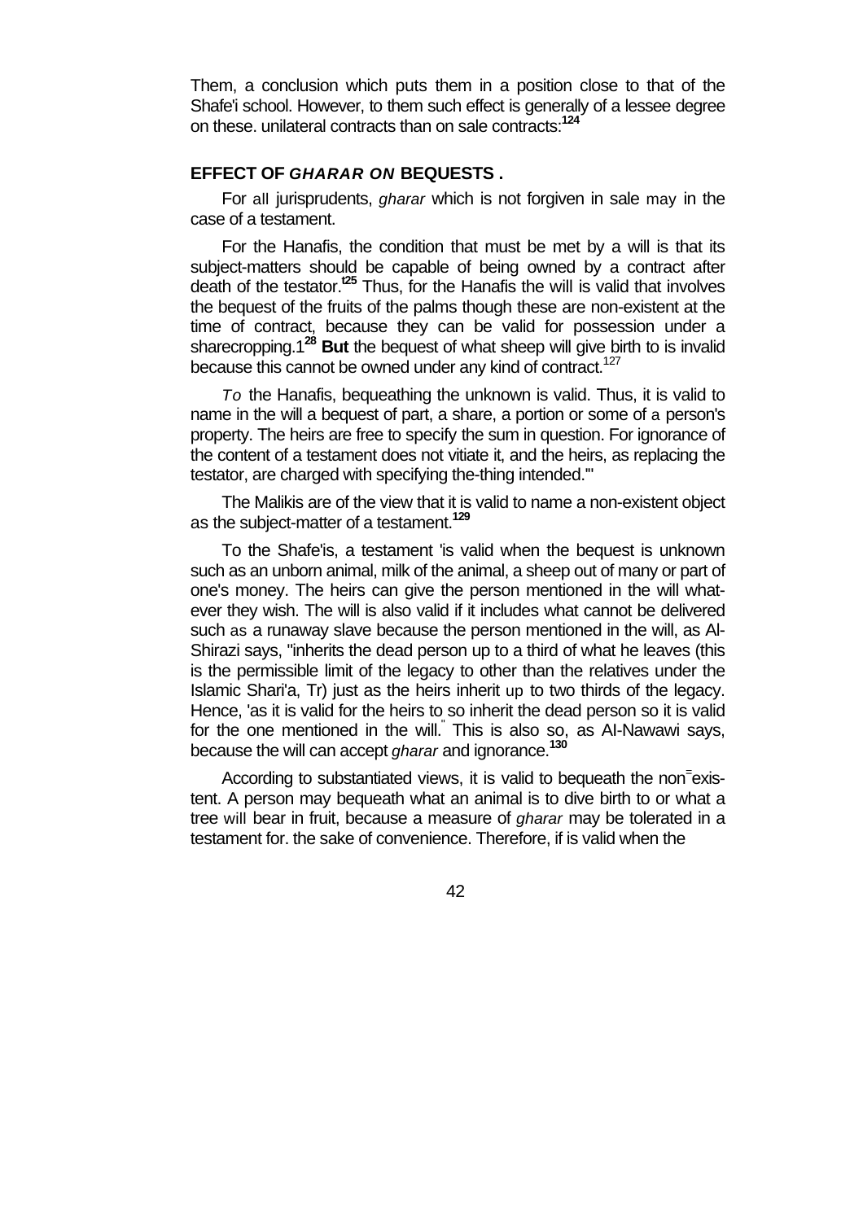Them, a conclusion which puts them in a position close to that of the Shafe'i school. However, to them such effect is generally of a lessee degree on these. unilateral contracts than on sale contracts:[124]

## EFFECT OF *GHARAR ON* BEQUESTS .

For all jurisprudents, *gharar* which is not forgiven in sale may in the case of a testament.

For the Hanafis, the condition that must be met by a will is that its subject-matters should be capable of being owned by a contract after death of the testator.[125] Thus, for the Hanafis the will is valid that involves the bequest of the fruits of the palms though these are non-existent at the time of contract, because they can be valid for possession under a sharecropping.[128] **But** the bequest of what sheep will give birth to is invalid because this cannot be owned under any kind of contract.[127]

*To* the Hanafis, bequeathing the unknown is valid. Thus, it is valid to name in the will a bequest of part, a share, a portion or some of a person's property. The heirs are free to specify the sum in question. For ignorance of the content of a testament does not vitiate it, and the heirs, as replacing the testator, are charged with specifying the-thing intended."'

The Malikis are of the view that it is valid to name a non-existent object as the subject-matter of a testament.[129]

To the Shafe'is, a testament 'is valid when the bequest is unknown such as an unborn animal, milk of the animal, a sheep out of many or part of one's money. The heirs can give the person mentioned in the will whatever they wish. The will is also valid if it includes what cannot be delivered such as a runaway slave because the person mentioned in the will, as Al-Shirazi says, "inherits the dead person up to a third of what he leaves (this is the permissible limit of the legacy to other than the relatives under the Islamic Shari'a, Tr) just as the heirs inherit up to two thirds of the legacy. Hence, 'as it is valid for the heirs to so inherit the dead person so it is valid for the one mentioned in the will." This is also so, as Al-Nawawi says, because the will can accept *gharar* and ignorance.[130]

According to substantiated views, it is valid to bequeath the non-existent. A person may bequeath what an animal is to dive birth to or what a tree will bear in fruit, because a measure of *gharar* may be tolerated in a testament for. the sake of convenience. Therefore, if is valid when the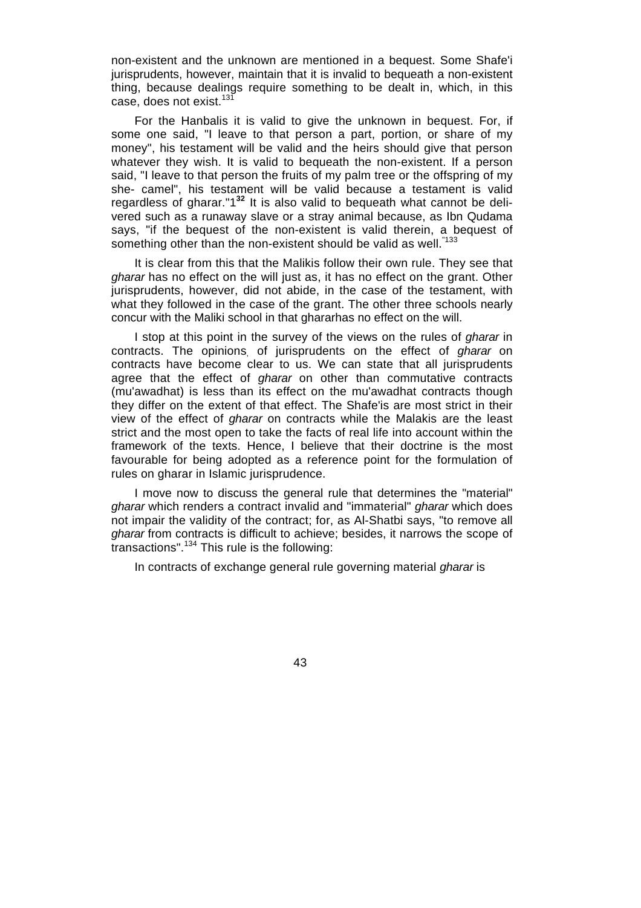non-existent and the unknown are mentioned in a bequest. Some Shafe'i jurisprudents, however, maintain that it is invalid to bequeath a non-existent thing, because dealings require something to be dealt in, which, in this case, does not exist.[131]

For the Hanbalis it is valid to give the unknown in bequest. For, if some one said, "I leave to that person a part, portion, or share of my money", his testament will be valid and the heirs should give that person whatever they wish. It is valid to bequeath the non-existent. If a person said, "I leave to that person the fruits of my palm tree or the offspring of my she- camel", his testament will be valid because a testament is valid regardless of gharar."1[32] It is also valid to bequeath what cannot be delivered such as a runaway slave or a stray animal because, as Ibn Qudama says, "if the bequest of the non-existent is valid therein, a bequest of something other than the non-existent should be valid as well."[133]

It is clear from this that the Malikis follow their own rule. They see that *gharar* has no effect on the will just as, it has no effect on the grant. Other jurisprudents, however, did not abide, in the case of the testament, with what they followed in the case of the grant. The other three schools nearly concur with the Maliki school in that ghararhas no effect on the will.

I stop at this point in the survey of the views on the rules of *gharar* in contracts. The opinions, of jurisprudents on the effect of *gharar* on contracts have become clear to us. We can state that all jurisprudents agree that the effect of *gharar* on other than commutative contracts (mu'awadhat) is less than its effect on the mu'awadhat contracts though they differ on the extent of that effect. The Shafe'is are most strict in their view of the effect of *gharar* on contracts while the Malakis are the least strict and the most open to take the facts of real life into account within the framework of the texts. Hence, I believe that their doctrine is the most favourable for being adopted as a reference point for the formulation of rules on gharar in Islamic jurisprudence.

I move now to discuss the general rule that determines the "material" *gharar* which renders a contract invalid and "immaterial" *gharar* which does not impair the validity of the contract; for, as Al-Shatbi says, "to remove all *gharar* from contracts is difficult to achieve; besides, it narrows the scope of transactions".[134] This rule is the following:

In contracts of exchange general rule governing material *gharar* is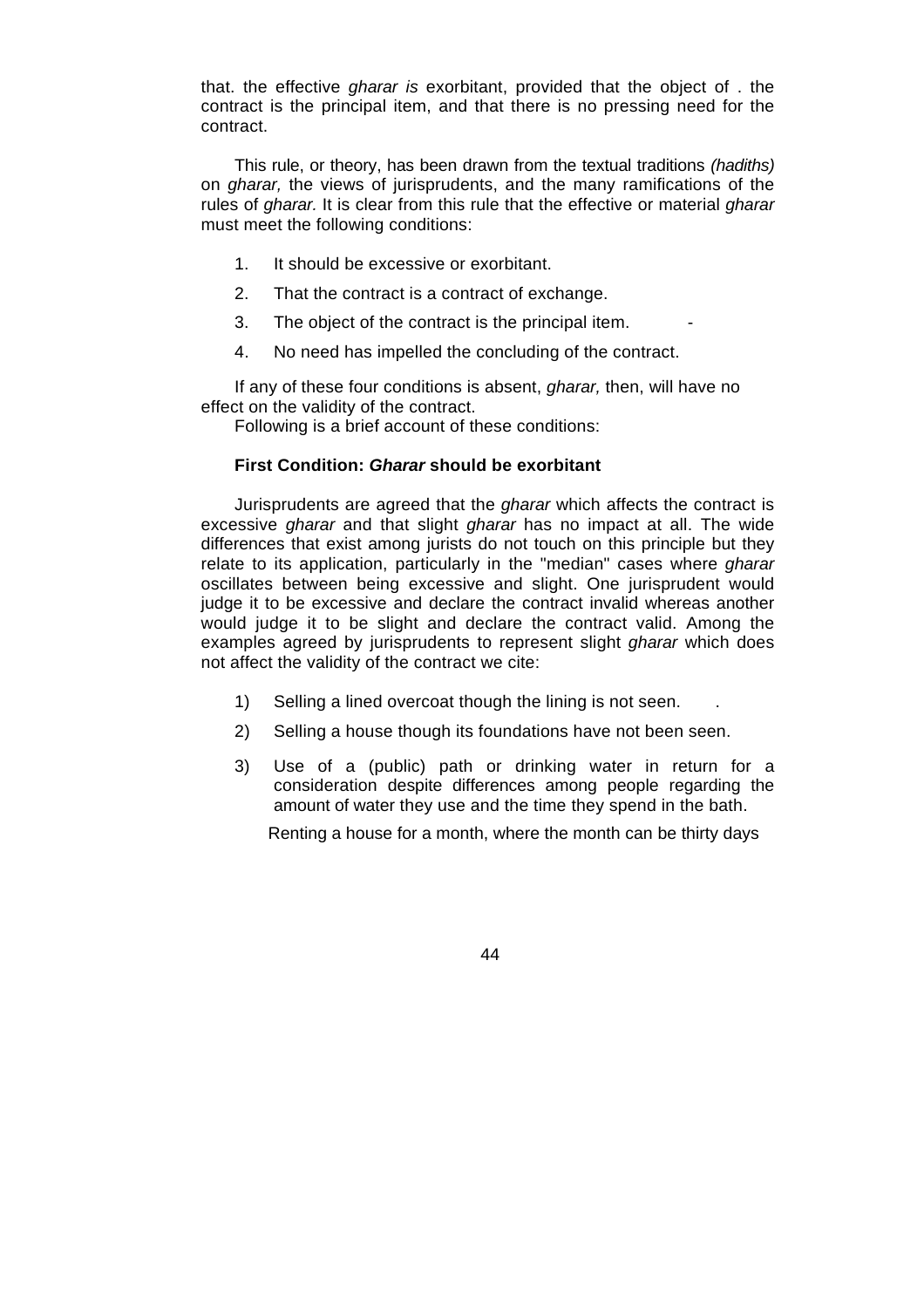that. the effective *gharar is* exorbitant, provided that the object of . the contract is the principal item, and that there is no pressing need for the contract.

This rule, or theory, has been drawn from the textual traditions *(hadiths)* on *gharar,* the views of jurisprudents, and the many ramifications of the rules of *gharar.* It is clear from this rule that the effective or material *gharar* must meet the following conditions:

1. It should be excessive or exorbitant.
2. That the contract is a contract of exchange.
3. The object of the contract is the principal item.
4. No need has impelled the concluding of the contract.

If any of these four conditions is absent, *gharar,* then, will have no effect on the validity of the contract.

Following is a brief account of these conditions:

**First Condition: *Gharar* should be exorbitant**

Jurisprudents are agreed that the *gharar* which affects the contract is excessive *gharar* and that slight *gharar* has no impact at all. The wide differences that exist among jurists do not touch on this principle but they relate to its application, particularly in the "median" cases where *gharar* oscillates between being excessive and slight. One jurisprudent would judge it to be excessive and declare the contract invalid whereas another would judge it to be slight and declare the contract valid. Among the examples agreed by jurisprudents to represent slight *gharar* which does not affect the validity of the contract we cite:

1) Selling a lined overcoat though the lining is not seen.
2) Selling a house though its foundations have not been seen.
3) Use of a (public) path or drinking water in return for a consideration despite differences among people regarding the amount of water they use and the time they spend in the bath.

Renting a house for a month, where the month can be thirty days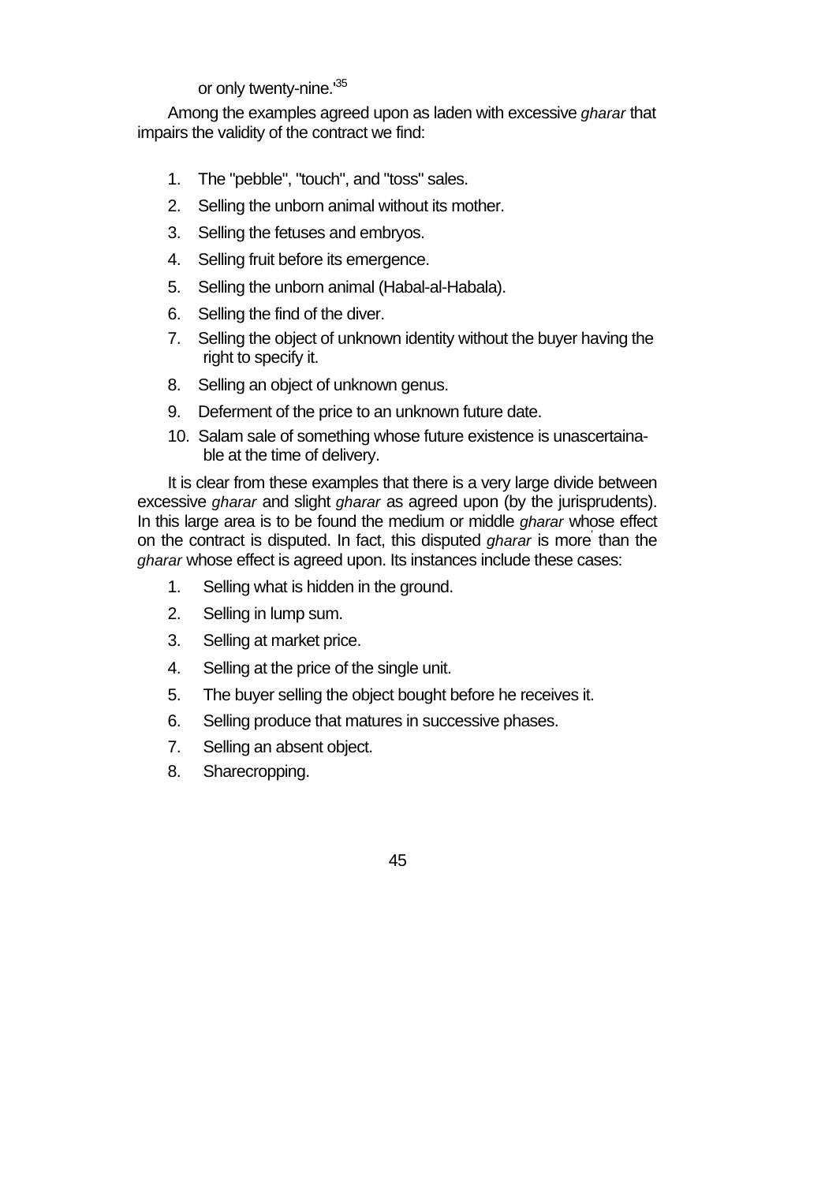or only twenty-nine.'[35]

Among the examples agreed upon as laden with excessive *gharar* that impairs the validity of the contract we find:

1. The "pebble", "touch", and "toss" sales.
2. Selling the unborn animal without its mother.
3. Selling the fetuses and embryos.
4. Selling fruit before its emergence.
5. Selling the unborn animal (Habal-al-Habala).
6. Selling the find of the diver.
7. Selling the object of unknown identity without the buyer having the right to specify it.
8. Selling an object of unknown genus.
9. Deferment of the price to an unknown future date.
10. Salam sale of something whose future existence is unascertainable at the time of delivery.

It is clear from these examples that there is a very large divide between excessive *gharar* and slight *gharar* as agreed upon (by the jurisprudents). In this large area is to be found the medium or middle *gharar* whose effect on the contract is disputed. In fact, this disputed *gharar* is more than the *gharar* whose effect is agreed upon. Its instances include these cases:

1. Selling what is hidden in the ground.
2. Selling in lump sum.
3. Selling at market price.
4. Selling at the price of the single unit.
5. The buyer selling the object bought before he receives it.
6. Selling produce that matures in successive phases.
7. Selling an absent object.
8. Sharecropping.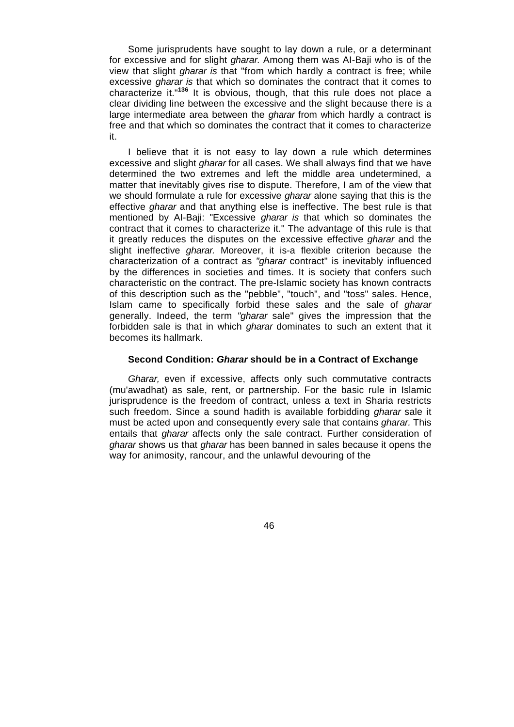Some jurisprudents have sought to lay down a rule, or a determinant for excessive and for slight *gharar.* Among them was Al-Baji who is of the view that slight *gharar is* that "from which hardly a contract is free; while excessive *gharar is* that which so dominates the contract that it comes to characterize it."[136] It is obvious, though, that this rule does not place a clear dividing line between the excessive and the slight because there is a large intermediate area between the *gharar* from which hardly a contract is free and that which so dominates the contract that it comes to characterize it.

I believe that it is not easy to lay down a rule which determines excessive and slight *gharar* for all cases. We shall always find that we have determined the two extremes and left the middle area undetermined, a matter that inevitably gives rise to dispute. Therefore, I am of the view that we should formulate a rule for excessive *gharar* alone saying that this is the effective *gharar* and that anything else is ineffective. The best rule is that mentioned by Al-Baji: "Excessive *gharar is* that which so dominates the contract that it comes to characterize it." The advantage of this rule is that it greatly reduces the disputes on the excessive effective *gharar* and the slight ineffective *gharar.* Moreover, it is-a flexible criterion because the characterization of a contract as *"gharar* contract" is inevitably influenced by the differences in societies and times. It is society that confers such characteristic on the contract. The pre-Islamic society has known contracts of this description such as the "pebble", "touch", and "toss" sales. Hence, Islam came to specifically forbid these sales and the sale of *gharar* generally. Indeed, the term *"gharar* sale" gives the impression that the forbidden sale is that in which *gharar* dominates to such an extent that it becomes its hallmark.

#### Second Condition: *Gharar* should be in a Contract of Exchange

*Gharar,* even if excessive, affects only such commutative contracts (mu'awadhat) as sale, rent, or partnership. For the basic rule in Islamic jurisprudence is the freedom of contract, unless a text in Sharia restricts such freedom. Since a sound hadith is available forbidding *gharar* sale it must be acted upon and consequently every sale that contains *gharar.* This entails that *gharar* affects only the sale contract. Further consideration of *gharar* shows us that *gharar* has been banned in sales because it opens the way for animosity, rancour, and the unlawful devouring of the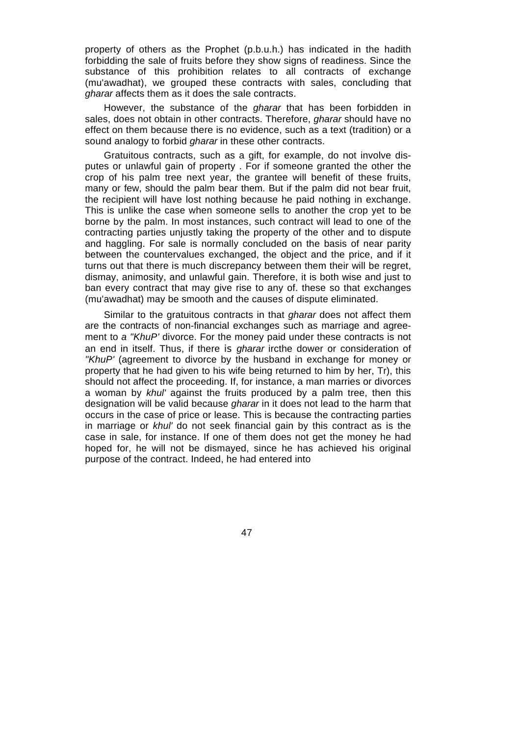property of others as the Prophet (p.b.u.h.) has indicated in the hadith forbidding the sale of fruits before they show signs of readiness. Since the substance of this prohibition relates to all contracts of exchange (mu'awadhat), we grouped these contracts with sales, concluding that *gharar* affects them as it does the sale contracts.

However, the substance of the *gharar* that has been forbidden in sales, does not obtain in other contracts. Therefore, *gharar* should have no effect on them because there is no evidence, such as a text (tradition) or a sound analogy to forbid *gharar* in these other contracts.

Gratuitous contracts, such as a gift, for example, do not involve disputes or unlawful gain of property . For if someone granted the other the crop of his palm tree next year, the grantee will benefit of these fruits, many or few, should the palm bear them. But if the palm did not bear fruit, the recipient will have lost nothing because he paid nothing in exchange. This is unlike the case when someone sells to another the crop yet to be borne by the palm. In most instances, such contract will lead to one of the contracting parties unjustly taking the property of the other and to dispute and haggling. For sale is normally concluded on the basis of near parity between the countervalues exchanged, the object and the price, and if it turns out that there is much discrepancy between them their will be regret, dismay, animosity, and unlawful gain. Therefore, it is both wise and just to ban every contract that may give rise to any of. these so that exchanges (mu'awadhat) may be smooth and the causes of dispute eliminated.

Similar to the gratuitous contracts in that *gharar* does not affect them are the contracts of non-financial exchanges such as marriage and agreement to *a "KhuP'* divorce. For the money paid under these contracts is not an end in itself. Thus, if there is *gharar* ircthe dower or consideration of *"KhuP'* (agreement to divorce by the husband in exchange for money or property that he had given to his wife being returned to him by her, Tr), this should not affect the proceeding. If, for instance, a man marries or divorces a woman by *khul'* against the fruits produced by a palm tree, then this designation will be valid because *gharar* in it does not lead to the harm that occurs in the case of price or lease. This is because the contracting parties in marriage or *khul'* do not seek financial gain by this contract as is the case in sale, for instance. If one of them does not get the money he had hoped for, he will not be dismayed, since he has achieved his original purpose of the contract. Indeed, he had entered into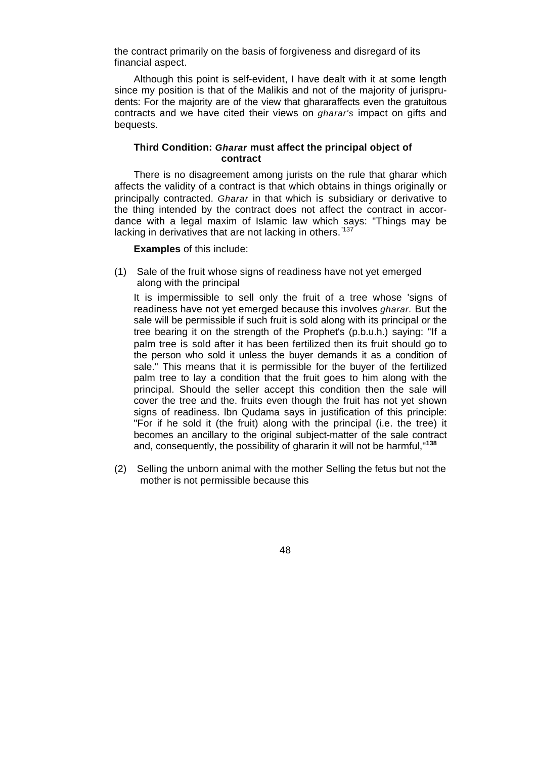the contract primarily on the basis of forgiveness and disregard of its financial aspect.

Although this point is self-evident, I have dealt with it at some length since my position is that of the Malikis and not of the majority of jurisprudents: For the majority are of the view that ghararaffects even the gratuitous contracts and we have cited their views on *gharar's* impact on gifts and bequests.

### Third Condition: *Gharar* must affect the principal object of contract

There is no disagreement among jurists on the rule that gharar which affects the validity of a contract is that which obtains in things originally or principally contracted. *Gharar* in that which is subsidiary or derivative to the thing intended by the contract does not affect the contract in accordance with a legal maxim of Islamic law which says: "Things may be lacking in derivatives that are not lacking in others."[137]

**Examples** of this include:

(1) Sale of the fruit whose signs of readiness have not yet emerged along with the principal

It is impermissible to sell only the fruit of a tree whose 'signs of readiness have not yet emerged because this involves *gharar*. But the sale will be permissible if such fruit is sold along with its principal or the tree bearing it on the strength of the Prophet's (p.b.u.h.) saying: "If a palm tree is sold after it has been fertilized then its fruit should go to the person who sold it unless the buyer demands it as a condition of sale." This means that it is permissible for the buyer of the fertilized palm tree to lay a condition that the fruit goes to him along with the principal. Should the seller accept this condition then the sale will cover the tree and the. fruits even though the fruit has not yet shown signs of readiness. lbn Qudama says in justification of this principle: "For if he sold it (the fruit) along with the principal (i.e. the tree) it becomes an ancillary to the original subject-matter of the sale contract and, consequently, the possibility of ghararin it will not be harmful,"[138]

(2) Selling the unborn animal with the mother Selling the fetus but not the mother is not permissible because this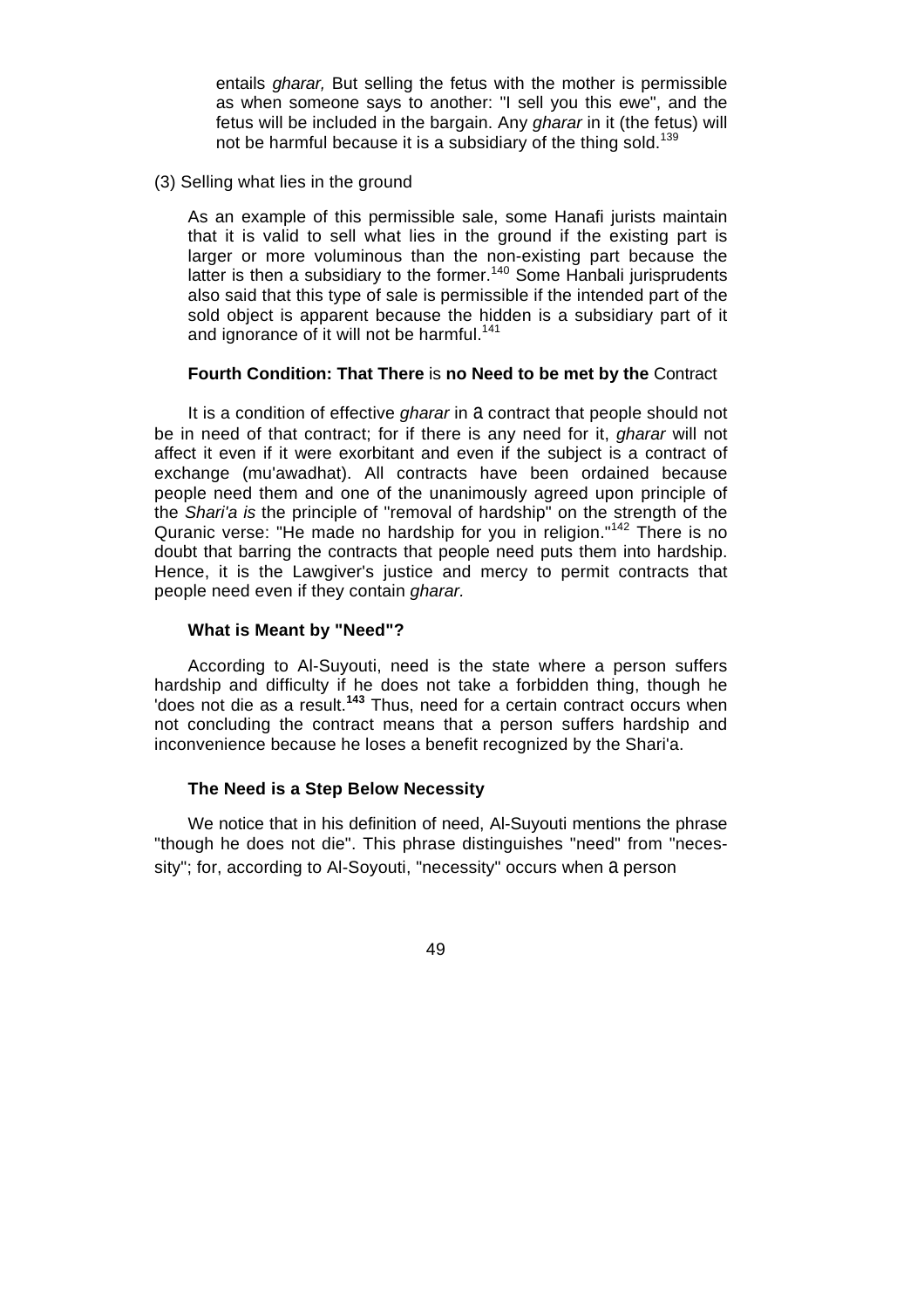entails *gharar,* But selling the fetus with the mother is permissible as when someone says to another: "I sell you this ewe", and the fetus will be included in the bargain. Any *gharar* in it (the fetus) will not be harmful because it is a subsidiary of the thing sold.[139]

(3) Selling what lies in the ground

As an example of this permissible sale, some Hanafi jurists maintain that it is valid to sell what lies in the ground if the existing part is larger or more voluminous than the non-existing part because the latter is then a subsidiary to the former.[140] Some Hanbali jurisprudents also said that this type of sale is permissible if the intended part of the sold object is apparent because the hidden is a subsidiary part of it and ignorance of it will not be harmful.[141]

### Fourth Condition: That There is no Need to be met by the Contract

It is a condition of effective *gharar* in a contract that people should not be in need of that contract; for if there is any need for it, *gharar* will not affect it even if it were exorbitant and even if the subject is a contract of exchange (mu'awadhat). All contracts have been ordained because people need them and one of the unanimously agreed upon principle of the *Shari'a is* the principle of "removal of hardship" on the strength of the Quranic verse: "He made no hardship for you in religion."[142] There is no doubt that barring the contracts that people need puts them into hardship. Hence, it is the Lawgiver's justice and mercy to permit contracts that people need even if they contain *gharar.*

### What is Meant by "Need"?

According to Al-Suyouti, need is the state where a person suffers hardship and difficulty if he does not take a forbidden thing, though he 'does not die as a result.[143] Thus, need for a certain contract occurs when not concluding the contract means that a person suffers hardship and inconvenience because he loses a benefit recognized by the Shari'a.

### The Need is a Step Below Necessity

We notice that in his definition of need, Al-Suyouti mentions the phrase "though he does not die". This phrase distinguishes "need" from "necessity"; for, according to Al-Soyouti, "necessity" occurs when a person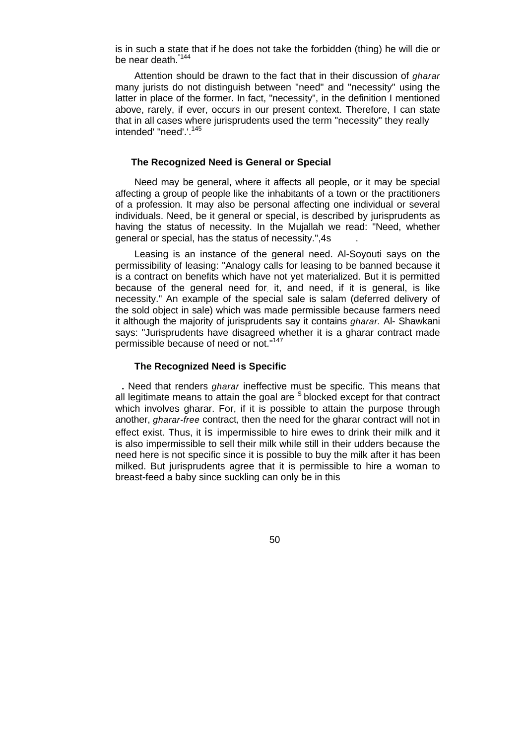is in such a state that if he does not take the forbidden (thing) he will die or be near death."[144]

Attention should be drawn to the fact that in their discussion of *gharar* many jurists do not distinguish between "need" and "necessity" using the latter in place of the former. In fact, "necessity", in the definition I mentioned above, rarely, if ever, occurs in our present context. Therefore, I can state that in all cases where jurisprudents used the term "necessity" they really intended' "need'.'.[145]

### The Recognized Need is General or Special

Need may be general, where it affects all people, or it may be special affecting a group of people like the inhabitants of a town or the practitioners of a profession. It may also be personal affecting one individual or several individuals. Need, be it general or special, is described by jurisprudents as having the status of necessity. In the Mujallah we read: "Need, whether general or special, has the status of necessity.",4s .

Leasing is an instance of the general need. Al-Soyouti says on the permissibility of leasing: "Analogy calls for leasing to be banned because it is a contract on benefits which have not yet materialized. But it is permitted because of the general need for it, and need, if it is general, is like necessity." An example of the special sale is salam (deferred delivery of the sold object in sale) which was made permissible because farmers need it although the majority of jurisprudents say it contains *gharar*. Al- Shawkani says: "Jurisprudents have disagreed whether it is a gharar contract made permissible because of need or not."[147]

### The Recognized Need is Specific

. Need that renders *gharar* ineffective must be specific. This means that all legitimate means to attain the goal are S blocked except for that contract which involves gharar. For, if it is possible to attain the purpose through another, *gharar-free* contract, then the need for the gharar contract will not in effect exist. Thus, it is impermissible to hire ewes to drink their milk and it is also impermissible to sell their milk while still in their udders because the need here is not specific since it is possible to buy the milk after it has been milked. But jurisprudents agree that it is permissible to hire a woman to breast-feed a baby since suckling can only be in this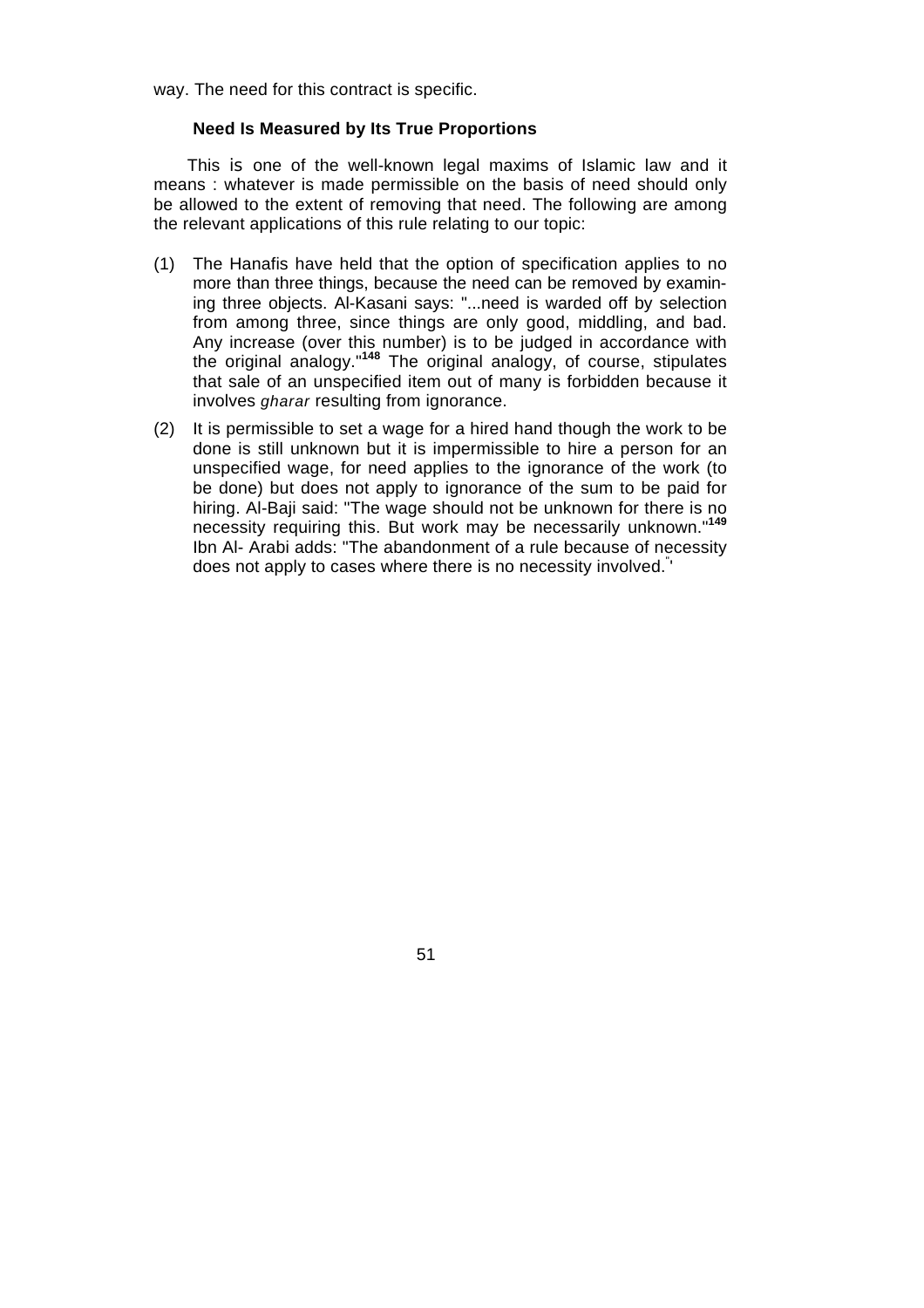way. The need for this contract is specific.

### Need Is Measured by Its True Proportions

This is one of the well-known legal maxims of Islamic law and it means : whatever is made permissible on the basis of need should only be allowed to the extent of removing that need. The following are among the relevant applications of this rule relating to our topic:

(1) The Hanafis have held that the option of specification applies to no more than three things, because the need can be removed by examining three objects. Al-Kasani says: "...need is warded off by selection from among three, since things are only good, middling, and bad. Any increase (over this number) is to be judged in accordance with the original analogy."[148] The original analogy, of course, stipulates that sale of an unspecified item out of many is forbidden because it involves *gharar* resulting from ignorance.

(2) It is permissible to set a wage for a hired hand though the work to be done is still unknown but it is impermissible to hire a person for an unspecified wage, for need applies to the ignorance of the work (to be done) but does not apply to ignorance of the sum to be paid for hiring. Al-Baji said: "The wage should not be unknown for there is no necessity requiring this. But work may be necessarily unknown."[149] Ibn Al- Arabi adds: "The abandonment of a rule because of necessity does not apply to cases where there is no necessity involved."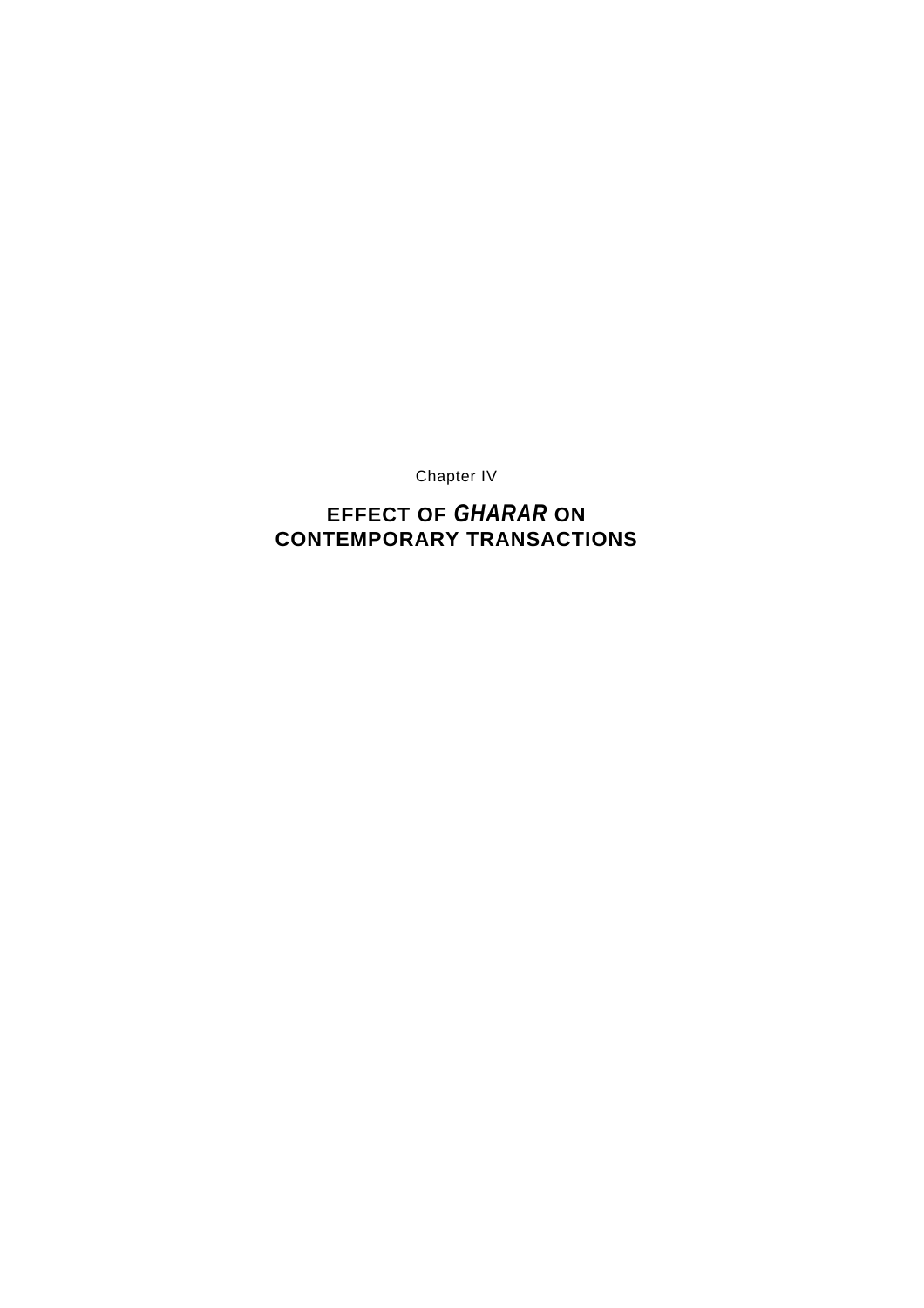Chapter IV

# EFFECT OF *GHARAR* ON CONTEMPORARY TRANSACTIONS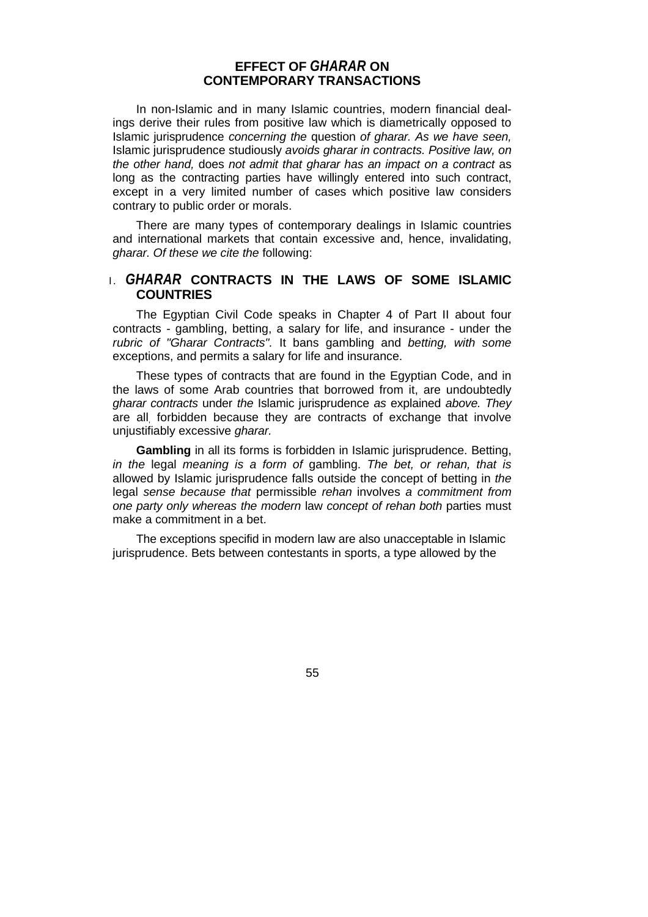# EFFECT OF *GHARAR* ON CONTEMPORARY TRANSACTIONS

In non-Islamic and in many Islamic countries, modern financial dealings derive their rules from positive law which is diametrically opposed to Islamic jurisprudence *concerning the* question *of gharar. As we have seen,* Islamic jurisprudence studiously *avoids gharar in contracts. Positive law, on the other hand,* does *not admit that gharar has an impact on a contract* as long as the contracting parties have willingly entered into such contract, except in a very limited number of cases which positive law considers contrary to public order or morals.

There are many types of contemporary dealings in Islamic countries and international markets that contain excessive and, hence, invalidating, *gharar. Of these we cite the* following:

## I. *GHARAR* CONTRACTS IN THE LAWS OF SOME ISLAMIC COUNTRIES

The Egyptian Civil Code speaks in Chapter 4 of Part II about four contracts - gambling, betting, a salary for life, and insurance - under the *rubric of "Gharar Contracts".* It bans gambling and *betting, with some* exceptions, and permits a salary for life and insurance.

These types of contracts that are found in the Egyptian Code, and in the laws of some Arab countries that borrowed from it, are undoubtedly *gharar contracts* under *the* Islamic jurisprudence *as* explained *above. They* are all, forbidden because they are contracts of exchange that involve unjustifiably excessive *gharar.*

**Gambling** in all its forms is forbidden in Islamic jurisprudence. Betting, *in the* legal *meaning is a form of* gambling. *The bet, or rehan, that is* allowed by Islamic jurisprudence falls outside the concept of betting in *the* legal *sense because that* permissible *rehan* involves *a commitment from one party only whereas the modern* law *concept of rehan both* parties must make a commitment in a bet.

The exceptions specifid in modern law are also unacceptable in Islamic jurisprudence. Bets between contestants in sports, a type allowed by the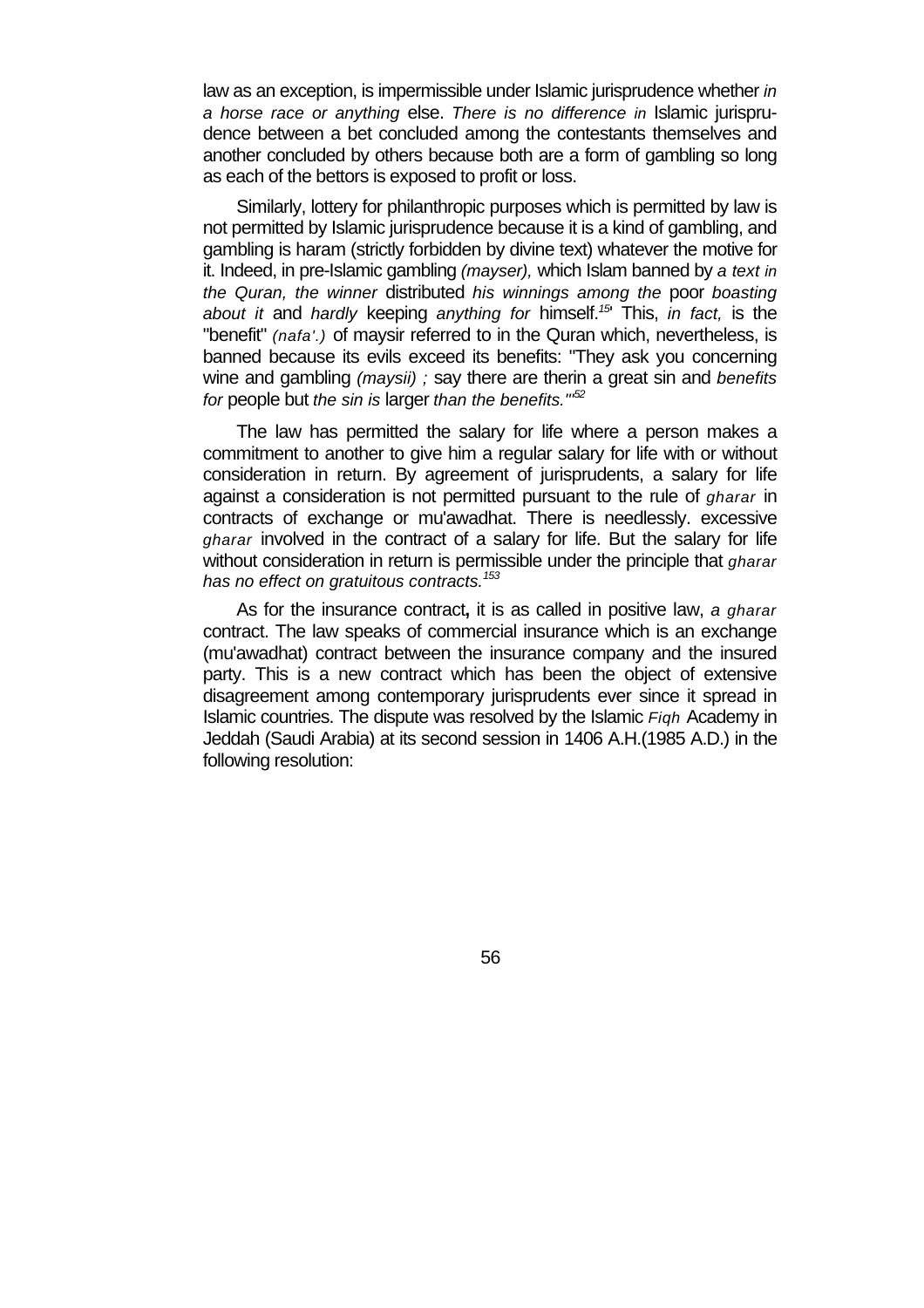law as an exception, is impermissible under Islamic jurisprudence whether *in a horse race or anything* else. *There is no difference in* Islamic jurisprudence between a bet concluded among the contestants themselves and another concluded by others because both are a form of gambling so long as each of the bettors is exposed to profit or loss.

Similarly, lottery for philanthropic purposes which is permitted by law is not permitted by Islamic jurisprudence because it is a kind of gambling, and gambling is haram (strictly forbidden by divine text) whatever the motive for it. Indeed, in pre-Islamic gambling *(mayser),* which Islam banned by *a text in the Quran, the winner* distributed *his winnings among the* poor *boasting about it* and *hardly* keeping *anything for* himself.[15'] This, *in fact,* is the "benefit" *(nafa'.)* of maysir referred to in the Quran which, nevertheless, is banned because its evils exceed its benefits: "They ask you concerning wine and gambling *(maysii) ;* say there are therin a great sin and *benefits for* people but *the sin is* larger *than the benefits."*[152]

The law has permitted the salary for life where a person makes a commitment to another to give him a regular salary for life with or without consideration in return. By agreement of jurisprudents, a salary for life against a consideration is not permitted pursuant to the rule of *gharar* in contracts of exchange or mu'awadhat. There is needlessly. excessive *gharar* involved in the contract of a salary for life. But the salary for life without consideration in return is permissible under the principle that *gharar has no effect on gratuitous contracts.*[153]

As for the insurance contract**,** it is as called in positive law, *a gharar* contract. The law speaks of commercial insurance which is an exchange (mu'awadhat) contract between the insurance company and the insured party. This is a new contract which has been the object of extensive disagreement among contemporary jurisprudents ever since it spread in Islamic countries. The dispute was resolved by the Islamic *Fiqh* Academy in Jeddah (Saudi Arabia) at its second session in 1406 A.H.(1985 A.D.) in the following resolution: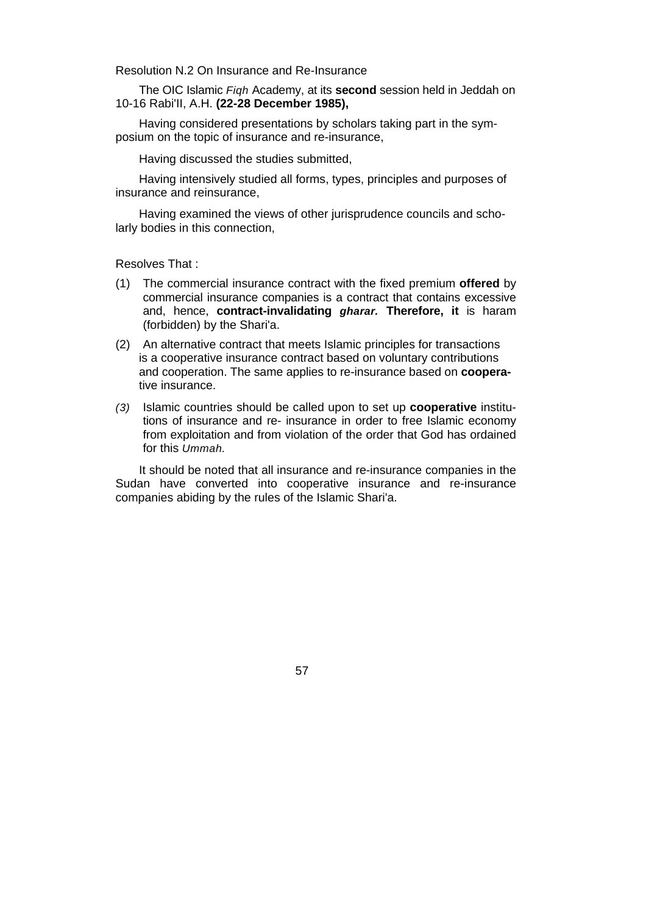Resolution N.2 On Insurance and Re-Insurance

The OIC Islamic *Fiqh* Academy, at its **second** session held in Jeddah on 10-16 Rabi'II, A.H. **(22-28 December 1985),**

Having considered presentations by scholars taking part in the symposium on the topic of insurance and re-insurance,

Having discussed the studies submitted,

Having intensively studied all forms, types, principles and purposes of insurance and reinsurance,

Having examined the views of other jurisprudence councils and scholarly bodies in this connection,

Resolves That :

(1) The commercial insurance contract with the fixed premium **offered** by commercial insurance companies is a contract that contains excessive and, hence, **contract-invalidating** ***gharar.*** **Therefore, it** is haram (forbidden) by the Shari'a.

(2) An alternative contract that meets Islamic principles for transactions is a cooperative insurance contract based on voluntary contributions and cooperation. The same applies to re-insurance based on **cooperative** insurance.

*(3)* Islamic countries should be called upon to set up **cooperative** institutions of insurance and re- insurance in order to free Islamic economy from exploitation and from violation of the order that God has ordained for this *Ummah.*

It should be noted that all insurance and re-insurance companies in the Sudan have converted into cooperative insurance and re-insurance companies abiding by the rules of the Islamic Shari'a.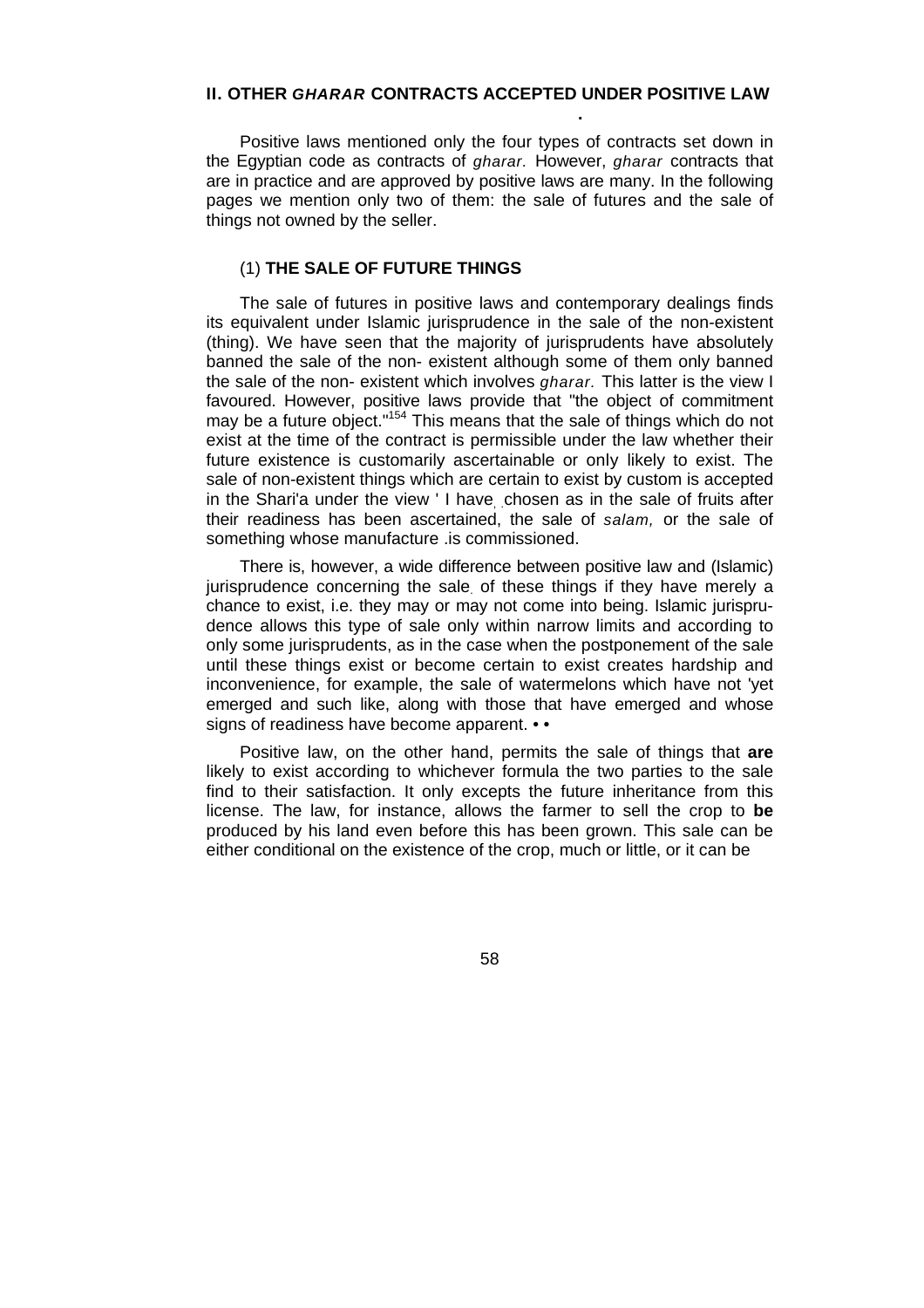## II. OTHER *GHARAR* CONTRACTS ACCEPTED UNDER POSITIVE LAW

Positive laws mentioned only the four types of contracts set down in the Egyptian code as contracts of *gharar*. However, *gharar* contracts that are in practice and are approved by positive laws are many. In the following pages we mention only two of them: the sale of futures and the sale of things not owned by the seller.

### (1) THE SALE OF FUTURE THINGS

The sale of futures in positive laws and contemporary dealings finds its equivalent under Islamic jurisprudence in the sale of the non-existent (thing). We have seen that the majority of jurisprudents have absolutely banned the sale of the non- existent although some of them only banned the sale of the non- existent which involves *gharar*. This latter is the view I favoured. However, positive laws provide that "the object of commitment may be a future object."[154] This means that the sale of things which do not exist at the time of the contract is permissible under the law whether their future existence is customarily ascertainable or only likely to exist. The sale of non-existent things which are certain to exist by custom is accepted in the Shari'a under the view I have chosen as in the sale of fruits after their readiness has been ascertained, the sale of *salam,* or the sale of something whose manufacture is commissioned.

There is, however, a wide difference between positive law and (Islamic) jurisprudence concerning the sale of these things if they have merely a chance to exist, i.e. they may or may not come into being. Islamic jurisprudence allows this type of sale only within narrow limits and according to only some jurisprudents, as in the case when the postponement of the sale until these things exist or become certain to exist creates hardship and inconvenience, for example, the sale of watermelons which have not yet emerged and such like, along with those that have emerged and whose signs of readiness have become apparent.

Positive law, on the other hand, permits the sale of things that **are** likely to exist according to whichever formula the two parties to the sale find to their satisfaction. It only excepts the future inheritance from this license. The law, for instance, allows the farmer to sell the crop to **be** produced by his land even before this has been grown. This sale can be either conditional on the existence of the crop, much or little, or it can be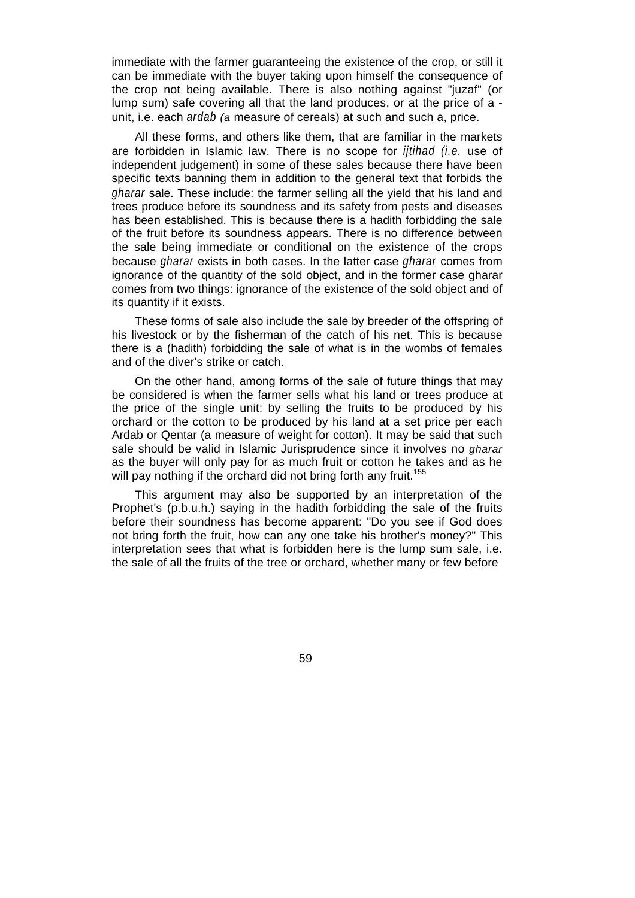immediate with the farmer guaranteeing the existence of the crop, or still it can be immediate with the buyer taking upon himself the consequence of the crop not being available. There is also nothing against "juzaf" (or lump sum) safe covering all that the land produces, or at the price of a - unit, i.e. each *ardab (a* measure of cereals) at such and such a, price.

All these forms, and others like them, that are familiar in the markets are forbidden in Islamic law. There is no scope for *ijtihad (i.e.* use of independent judgement) in some of these sales because there have been specific texts banning them in addition to the general text that forbids the *gharar* sale. These include: the farmer selling all the yield that his land and trees produce before its soundness and its safety from pests and diseases has been established. This is because there is a hadith forbidding the sale of the fruit before its soundness appears. There is no difference between the sale being immediate or conditional on the existence of the crops because *gharar* exists in both cases. In the latter case *gharar* comes from ignorance of the quantity of the sold object, and in the former case gharar comes from two things: ignorance of the existence of the sold object and of its quantity if it exists.

These forms of sale also include the sale by breeder of the offspring of his livestock or by the fisherman of the catch of his net. This is because there is a (hadith) forbidding the sale of what is in the wombs of females and of the diver's strike or catch.

On the other hand, among forms of the sale of future things that may be considered is when the farmer sells what his land or trees produce at the price of the single unit: by selling the fruits to be produced by his orchard or the cotton to be produced by his land at a set price per each Ardab or Qentar (a measure of weight for cotton). It may be said that such sale should be valid in Islamic Jurisprudence since it involves no *gharar* as the buyer will only pay for as much fruit or cotton he takes and as he will pay nothing if the orchard did not bring forth any fruit.[155]

This argument may also be supported by an interpretation of the Prophet's (p.b.u.h.) saying in the hadith forbidding the sale of the fruits before their soundness has become apparent: "Do you see if God does not bring forth the fruit, how can any one take his brother's money?" This interpretation sees that what is forbidden here is the lump sum sale, i.e. the sale of all the fruits of the tree or orchard, whether many or few before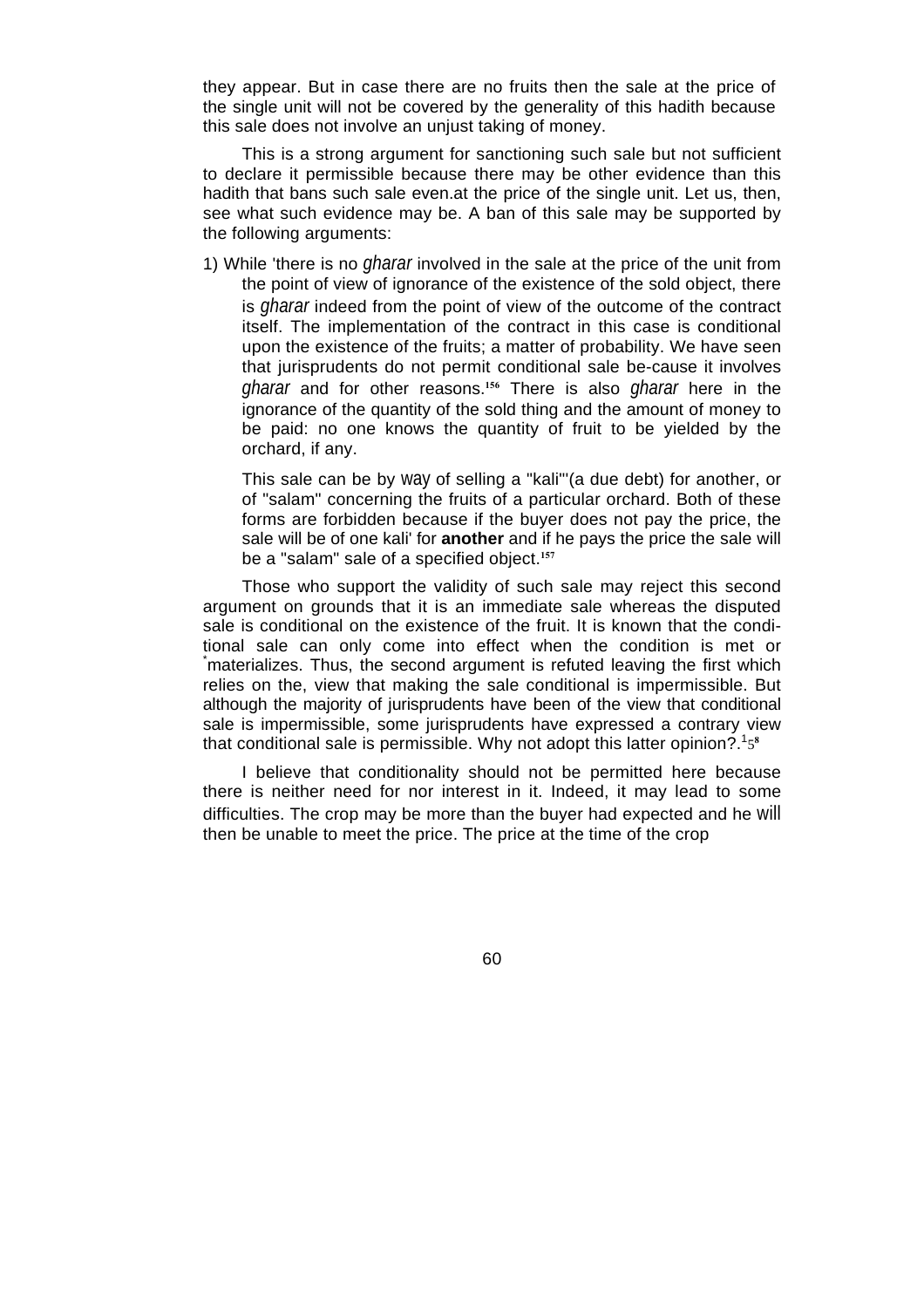they appear. But in case there are no fruits then the sale at the price of the single unit will not be covered by the generality of this hadith because this sale does not involve an unjust taking of money.

This is a strong argument for sanctioning such sale but not sufficient to declare it permissible because there may be other evidence than this hadith that bans such sale even.at the price of the single unit. Let us, then, see what such evidence may be. A ban of this sale may be supported by the following arguments:

1) While 'there is no *gharar* involved in the sale at the price of the unit from the point of view of ignorance of the existence of the sold object, there is *gharar* indeed from the point of view of the outcome of the contract itself. The implementation of the contract in this case is conditional upon the existence of the fruits; a matter of probability. We have seen that jurisprudents do not permit conditional sale be-cause it involves *gharar* and for other reasons.[156] There is also *gharar* here in the ignorance of the quantity of the sold thing and the amount of money to be paid: no one knows the quantity of fruit to be yielded by the orchard, if any.

   This sale can be by way of selling a "kali"'(a due debt) for another, or of "salam" concerning the fruits of a particular orchard. Both of these forms are forbidden because if the buyer does not pay the price, the sale will be of one kali' for **another** and if he pays the price the sale will be a "salam" sale of a specified object.[157]

Those who support the validity of such sale may reject this second argument on grounds that it is an immediate sale whereas the disputed sale is conditional on the existence of the fruit. It is known that the conditional sale can only come into effect when the condition is met or materializes. Thus, the second argument is refuted leaving the first which relies on the, view that making the sale conditional is impermissible. But although the majority of jurisprudents have been of the view that conditional sale is impermissible, some jurisprudents have expressed a contrary view that conditional sale is permissible. Why not adopt this latter opinion?.[158]

I believe that conditionality should not be permitted here because there is neither need for nor interest in it. Indeed, it may lead to some difficulties. The crop may be more than the buyer had expected and he will then be unable to meet the price. The price at the time of the crop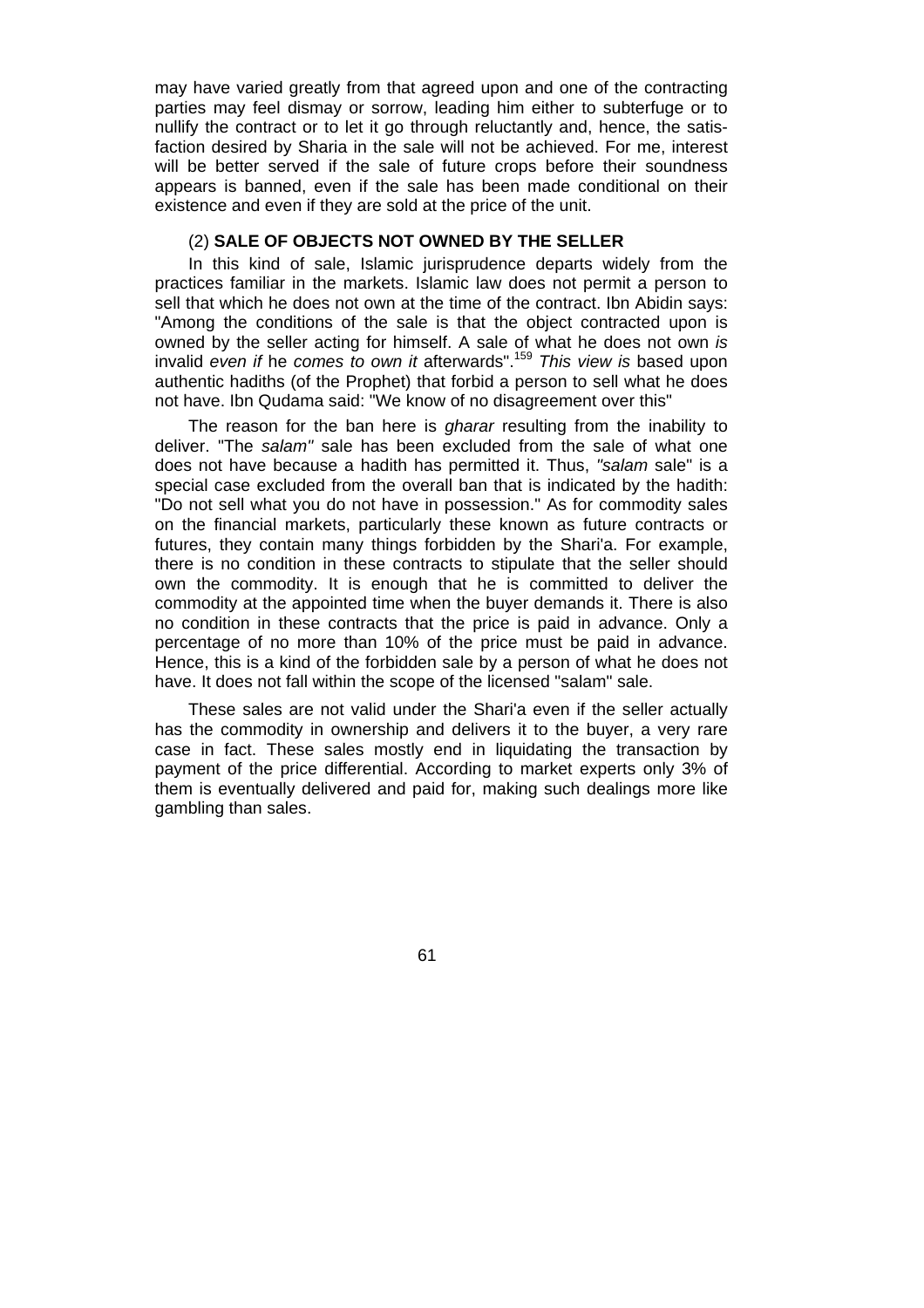may have varied greatly from that agreed upon and one of the contracting parties may feel dismay or sorrow, leading him either to subterfuge or to nullify the contract or to let it go through reluctantly and, hence, the satisfaction desired by Sharia in the sale will not be achieved. For me, interest will be better served if the sale of future crops before their soundness appears is banned, even if the sale has been made conditional on their existence and even if they are sold at the price of the unit.

### (2) **SALE OF OBJECTS NOT OWNED BY THE SELLER**

In this kind of sale, Islamic jurisprudence departs widely from the practices familiar in the markets. Islamic law does not permit a person to sell that which he does not own at the time of the contract. Ibn Abidin says: "Among the conditions of the sale is that the object contracted upon is owned by the seller acting for himself. A sale of what he does not own *is* invalid *even if* he *comes to own it* afterwards".[159] *This view is* based upon authentic hadiths (of the Prophet) that forbid a person to sell what he does not have. Ibn Qudama said: "We know of no disagreement over this"

The reason for the ban here is *gharar* resulting from the inability to deliver. "The *salam"* sale has been excluded from the sale of what one does not have because a hadith has permitted it. Thus, *"salam* sale" is a special case excluded from the overall ban that is indicated by the hadith: "Do not sell what you do not have in possession." As for commodity sales on the financial markets, particularly these known as future contracts or futures, they contain many things forbidden by the Shari'a. For example, there is no condition in these contracts to stipulate that the seller should own the commodity. It is enough that he is committed to deliver the commodity at the appointed time when the buyer demands it. There is also no condition in these contracts that the price is paid in advance. Only a percentage of no more than 10% of the price must be paid in advance. Hence, this is a kind of the forbidden sale by a person of what he does not have. It does not fall within the scope of the licensed "salam" sale.

These sales are not valid under the Shari'a even if the seller actually has the commodity in ownership and delivers it to the buyer, a very rare case in fact. These sales mostly end in liquidating the transaction by payment of the price differential. According to market experts only 3% of them is eventually delivered and paid for, making such dealings more like gambling than sales.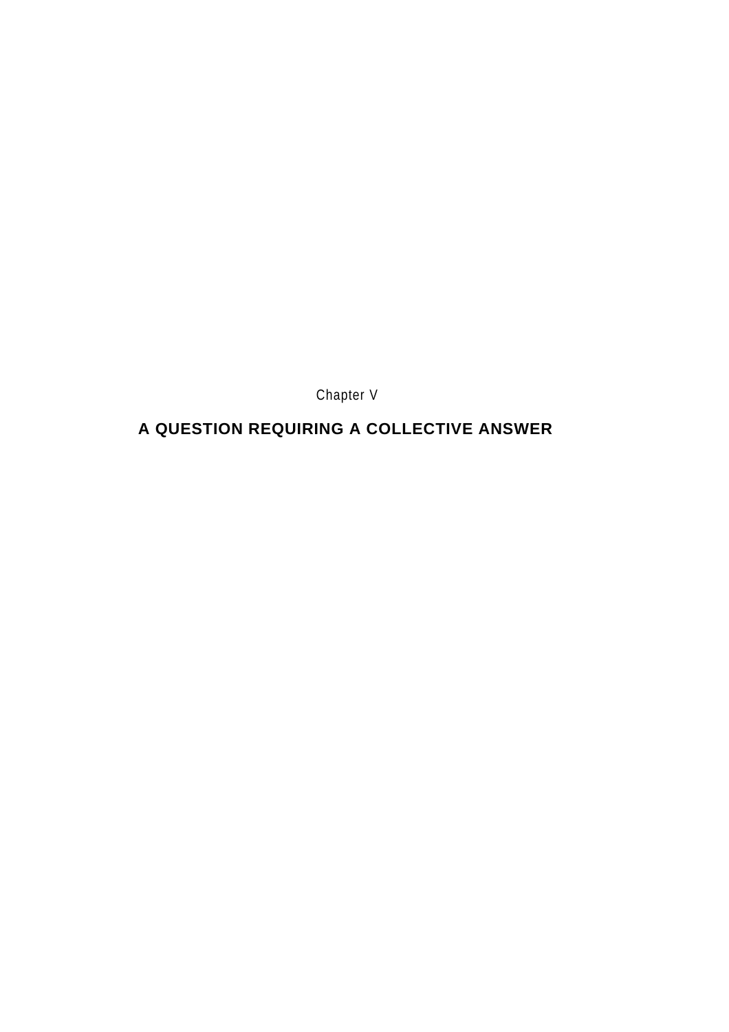Chapter V

# A QUESTION REQUIRING A COLLECTIVE ANSWER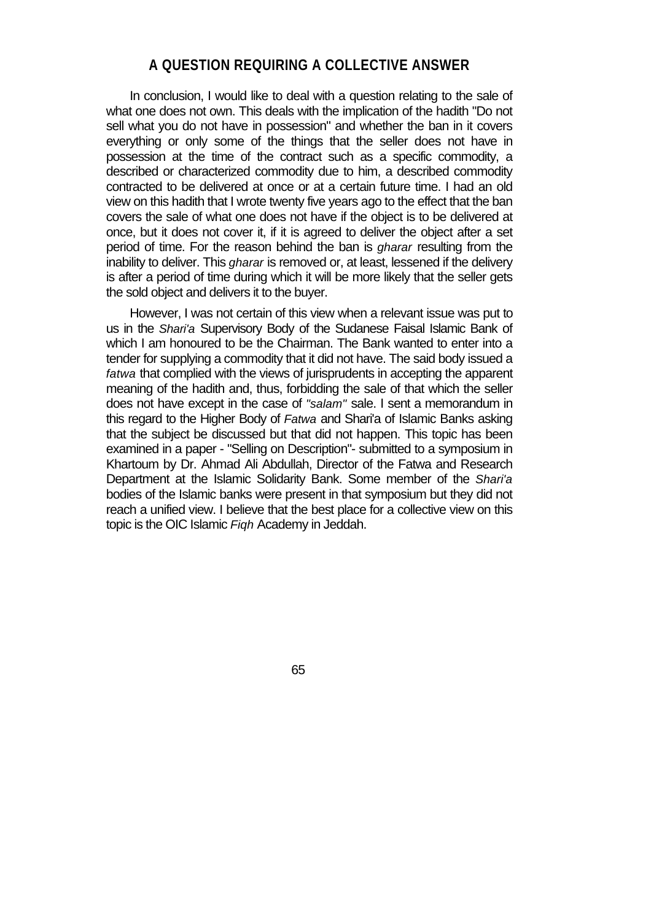## A QUESTION REQUIRING A COLLECTIVE ANSWER

In conclusion, I would like to deal with a question relating to the sale of what one does not own. This deals with the implication of the hadith "Do not sell what you do not have in possession" and whether the ban in it covers everything or only some of the things that the seller does not have in possession at the time of the contract such as a specific commodity, a described or characterized commodity due to him, a described commodity contracted to be delivered at once or at a certain future time. I had an old view on this hadith that I wrote twenty five years ago to the effect that the ban covers the sale of what one does not have if the object is to be delivered at once, but it does not cover it, if it is agreed to deliver the object after a set period of time. For the reason behind the ban is *gharar* resulting from the inability to deliver. This *gharar* is removed or, at least, lessened if the delivery is after a period of time during which it will be more likely that the seller gets the sold object and delivers it to the buyer.

However, I was not certain of this view when a relevant issue was put to us in the *Shari'a* Supervisory Body of the Sudanese Faisal Islamic Bank of which I am honoured to be the Chairman. The Bank wanted to enter into a tender for supplying a commodity that it did not have. The said body issued a *fatwa* that complied with the views of jurisprudents in accepting the apparent meaning of the hadith and, thus, forbidding the sale of that which the seller does not have except in the case of *"salam"* sale. I sent a memorandum in this regard to the Higher Body of *Fatwa* and Shari'a of Islamic Banks asking that the subject be discussed but that did not happen. This topic has been examined in a paper - "Selling on Description"- submitted to a symposium in Khartoum by Dr. Ahmad Ali Abdullah, Director of the Fatwa and Research Department at the Islamic Solidarity Bank. Some member of the *Shari'a* bodies of the Islamic banks were present in that symposium but they did not reach a unified view. I believe that the best place for a collective view on this topic is the OIC Islamic *Fiqh* Academy in Jeddah.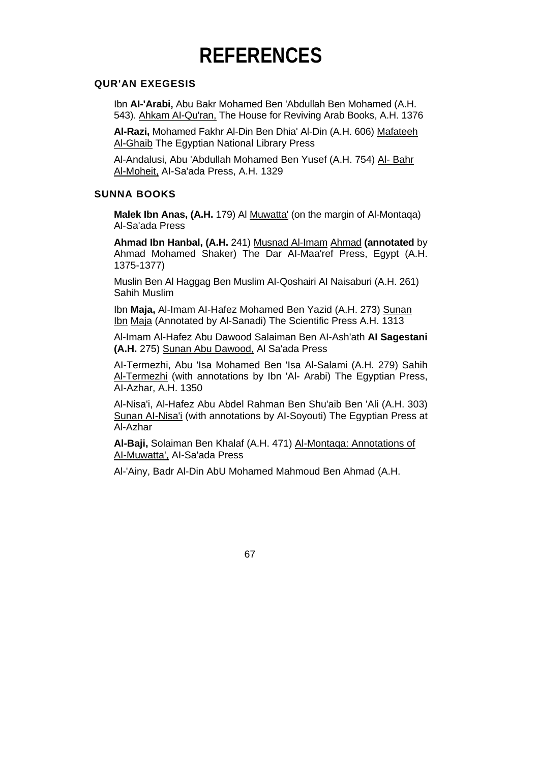# REFERENCES

## QUR'AN EXEGESIS

Ibn **Al-'Arabi,** Abu Bakr Mohamed Ben 'Abdullah Ben Mohamed (A.H. 543). Ahkam Al-Qu'ran, The House for Reviving Arab Books, A.H. 1376

**Al-Razi,** Mohamed Fakhr Al-Din Ben Dhia' Al-Din (A.H. 606) Mafateeh Al-Ghaib The Egyptian National Library Press

Al-Andalusi, Abu 'Abdullah Mohamed Ben Yusef (A.H. 754) Al- Bahr Al-Moheit, Al-Sa'ada Press, A.H. 1329

## SUNNA BOOKS

**Malek Ibn Anas, (A.H.** 179) Al Muwatta' (on the margin of Al-Montaqa) Al-Sa'ada Press

**Ahmad Ibn Hanbal, (A.H.** 241) Musnad Al-Imam Ahmad **(annotated** by Ahmad Mohamed Shaker) The Dar Al-Maa'ref Press, Egypt (A.H. 1375-1377)

Muslin Ben Al Haggag Ben Muslim Al-Qoshairi Al Naisaburi (A.H. 261) Sahih Muslim

Ibn **Maja,** Al-Imam Al-Hafez Mohamed Ben Yazid (A.H. 273) Sunan Ibn Maja (Annotated by Al-Sanadi) The Scientific Press A.H. 1313

Al-Imam Al-Hafez Abu Dawood Salaiman Ben Al-Ash'ath **Al Sagestani (A.H.** 275) Sunan Abu Dawood, Al Sa'ada Press

Al-Termezhi, Abu 'Isa Mohamed Ben 'Isa Al-Salami (A.H. 279) Sahih Al-Termezhi (with annotations by Ibn 'Al- Arabi) The Egyptian Press, Al-Azhar, A.H. 1350

Al-Nisa'i, Al-Hafez Abu Abdel Rahman Ben Shu'aib Ben 'Ali (A.H. 303) Sunan Al-Nisa'i (with annotations by Al-Soyouti) The Egyptian Press at Al-Azhar

**Al-Baji,** Solaiman Ben Khalaf (A.H. 471) Al-Montaqa: Annotations of Al-Muwatta', Al-Sa'ada Press

Al-'Ainy, Badr Al-Din AbU Mohamed Mahmoud Ben Ahmad (A.H.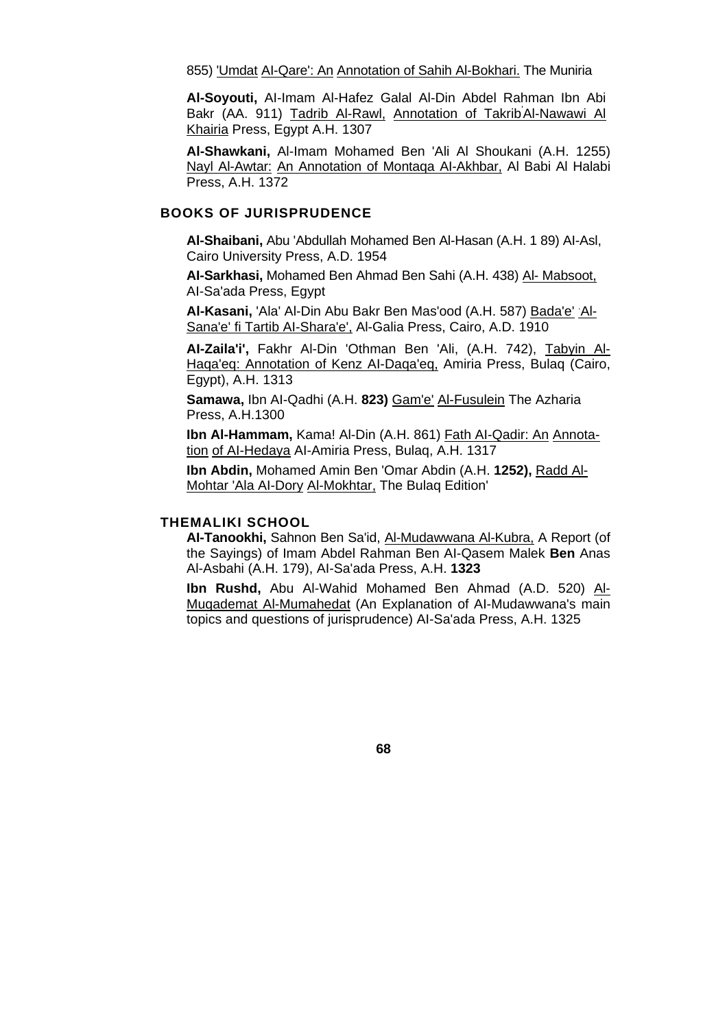855) <u>'Umdat</u> <u>AI-Qare': An</u> <u>Annotation of Sahih Al-Bokhari.</u> The Muniria

**Al-Soyouti,** AI-Imam Al-Hafez Galal Al-Din Abdel Rahman Ibn Abi Bakr (AA. 911) <u>Tadrib Al-Rawl,</u> <u>Annotation of Takrib Al-Nawawi Al Khairia</u> Press, Egypt A.H. 1307

**Al-Shawkani,** Al-Imam Mohamed Ben 'Ali Al Shoukani (A.H. 1255) <u>Nayl Al-Awtar:</u> <u>An Annotation of Montaqa AI-Akhbar,</u> Al Babi Al Halabi Press, A.H. 1372

## BOOKS OF JURISPRUDENCE

**Al-Shaibani,** Abu 'Abdullah Mohamed Ben Al-Hasan (A.H. 1 89) AI-Asl, Cairo University Press, A.D. 1954

**Al-Sarkhasi,** Mohamed Ben Ahmad Ben Sahi (A.H. 438) <u>Al- Mabsoot,</u> AI-Sa'ada Press, Egypt

**Al-Kasani,** 'Ala' Al-Din Abu Bakr Ben Mas'ood (A.H. 587) <u>Bada'e'</u> <u>Al-Sana'e' fi Tartib AI-Shara'e',</u> Al-Galia Press, Cairo, A.D. 1910

**Al-Zaila'i',** Fakhr Al-Din 'Othman Ben 'Ali, (A.H. 742), <u>Tabyin Al-Haqa'eq: Annotation of Kenz AI-Daqa'eq,</u> Amiria Press, Bulaq (Cairo, Egypt), A.H. 1313

**Samawa,** Ibn AI-Qadhi (A.H. **823)** <u>Gam'e'</u> <u>Al-Fusulein</u> The Azharia Press, A.H.1300

**Ibn Al-Hammam,** Kama! Al-Din (A.H. 861) <u>Fath AI-Qadir: An</u> <u>Annotation</u> <u>of AI-Hedaya</u> AI-Amiria Press, Bulaq, A.H. 1317

**Ibn Abdin,** Mohamed Amin Ben 'Omar Abdin (A.H. **1252),** <u>Radd Al-Mohtar 'Ala AI-Dory</u> <u>Al-Mokhtar,</u> The Bulaq Edition'

## THEMALIKI SCHOOL

**Al-Tanookhi,** Sahnon Ben Sa'id, <u>Al-Mudawwana Al-Kubra,</u> A Report (of the Sayings) of Imam Abdel Rahman Ben AI-Qasem Malek **Ben** Anas Al-Asbahi (A.H. 179), AI-Sa'ada Press, A.H. **1323**

**Ibn Rushd,** Abu Al-Wahid Mohamed Ben Ahmad (A.D. 520) <u>Al-Muqademat Al-Mumahedat</u> (An Explanation of AI-Mudawwana's main topics and questions of jurisprudence) AI-Sa'ada Press, A.H. 1325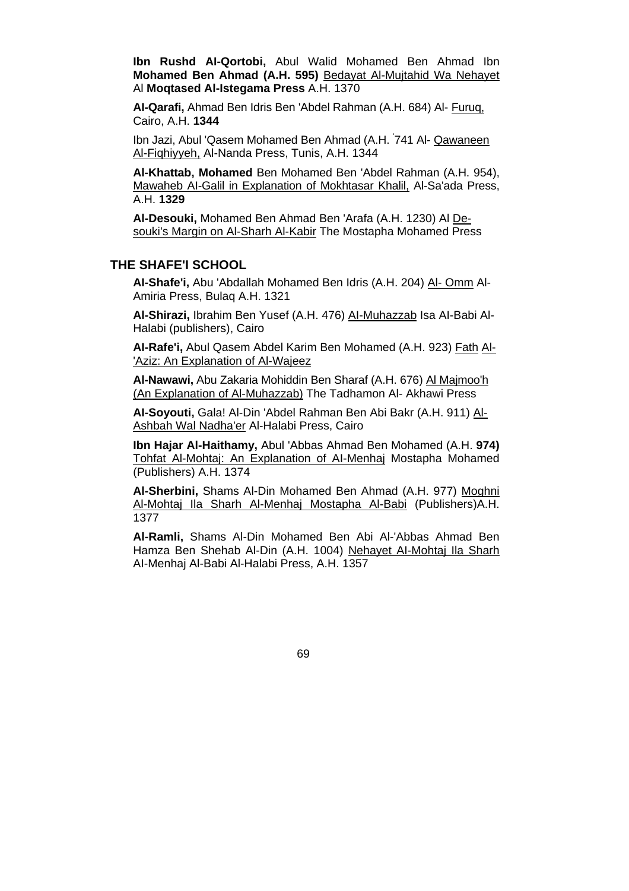**Ibn Rushd Al-Qortobi,** Abul Walid Mohamed Ben Ahmad Ibn **Mohamed Ben Ahmad (A.H. 595)** Bedayat Al-Mujtahid Wa Nehayet Al **Moqtased Al-Istegama Press** A.H. 1370

**Al-Qarafi,** Ahmad Ben Idris Ben 'Abdel Rahman (A.H. 684) Al- Furuq, Cairo, A.H. **1344**

Ibn Jazi, Abul 'Qasem Mohamed Ben Ahmad (A.H. 741 Al- Qawaneen Al-Fiqhiyyeh, Al-Nanda Press, Tunis, A.H. 1344

**Al-Khattab, Mohamed** Ben Mohamed Ben 'Abdel Rahman (A.H. 954), Mawaheb Al-Galil in Explanation of Mokhtasar Khalil, Al-Sa'ada Press, A.H. **1329**

**Al-Desouki,** Mohamed Ben Ahmad Ben 'Arafa (A.H. 1230) Al Desouki's Margin on Al-Sharh Al-Kabir The Mostapha Mohamed Press

## THE SHAFE'I SCHOOL

**Al-Shafe'i,** Abu 'Abdallah Mohamed Ben Idris (A.H. 204) Al- Omm Al-Amiria Press, Bulaq A.H. 1321

**Al-Shirazi,** Ibrahim Ben Yusef (A.H. 476) Al-Muhazzab Isa Al-Babi Al-Halabi (publishers), Cairo

**Al-Rafe'i,** Abul Qasem Abdel Karim Ben Mohamed (A.H. 923) Fath Al-'Aziz: An Explanation of Al-Wajeez

**Al-Nawawi,** Abu Zakaria Mohiddin Ben Sharaf (A.H. 676) Al Majmoo'h (An Explanation of Al-Muhazzab) The Tadhamon Al- Akhawi Press

**Al-Soyouti,** Gala! Al-Din 'Abdel Rahman Ben Abi Bakr (A.H. 911) Al-Ashbah Wal Nadha'er Al-Halabi Press, Cairo

**Ibn Hajar Al-Haithamy,** Abul 'Abbas Ahmad Ben Mohamed (A.H. **974)** Tohfat Al-Mohtaj: An Explanation of Al-Menhaj Mostapha Mohamed (Publishers) A.H. 1374

**Al-Sherbini,** Shams Al-Din Mohamed Ben Ahmad (A.H. 977) Moghni Al-Mohtaj Ila Sharh Al-Menhaj Mostapha Al-Babi (Publishers)A.H. 1377

**Al-Ramli,** Shams Al-Din Mohamed Ben Abi Al-'Abbas Ahmad Ben Hamza Ben Shehab Al-Din (A.H. 1004) Nehayet Al-Mohtaj Ila Sharh Al-Menhaj Al-Babi Al-Halabi Press, A.H. 1357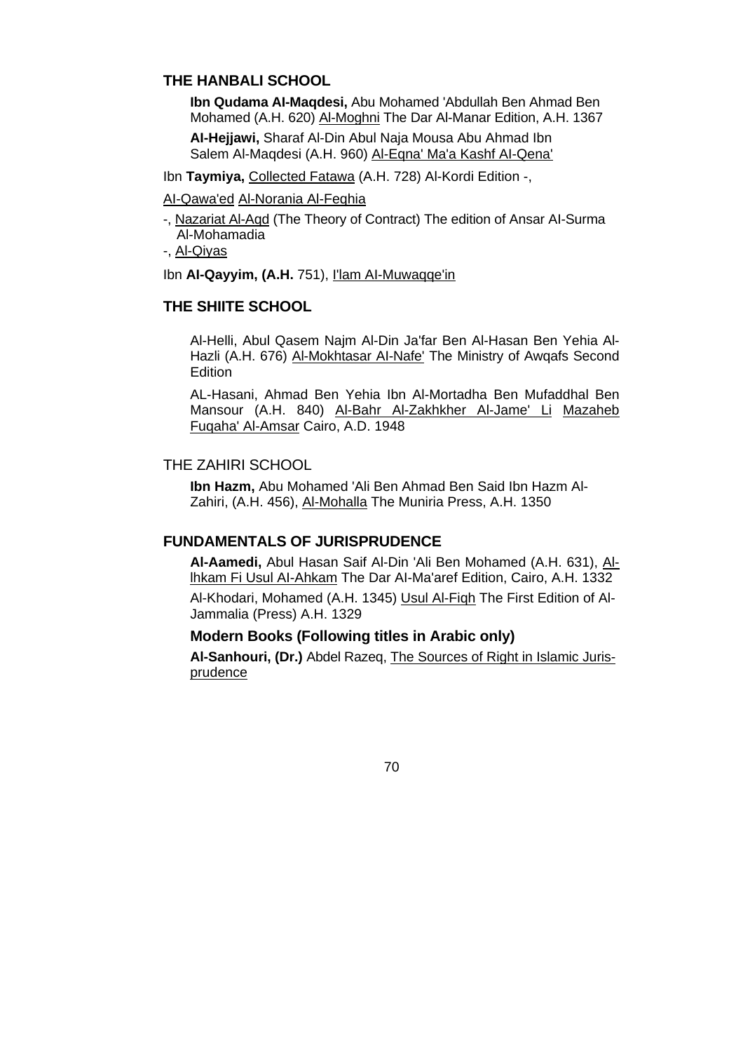## THE HANBALI SCHOOL

**Ibn Qudama Al-Maqdesi,** Abu Mohamed 'Abdullah Ben Ahmad Ben Mohamed (A.H. 620) Al-Moghni The Dar Al-Manar Edition, A.H. 1367

**Al-Hejjawi,** Sharaf Al-Din Abul Naja Mousa Abu Ahmad Ibn Salem Al-Maqdesi (A.H. 960) Al-Eqna' Ma'a Kashf Al-Qena'

Ibn **Taymiya,** Collected Fatawa (A.H. 728) Al-Kordi Edition -,

Al-Qawa'ed Al-Norania Al-Feqhia

-, Nazariat Al-Aqd (The Theory of Contract) The edition of Ansar Al-Surma Al-Mohamadia

-, Al-Qiyas

Ibn **Al-Qayyim, (A.H.** 751), I'lam Al-Muwaqqe'in

## THE SHIITE SCHOOL

Al-Helli, Abul Qasem Najm Al-Din Ja'far Ben Al-Hasan Ben Yehia Al-Hazli (A.H. 676) Al-Mokhtasar Al-Nafe' The Ministry of Awqafs Second Edition

AL-Hasani, Ahmad Ben Yehia Ibn Al-Mortadha Ben Mufaddhal Ben Mansour (A.H. 840) Al-Bahr Al-Zakhkher Al-Jame' Li Mazaheb Fuqaha' Al-Amsar Cairo, A.D. 1948

## THE ZAHIRI SCHOOL

**Ibn Hazm,** Abu Mohamed 'Ali Ben Ahmad Ben Said Ibn Hazm Al-Zahiri, (A.H. 456), Al-Mohalla The Muniria Press, A.H. 1350

## FUNDAMENTALS OF JURISPRUDENCE

**Al-Aamedi,** Abul Hasan Saif Al-Din 'Ali Ben Mohamed (A.H. 631), Al-lhkam Fi Usul Al-Ahkam The Dar Al-Ma'aref Edition, Cairo, A.H. 1332

Al-Khodari, Mohamed (A.H. 1345) Usul Al-Fiqh The First Edition of Al-Jammalia (Press) A.H. 1329

### Modern Books (Following titles in Arabic only)

**Al-Sanhouri, (Dr.)** Abdel Razeq, The Sources of Right in Islamic Jurisprudence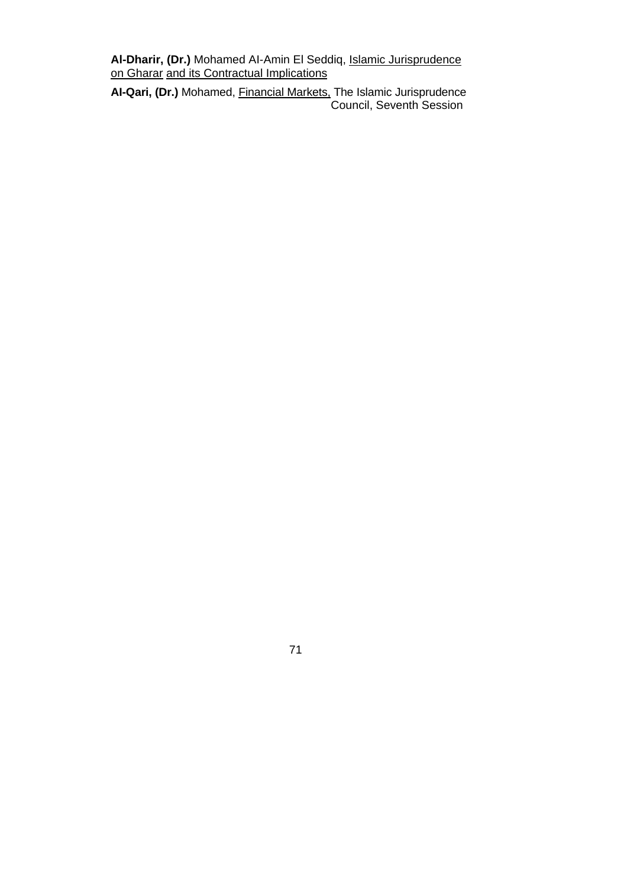**Al-Dharir, (Dr.)** Mohamed Al-Amin El Seddiq, Islamic Jurisprudence on Gharar and its Contractual Implications

**Al-Qari, (Dr.)** Mohamed, Financial Markets, The Islamic Jurisprudence Council, Seventh Session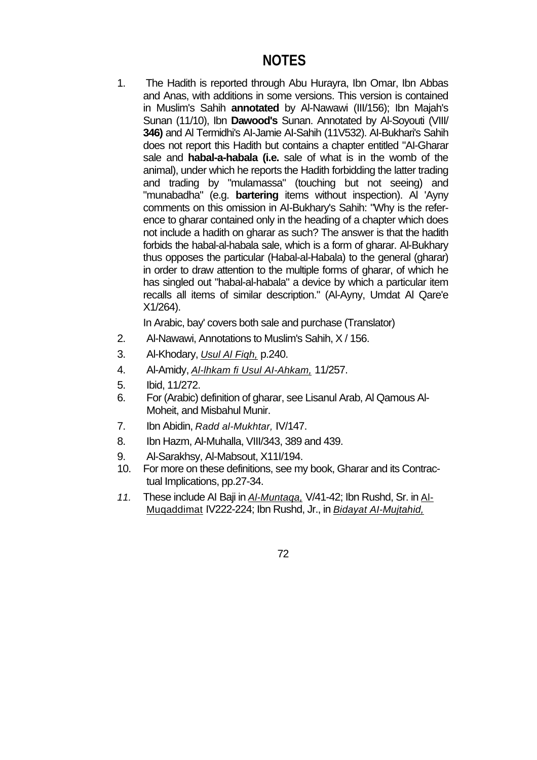# NOTES

1. The Hadith is reported through Abu Hurayra, Ibn Omar, Ibn Abbas and Anas, with additions in some versions. This version is contained in Muslim's Sahih **annotated** by Al-Nawawi (III/156); Ibn Majah's Sunan (11/10), Ibn **Dawood's** Sunan. Annotated by Al-Soyouti (VIII/ **346)** and Al Termidhi's Al-Jamie Al-Sahih (11V532). Al-Bukhari's Sahih does not report this Hadith but contains a chapter entitled "Al-Gharar sale and **habal-a-habala (i.e.** sale of what is in the womb of the animal), under which he reports the Hadith forbidding the latter trading and trading by "mulamassa" (touching but not seeing) and "munabadha" (e.g. **bartering** items without inspection). Al 'Ayny comments on this omission in Al-Bukhary's Sahih: "Why is the reference to gharar contained only in the heading of a chapter which does not include a hadith on gharar as such? The answer is that the hadith forbids the habal-al-habala sale, which is a form of gharar. Al-Bukhary thus opposes the particular (Habal-al-Habala) to the general (gharar) in order to draw attention to the multiple forms of gharar, of which he has singled out "habal-al-habala" a device by which a particular item recalls all items of similar description." (Al-Ayny, Umdat Al Qare'e X1/264).

   In Arabic, bay' covers both sale and purchase (Translator)

2. Al-Nawawi, Annotations to Muslim's Sahih, X / 156.
3. Al-Khodary, *Usul Al Fiqh,* p.240.
4. Al-Amidy, *Al-lhkam fi Usul Al-Ahkam,* 11/257.
5. Ibid, 11/272.
6. For (Arabic) definition of gharar, see Lisanul Arab, Al Qamous Al-Moheit, and Misbahul Munir.
7. Ibn Abidin, *Radd al-Mukhtar,* IV/147.
8. Ibn Hazm, Al-Muhalla, VIII/343, 389 and 439.
9. Al-Sarakhsy, Al-Mabsout, X11I/194.
10. For more on these definitions, see my book, Gharar and its Contractual Implications, pp.27-34.
11. These include Al Baji in *Al-Muntaqa,* V/41-42; Ibn Rushd, Sr. in Al-Muqaddimat IV222-224; Ibn Rushd, Jr., in *Bidayat Al-Mujtahid,*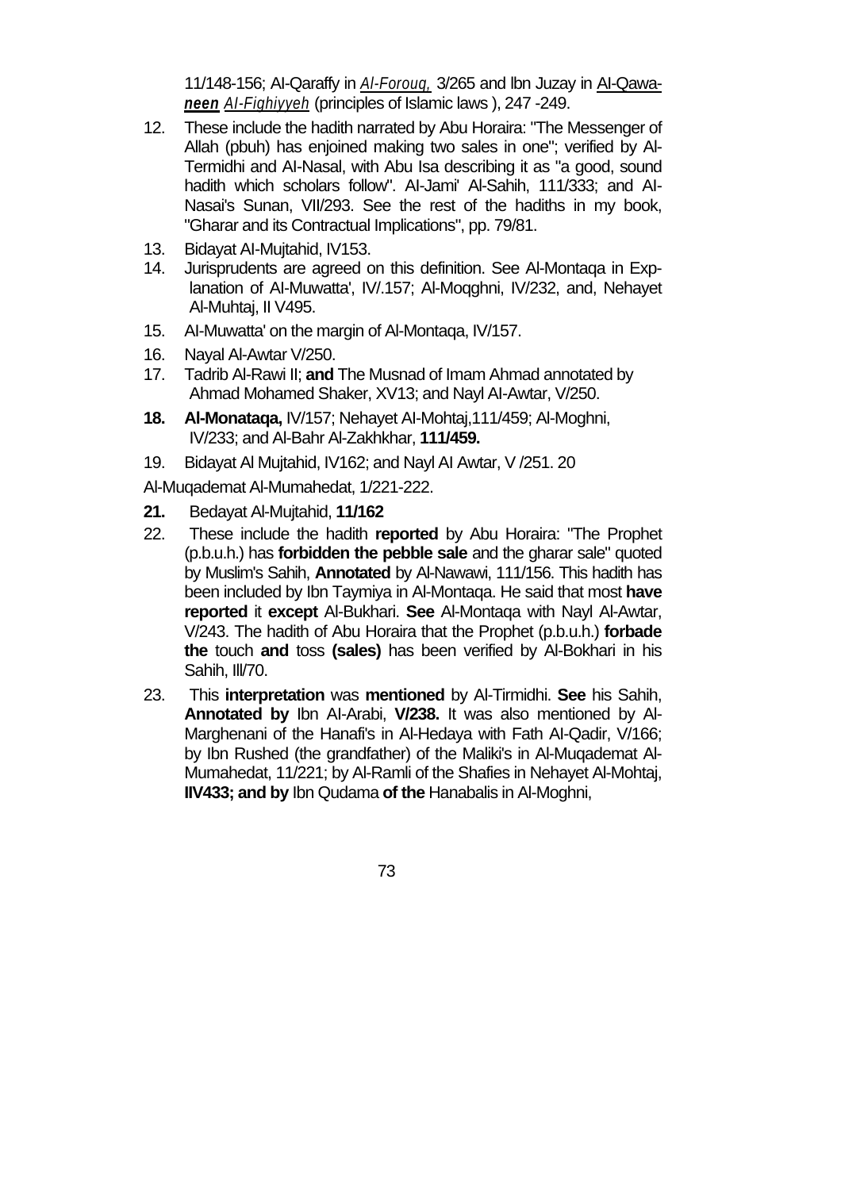11/148-156; AI-Qaraffy in *Al-Forouq,* 3/265 and lbn Juzay in Al-Qawa-***neen*** *Al-Fighiyyeh* (principles of Islamic laws ), 247 -249.

12. These include the hadith narrated by Abu Horaira: "The Messenger of Allah (pbuh) has enjoined making two sales in one"; verified by Al-Termidhi and AI-Nasal, with Abu Isa describing it as "a good, sound hadith which scholars follow". AI-Jami' Al-Sahih, 111/333; and AI-Nasai's Sunan, VII/293. See the rest of the hadiths in my book, "Gharar and its Contractual Implications", pp. 79/81.
13. Bidayat AI-Mujtahid, IV153.
14. Jurisprudents are agreed on this definition. See Al-Montaqa in Exp-lanation of AI-Muwatta', IV/.157; Al-Moqghni, IV/232, and, Nehayet Al-Muhtaj, II V495.
15. AI-Muwatta' on the margin of Al-Montaqa, IV/157.
16. Nayal Al-Awtar V/250.
17. Tadrib Al-Rawi II; **and** The Musnad of Imam Ahmad annotated by Ahmad Mohamed Shaker, XV13; and Nayl AI-Awtar, V/250.
18. **Al-Monataqa,** IV/157; Nehayet AI-Mohtaj,111/459; Al-Moghni, IV/233; and Al-Bahr Al-Zakhkhar, **111/459.**
19. Bidayat Al Mujtahid, IV162; and Nayl AI Awtar, V /251. 20

Al-Muqademat Al-Mumahedat, 1/221-222.

21. Bedayat Al-Mujtahid, **11/162**
22. These include the hadith **reported** by Abu Horaira: "The Prophet (p.b.u.h.) has **forbidden the pebble sale** and the gharar sale" quoted by Muslim's Sahih, **Annotated** by Al-Nawawi, 111/156. This hadith has been included by Ibn Taymiya in Al-Montaqa. He said that most **have reported** it **except** Al-Bukhari. **See** Al-Montaqa with Nayl Al-Awtar, V/243. The hadith of Abu Horaira that the Prophet (p.b.u.h.) **forbade the** touch **and** toss **(sales)** has been verified by Al-Bokhari in his Sahih, Ill/70.
23. This **interpretation** was **mentioned** by Al-Tirmidhi. **See** his Sahih, **Annotated by** Ibn AI-Arabi, **V/238.** It was also mentioned by Al-Marghenani of the Hanafi's in Al-Hedaya with Fath AI-Qadir, V/166; by Ibn Rushed (the grandfather) of the Maliki's in Al-Muqademat Al-Mumahedat, 11/221; by Al-Ramli of the Shafies in Nehayet Al-Mohtaj, **IIV433; and by** Ibn Qudama **of the** Hanabalis in Al-Moghni,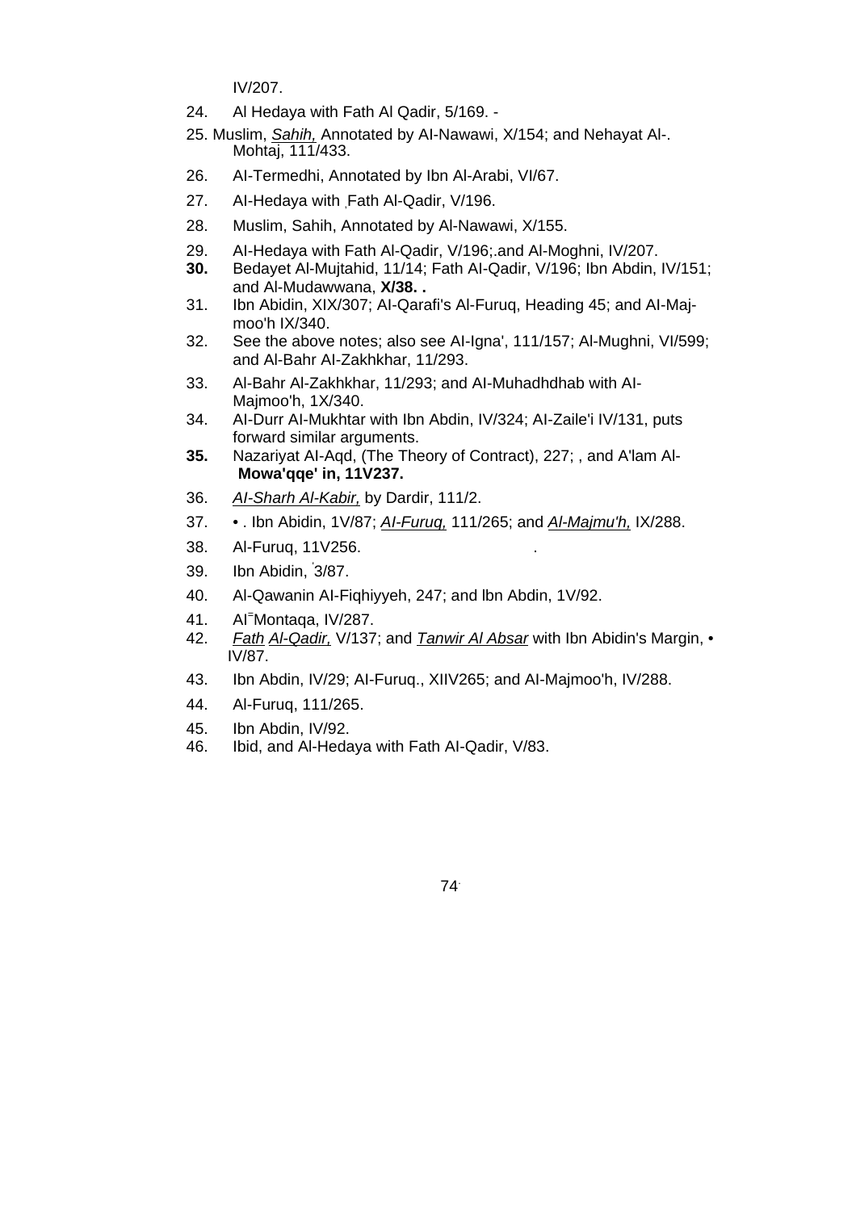IV/207.

24. Al Hedaya with Fath Al Qadir, 5/169. -

25. Muslim, *Sahih,* Annotated by AI-Nawawi, X/154; and Nehayat Al-. Mohtaj, 111/433.

26. AI-Termedhi, Annotated by Ibn Al-Arabi, VI/67.

27. AI-Hedaya with Fath Al-Qadir, V/196.

28. Muslim, Sahih, Annotated by Al-Nawawi, X/155.

29. AI-Hedaya with Fath Al-Qadir, V/196;.and Al-Moghni, IV/207.

**30.** Bedayet Al-Mujtahid, 11/14; Fath AI-Qadir, V/196; Ibn Abdin, IV/151; and Al-Mudawwana, **X/38. .**

31. Ibn Abidin, XIX/307; AI-Qarafi's Al-Furuq, Heading 45; and AI-Maj-moo'h IX/340.

32. See the above notes; also see AI-Igna', 111/157; Al-Mughni, VI/599; and Al-Bahr AI-Zakhkhar, 11/293.

33. Al-Bahr Al-Zakhkhar, 11/293; and AI-Muhadhdhab with AI-Majmoo'h, 1X/340.

34. AI-Durr AI-Mukhtar with Ibn Abdin, IV/324; AI-Zaile'i IV/131, puts forward similar arguments.

**35.** Nazariyat AI-Aqd, (The Theory of Contract), 227; , and A'lam Al-**Mowa'qqe' in, 11V237.**

36. *AI-Sharh Al-Kabir,* by Dardir, 111/2.

37. • . Ibn Abidin, 1V/87; *AI-Furuq,* 111/265; and *Al-Majmu'h,* IX/288.

38. Al-Furuq, 11V256.

39. Ibn Abidin, 3/87.

40. Al-Qawanin AI-Fiqhiyyeh, 247; and lbn Abdin, 1V/92.

41. AI-Montaqa, IV/287.

42. *Fath Al-Qadir,* V/137; and *Tanwir Al Absar* with Ibn Abidin's Margin, • IV/87.

43. Ibn Abdin, IV/29; AI-Furuq., XIIV265; and AI-Majmoo'h, IV/288.

44. Al-Furuq, 111/265.

45. Ibn Abdin, IV/92.

46. Ibid, and Al-Hedaya with Fath AI-Qadir, V/83.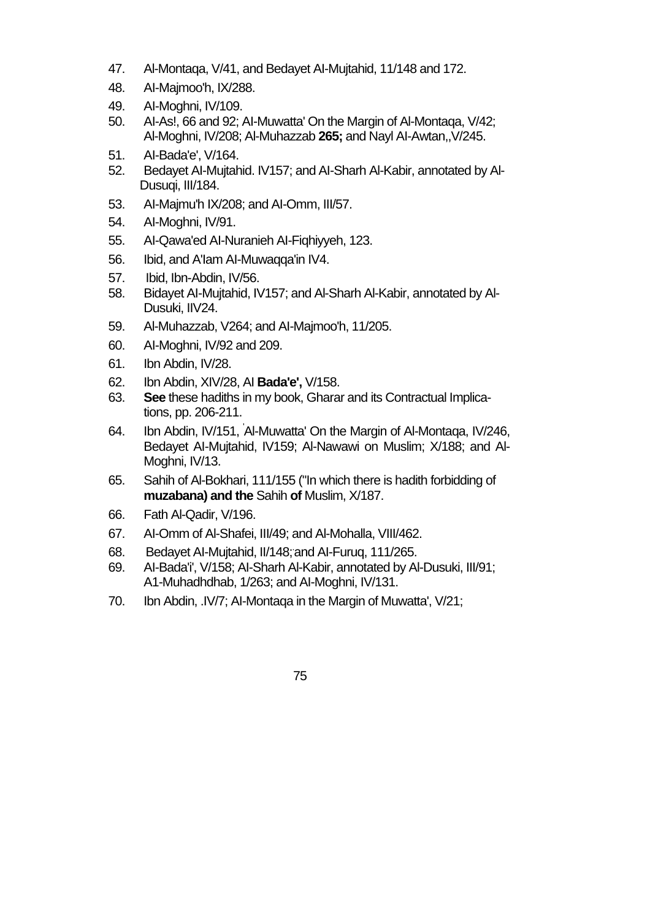47. Al-Montaqa, V/41, and Bedayet Al-Mujtahid, 11/148 and 172.
48. AI-Majmoo'h, IX/288.
49. AI-Moghni, IV/109.
50. AI-As!, 66 and 92; AI-Muwatta' On the Margin of Al-Montaqa, V/42; Al-Moghni, IV/208; Al-Muhazzab **265;** and Nayl AI-Awtan,,V/245.
51. AI-Bada'e', V/164.
52. Bedayet AI-Mujtahid. IV157; and AI-Sharh Al-Kabir, annotated by Al-Dusuqi, III/184.
53. AI-Majmu'h IX/208; and AI-Omm, III/57.
54. AI-Moghni, IV/91.
55. AI-Qawa'ed AI-Nuranieh AI-Fiqhiyyeh, 123.
56. Ibid, and A'Iam AI-Muwaqqa'in IV4.
57. Ibid, Ibn-Abdin, IV/56.
58. Bidayet AI-Mujtahid, IV157; and Al-Sharh Al-Kabir, annotated by Al-Dusuki, IIV24.
59. Al-Muhazzab, V264; and AI-Majmoo'h, 11/205.
60. AI-Moghni, IV/92 and 209.
61. Ibn Abdin, IV/28.
62. Ibn Abdin, XIV/28, Al **Bada'e',** V/158.
63. **See** these hadiths in my book, Gharar and its Contractual Implications, pp. 206-211.
64. Ibn Abdin, IV/151, Al-Muwatta' On the Margin of Al-Montaqa, IV/246, Bedayet AI-Mujtahid, IV159; Al-Nawawi on Muslim; X/188; and Al-Moghni, IV/13.
65. Sahih of Al-Bokhari, 111/155 ("In which there is hadith forbidding of **muzabana) and the** Sahih **of** Muslim, X/187.
66. Fath Al-Qadir, V/196.
67. AI-Omm of Al-Shafei, III/49; and Al-Mohalla, VIII/462.
68. Bedayet AI-Mujtahid, II/148; and AI-Furuq, 111/265.
69. AI-Bada'i', V/158; AI-Sharh Al-Kabir, annotated by Al-Dusuki, III/91; A1-Muhadhdhab, 1/263; and AI-Moghni, IV/131.
70. Ibn Abdin, .IV/7; AI-Montaqa in the Margin of Muwatta', V/21;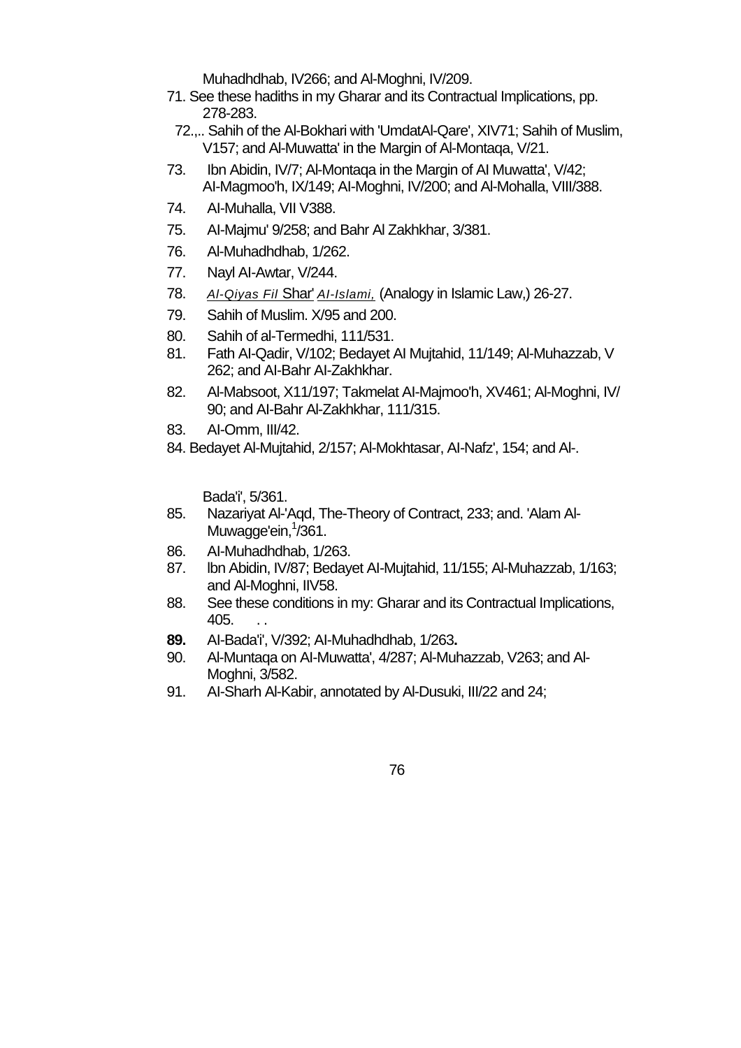Muhadhdhab, IV266; and Al-Moghni, IV/209.

71. See these hadiths in my Gharar and its Contractual Implications, pp. 278-283.
72.,.. Sahih of the Al-Bokhari with 'UmdatAl-Qare', XIV71; Sahih of Muslim, V157; and Al-Muwatta' in the Margin of Al-Montaqa, V/21.
73. Ibn Abidin, IV/7; Al-Montaqa in the Margin of AI Muwatta', V/42; AI-Magmoo'h, IX/149; AI-Moghni, IV/200; and Al-Mohalla, VIII/388.
74. AI-Muhalla, VII V388.
75. AI-Majmu' 9/258; and Bahr Al Zakhkhar, 3/381.
76. Al-Muhadhdhab, 1/262.
77. Nayl AI-Awtar, V/244.
78. *Al-Qiyas Fil* Shar' *AI-Islami,* (Analogy in Islamic Law,) 26-27.
79. Sahih of Muslim. X/95 and 200.
80. Sahih of al-Termedhi, 111/531.
81. Fath AI-Qadir, V/102; Bedayet AI Mujtahid, 11/149; Al-Muhazzab, V 262; and AI-Bahr AI-Zakhkhar.
82. Al-Mabsoot, X11/197; Takmelat AI-Majmoo'h, XV461; Al-Moghni, IV/ 90; and AI-Bahr Al-Zakhkhar, 111/315.
83. AI-Omm, III/42.
84. Bedayet Al-Mujtahid, 2/157; Al-Mokhtasar, AI-Nafz', 154; and Al-.

Bada'i', 5/361.

85. Nazariyat Al-'Aqd, The-Theory of Contract, 233; and. 'Alam Al-Muwagge'ein,[1]/361.
86. AI-Muhadhdhab, 1/263.
87. lbn Abidin, IV/87; Bedayet AI-Mujtahid, 11/155; Al-Muhazzab, 1/163; and Al-Moghni, IIV58.
88. See these conditions in my: Gharar and its Contractual Implications, 405. . .
89. AI-Bada'i', V/392; AI-Muhadhdhab, 1/263.
90. Al-Muntaqa on AI-Muwatta', 4/287; Al-Muhazzab, V263; and Al-Moghni, 3/582.
91. AI-Sharh Al-Kabir, annotated by Al-Dusuki, III/22 and 24;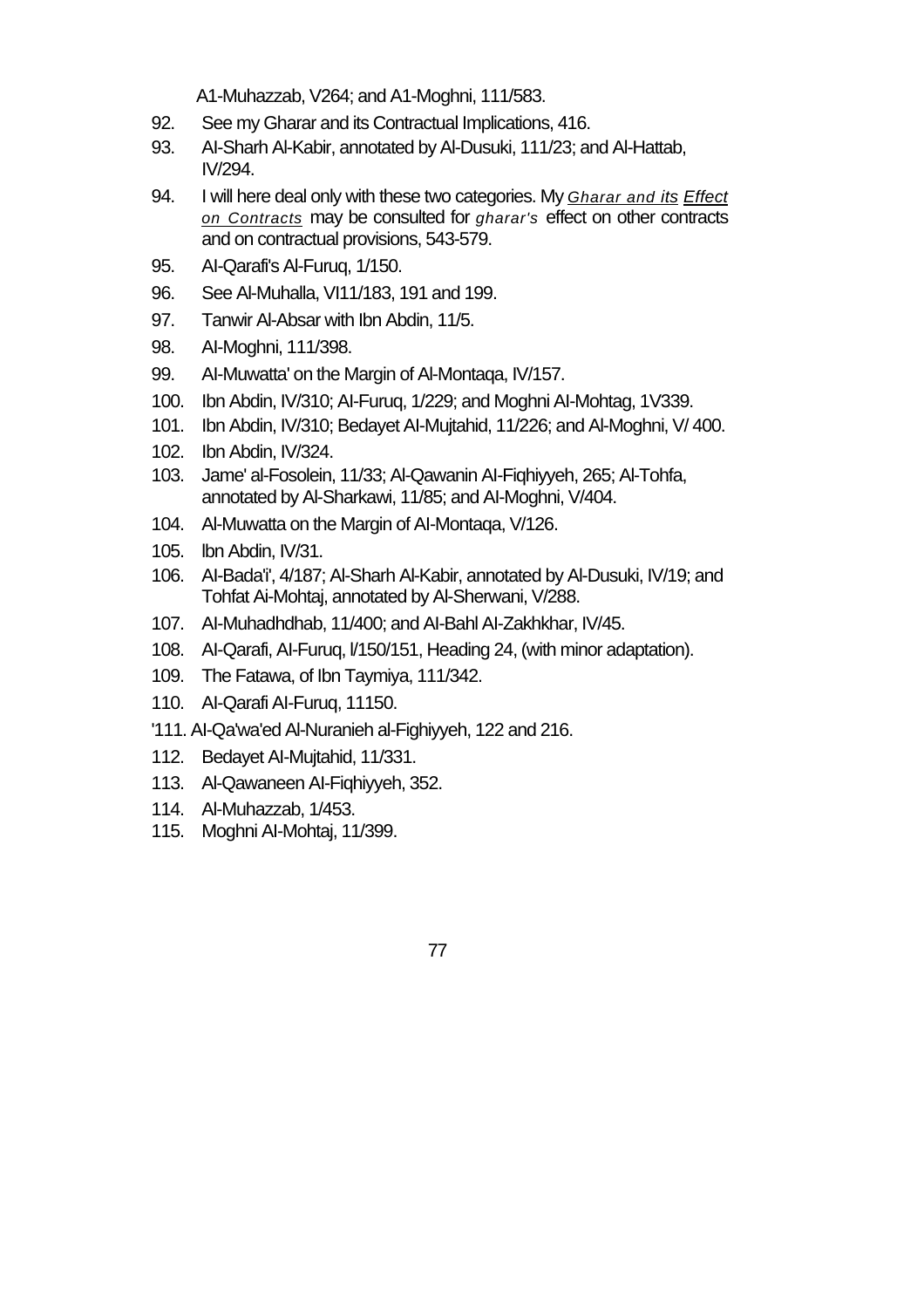A1-Muhazzab, V264; and A1-Moghni, 111/583.

92. See my Gharar and its Contractual Implications, 416.
93. AI-Sharh Al-Kabir, annotated by Al-Dusuki, 111/23; and Al-Hattab, IV/294.
94. I will here deal only with these two categories. My *Gharar and its Effect on Contracts* may be consulted for *gharar's* effect on other contracts and on contractual provisions, 543-579.
95. AI-Qarafi's Al-Furuq, 1/150.
96. See Al-Muhalla, VI11/183, 191 and 199.
97. Tanwir Al-Absar with Ibn Abdin, 11/5.
98. AI-Moghni, 111/398.
99. AI-Muwatta' on the Margin of Al-Montaqa, IV/157.
100. Ibn Abdin, IV/310; AI-Furuq, 1/229; and Moghni AI-Mohtag, 1V339.
101. Ibn Abdin, IV/310; Bedayet AI-Mujtahid, 11/226; and Al-Moghni, V/ 400.
102. Ibn Abdin, IV/324.
103. Jame' al-Fosolein, 11/33; Al-Qawanin AI-Fiqhiyyeh, 265; Al-Tohfa, annotated by Al-Sharkawi, 11/85; and AI-Moghni, V/404.
104. Al-Muwatta on the Margin of AI-Montaqa, V/126.
105. lbn Abdin, IV/31.
106. AI-Bada'i', 4/187; Al-Sharh Al-Kabir, annotated by Al-Dusuki, IV/19; and Tohfat Ai-Mohtaj, annotated by Al-Sherwani, V/288.
107. AI-Muhadhdhab, 11/400; and AI-Bahl AI-Zakhkhar, IV/45.
108. AI-Qarafi, AI-Furuq, l/150/151, Heading 24, (with minor adaptation).
109. The Fatawa, of Ibn Taymiya, 111/342.
110. AI-Qarafi AI-Furuq, 11150.

'111. AI-Qa'wa'ed Al-Nuranieh al-Fighiyyeh, 122 and 216.

112. Bedayet AI-Mujtahid, 11/331.
113. Al-Qawaneen AI-Fiqhiyyeh, 352.
114. Al-Muhazzab, 1/453.
115. Moghni AI-Mohtaj, 11/399.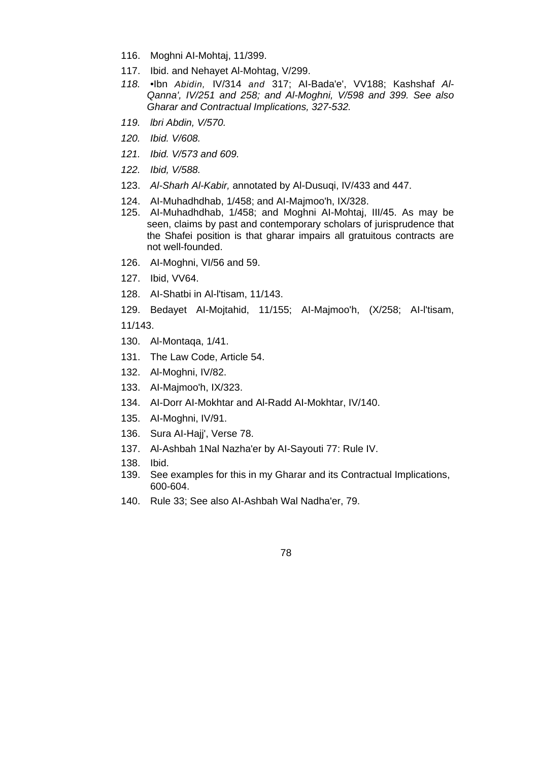116. Moghni AI-Mohtaj, 11/399.

117. Ibid. and Nehayet Al-Mohtag, V/299.

*118.* •Ibn *Abidin,* IV/314 *and* 317; AI-Bada'e', VV188; Kashshaf *Al-Qanna', IV/251 and 258; and Al-Moghni, V/598 and 399. See also Gharar and Contractual Implications, 327-532.*

*119. lbri Abdin, V/570.*

*120. Ibid. V/608.*

*121. Ibid. V/573 and 609.*

*122. Ibid, V/588.*

123. *Al-Sharh Al-Kabir,* annotated by Al-Dusuqi, IV/433 and 447.

124. AI-Muhadhdhab, 1/458; and AI-Majmoo'h, IX/328.

125. AI-Muhadhdhab, 1/458; and Moghni AI-Mohtaj, III/45. As may be seen, claims by past and contemporary scholars of jurisprudence that the Shafei position is that gharar impairs all gratuitous contracts are not well-founded.

126. AI-Moghni, VI/56 and 59.

127. Ibid, VV64.

128. AI-Shatbi in Al-l'tisam, 11/143.

129. Bedayet AI-Mojtahid, 11/155; AI-Majmoo'h, (X/258; AI-l'tisam, 11/143.

130. Al-Montaqa, 1/41.

131. The Law Code, Article 54.

132. Al-Moghni, IV/82.

133. AI-Majmoo'h, IX/323.

134. AI-Dorr AI-Mokhtar and Al-Radd AI-Mokhtar, IV/140.

135. AI-Moghni, IV/91.

136. Sura AI-Hajj', Verse 78.

137. Al-Ashbah 1Nal Nazha'er by AI-Sayouti 77: Rule IV.

138. Ibid.

139. See examples for this in my Gharar and its Contractual Implications, 600-604.

140. Rule 33; See also AI-Ashbah Wal Nadha'er, 79.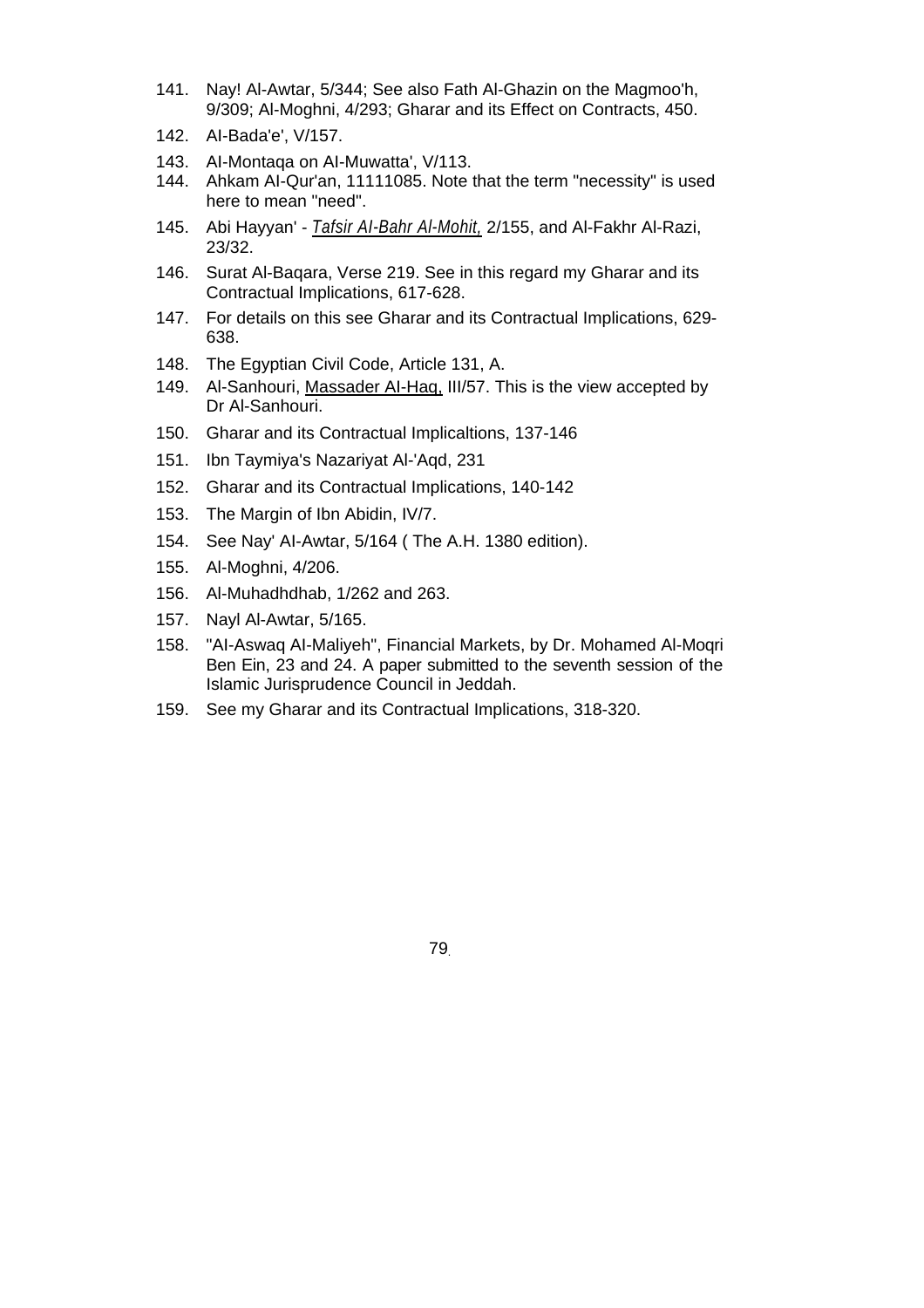141. Nay! Al-Awtar, 5/344; See also Fath Al-Ghazin on the Magmoo'h, 9/309; Al-Moghni, 4/293; Gharar and its Effect on Contracts, 450.
142. AI-Bada'e', V/157.
143. AI-Montaqa on AI-Muwatta', V/113.
144. Ahkam AI-Qur'an, 11111085. Note that the term "necessity" is used here to mean "need".
145. Abi Hayyan' - *Tafsir AI-Bahr Al-Mohit,* 2/155, and Al-Fakhr Al-Razi, 23/32.
146. Surat Al-Baqara, Verse 219. See in this regard my Gharar and its Contractual Implications, 617-628.
147. For details on this see Gharar and its Contractual Implications, 629-638.
148. The Egyptian Civil Code, Article 131, A.
149. Al-Sanhouri, Massader AI-Haq, III/57. This is the view accepted by Dr Al-Sanhouri.
150. Gharar and its Contractual Implicaltions, 137-146
151. Ibn Taymiya's Nazariyat Al-'Aqd, 231
152. Gharar and its Contractual Implications, 140-142
153. The Margin of Ibn Abidin, IV/7.
154. See Nay' AI-Awtar, 5/164 ( The A.H. 1380 edition).
155. Al-Moghni, 4/206.
156. Al-Muhadhdhab, 1/262 and 263.
157. Nayl Al-Awtar, 5/165.
158. "AI-Aswaq AI-Maliyeh", Financial Markets, by Dr. Mohamed Al-Moqri Ben Ein, 23 and 24. A paper submitted to the seventh session of the Islamic Jurisprudence Council in Jeddah.
159. See my Gharar and its Contractual Implications, 318-320.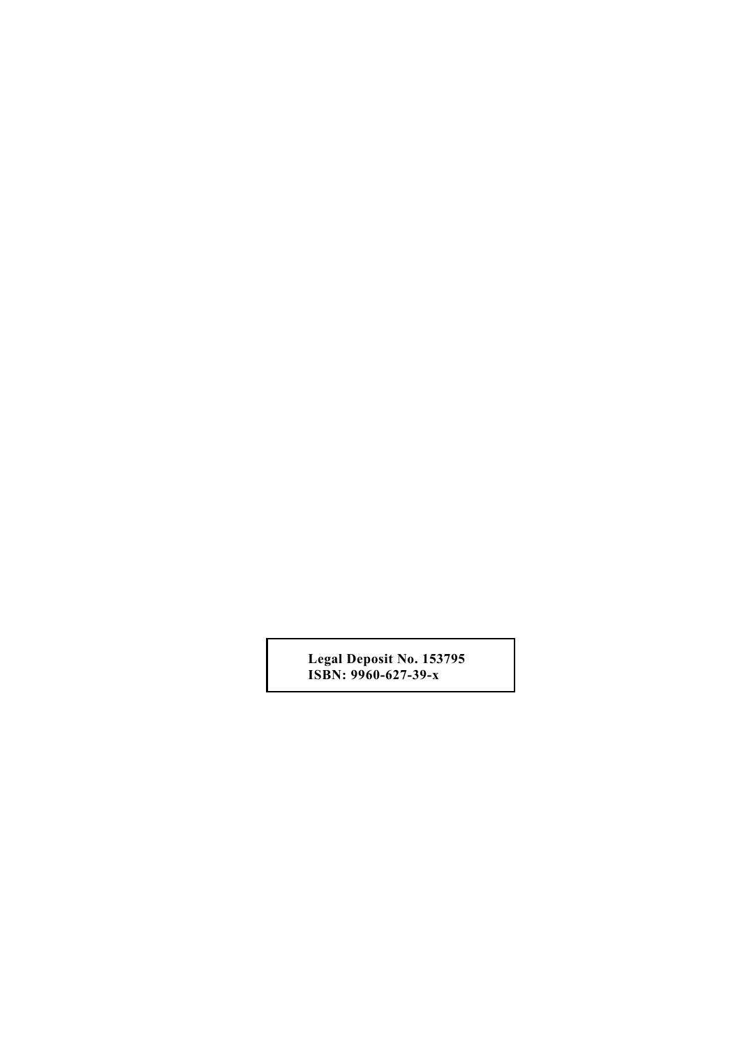**Legal Deposit No. 153795**
**ISBN: 9960-627-39-x**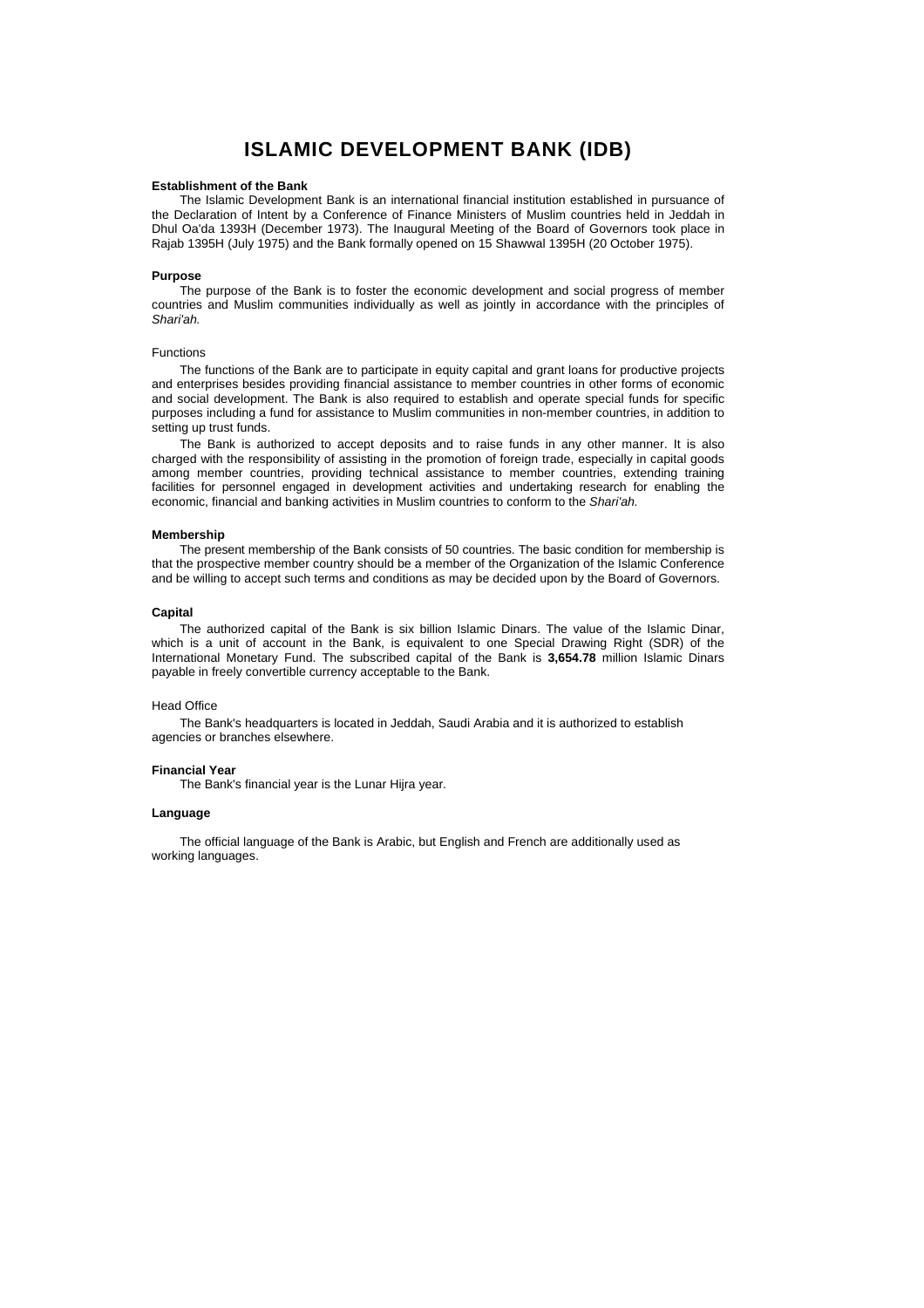# ISLAMIC DEVELOPMENT BANK (IDB)

**Establishment of the Bank**

The Islamic Development Bank is an international financial institution established in pursuance of the Declaration of Intent by a Conference of Finance Ministers of Muslim countries held in Jeddah in Dhul Oa'da 1393H (December 1973). The Inaugural Meeting of the Board of Governors took place in Rajab 1395H (July 1975) and the Bank formally opened on 15 Shawwal 1395H (20 October 1975).

**Purpose**

The purpose of the Bank is to foster the economic development and social progress of member countries and Muslim communities individually as well as jointly in accordance with the principles of *Shari'ah.*

Functions

The functions of the Bank are to participate in equity capital and grant loans for productive projects and enterprises besides providing financial assistance to member countries in other forms of economic and social development. The Bank is also required to establish and operate special funds for specific purposes including a fund for assistance to Muslim communities in non-member countries, in addition to setting up trust funds.

The Bank is authorized to accept deposits and to raise funds in any other manner. It is also charged with the responsibility of assisting in the promotion of foreign trade, especially in capital goods among member countries, providing technical assistance to member countries, extending training facilities for personnel engaged in development activities and undertaking research for enabling the economic, financial and banking activities in Muslim countries to conform to the *Shari'ah.*

**Membership**

The present membership of the Bank consists of 50 countries. The basic condition for membership is that the prospective member country should be a member of the Organization of the Islamic Conference and be willing to accept such terms and conditions as may be decided upon by the Board of Governors.

**Capital**

The authorized capital of the Bank is six billion Islamic Dinars. The value of the Islamic Dinar, which is a unit of account in the Bank, is equivalent to one Special Drawing Right (SDR) of the International Monetary Fund. The subscribed capital of the Bank is **3,654.78** million Islamic Dinars payable in freely convertible currency acceptable to the Bank.

Head Office

The Bank's headquarters is located in Jeddah, Saudi Arabia and it is authorized to establish agencies or branches elsewhere.

**Financial Year**

The Bank's financial year is the Lunar Hijra year.

**Language**

The official language of the Bank is Arabic, but English and French are additionally used as working languages.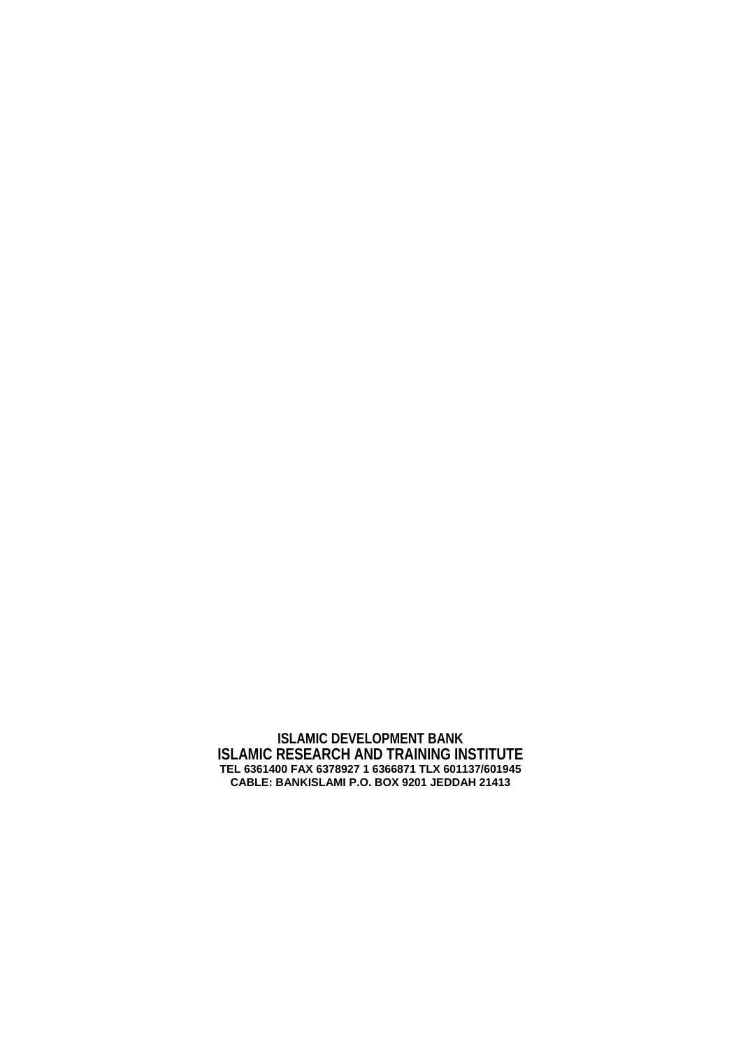**ISLAMIC DEVELOPMENT BANK**

**ISLAMIC RESEARCH AND TRAINING INSTITUTE**

**TEL 6361400 FAX 6378927 1 6366871 TLX 601137/601945**

**CABLE: BANKISLAMI P.O. BOX 9201 JEDDAH 21413**